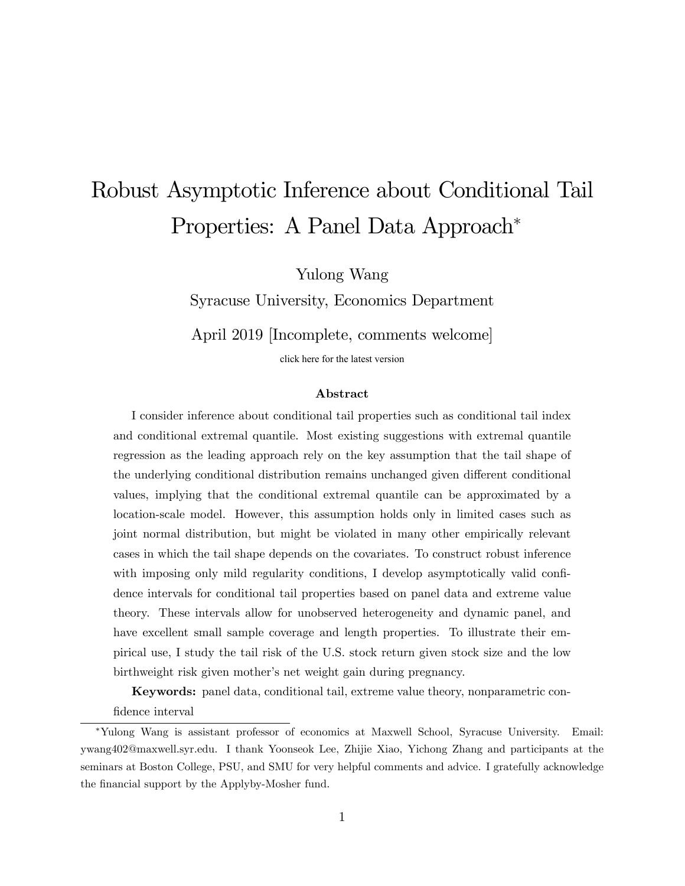# Robust Asymptotic Inference about Conditional Tail Properties: A Panel Data Approach*

Yulong Wang

Syracuse University, Economics Department

April 2019 [Incomplete, comments welcome]

click here for the latest version

### Abstract

I consider inference about conditional tail properties such as conditional tail index and conditional extremal quantile. Most existing suggestions with extremal quantile regression as the leading approach rely on the key assumption that the tail shape of the underlying conditional distribution remains unchanged given different conditional values, implying that the conditional extremal quantile can be approximated by a location-scale model. However, this assumption holds only in limited cases such as joint normal distribution, but might be violated in many other empirically relevant cases in which the tail shape depends on the covariates. To construct robust inference with imposing only mild regularity conditions, I develop asymptotically valid confidence intervals for conditional tail properties based on panel data and extreme value theory. These intervals allow for unobserved heterogeneity and dynamic panel, and have excellent small sample coverage and length properties. To illustrate their empirical use, I study the tail risk of the U.S. stock return given stock size and the low birthweight risk given mother's net weight gain during pregnancy.

**Keywords:** panel data, conditional tail, extreme value theory, nonparametric confidence interval

---

*Yulong Wang is assistant professor of economics at Maxwell School, Syracuse University. Email: ywang402@maxwell.syr.edu. I thank Yoonseok Lee, Zhijie Xiao, Yichong Zhang and participants at the seminars at Boston College, PSU, and SMU for very helpful comments and advice. I gratefully acknowledge the financial support by the Applyby-Mosher fund.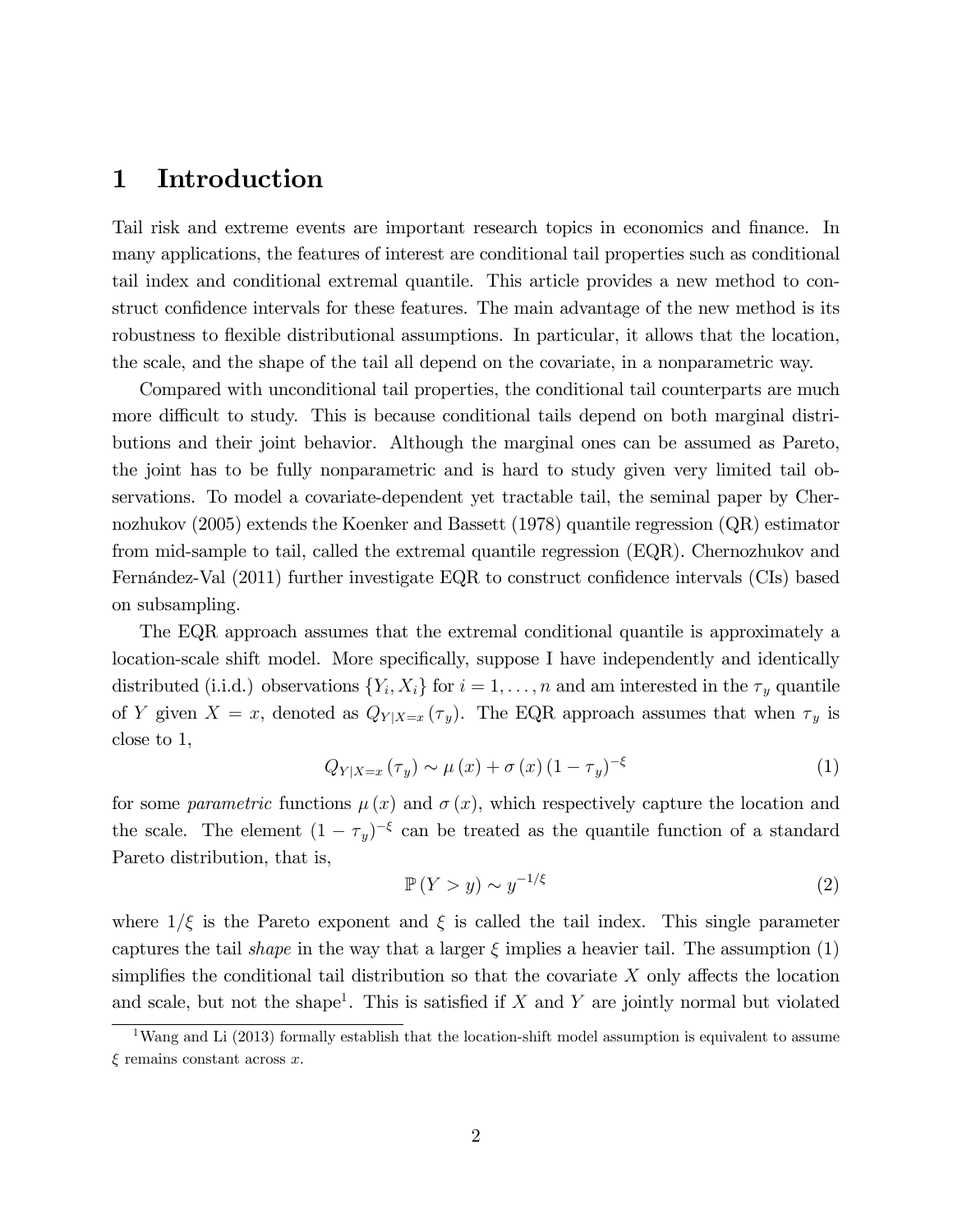# 1 Introduction

Tail risk and extreme events are important research topics in economics and finance. In many applications, the features of interest are conditional tail properties such as conditional tail index and conditional extremal quantile. This article provides a new method to construct confidence intervals for these features. The main advantage of the new method is its robustness to flexible distributional assumptions. In particular, it allows that the location, the scale, and the shape of the tail all depend on the covariate, in a nonparametric way.

Compared with unconditional tail properties, the conditional tail counterparts are much more difficult to study. This is because conditional tails depend on both marginal distributions and their joint behavior. Although the marginal ones can be assumed as Pareto, the joint has to be fully nonparametric and is hard to study given very limited tail observations. To model a covariate-dependent yet tractable tail, the seminal paper by Chernozhukov (2005) extends the Koenker and Bassett (1978) quantile regression (QR) estimator from mid-sample to tail, called the extremal quantile regression (EQR). Chernozhukov and Fernández-Val (2011) further investigate EQR to construct confidence intervals (CIs) based on subsampling.

The EQR approach assumes that the extremal conditional quantile is approximately a location-scale shift model. More specifically, suppose I have independently and identically distributed (i.i.d.) observations $\{Y_i, X_i\}$ for $i = 1, \ldots, n$ and am interested in the $\tau_y$ quantile of $Y$ given $X = x$, denoted as $Q_{Y|X=x}(\tau_y)$. The EQR approach assumes that when $\tau_y$ is close to 1,

$$Q_{Y|X=x}(\tau_y) \sim \mu(x) + \sigma(x)(1 - \tau_y)^{-\xi} \tag{1}$$

for some *parametric* functions $\mu(x)$ and $\sigma(x)$, which respectively capture the location and the scale. The element $(1 - \tau_y)^{-\xi}$ can be treated as the quantile function of a standard Pareto distribution, that is,

$$\mathbb{P}(Y > y) \sim y^{-1/\xi} \tag{2}$$

where $1/\xi$ is the Pareto exponent and $\xi$ is called the tail index. This single parameter captures the tail *shape* in the way that a larger $\xi$ implies a heavier tail. The assumption (1) simplifies the conditional tail distribution so that the covariate $X$ only affects the location and scale, but not the shape[1]. This is satisfied if $X$ and $Y$ are jointly normal but violated

[1] Wang and Li (2013) formally establish that the location-shift model assumption is equivalent to assume $\xi$ remains constant across $x$.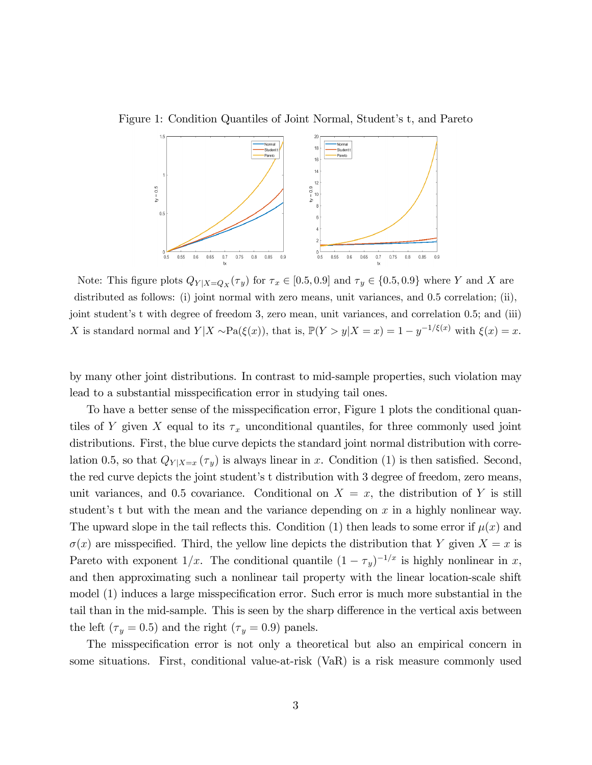Figure 1: Condition Quantiles of Joint Normal, Student's t, and Pareto

Note: This figure plots $Q_{Y|X=Q_X}(\tau_y)$ for $\tau_x \in [0.5, 0.9]$ and $\tau_y \in \{0.5, 0.9\}$ where $Y$ and $X$ are distributed as follows: (i) joint normal with zero means, unit variances, and 0.5 correlation; (ii), joint student's t with degree of freedom 3, zero mean, unit variances, and correlation 0.5; and (iii) $X$ is standard normal and $Y|X \sim \text{Pa}(\xi(x))$, that is, $\mathbb{P}(Y > y|X = x) = 1 - y^{-1/\xi(x)}$ with $\xi(x) = x$.

by many other joint distributions. In contrast to mid-sample properties, such violation may lead to a substantial misspecification error in studying tail ones.

To have a better sense of the misspecification error, Figure 1 plots the conditional quantiles of $Y$ given $X$ equal to its $\tau_x$ unconditional quantiles, for three commonly used joint distributions. First, the blue curve depicts the standard joint normal distribution with correlation 0.5, so that $Q_{Y|X=x}(\tau_y)$ is always linear in $x$. Condition (1) is then satisfied. Second, the red curve depicts the joint student's t distribution with 3 degree of freedom, zero means, unit variances, and 0.5 covariance. Conditional on $X = x$, the distribution of $Y$ is still student's t but with the mean and the variance depending on $x$ in a highly nonlinear way. The upward slope in the tail reflects this. Condition (1) then leads to some error if $\mu(x)$ and $\sigma(x)$ are misspecified. Third, the yellow line depicts the distribution that $Y$ given $X = x$ is Pareto with exponent $1/x$. The conditional quantile $(1 - \tau_y)^{-1/x}$ is highly nonlinear in $x$, and then approximating such a nonlinear tail property with the linear location-scale shift model (1) induces a large misspecification error. Such error is much more substantial in the tail than in the mid-sample. This is seen by the sharp difference in the vertical axis between the left ($\tau_y = 0.5$) and the right ($\tau_y = 0.9$) panels.

The misspecification error is not only a theoretical but also an empirical concern in some situations. First, conditional value-at-risk (VaR) is a risk measure commonly used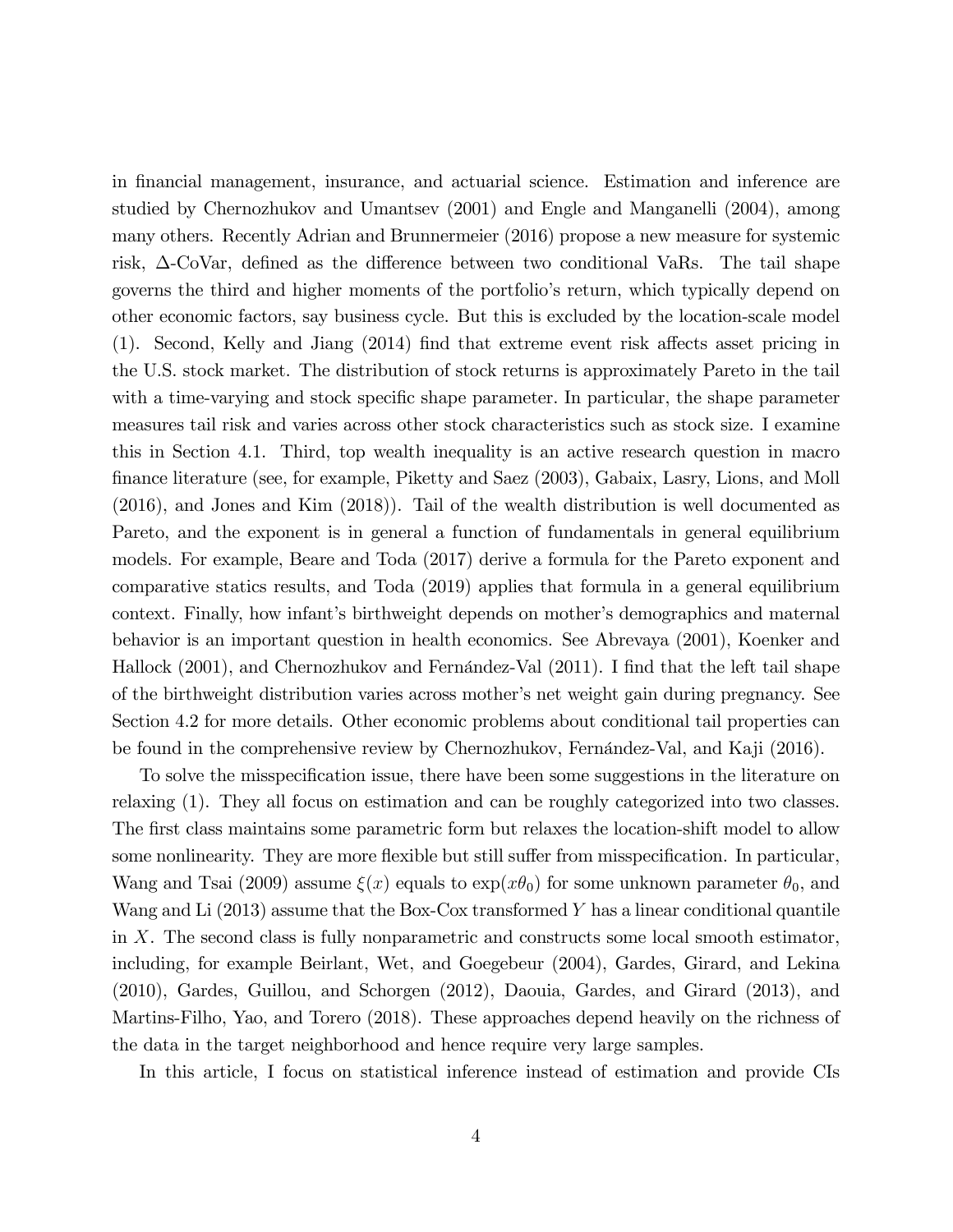in financial management, insurance, and actuarial science. Estimation and inference are studied by Chernozhukov and Umantsev (2001) and Engle and Manganelli (2004), among many others. Recently Adrian and Brunnermeier (2016) propose a new measure for systemic risk, $\Delta$-CoVar, defined as the difference between two conditional VaRs. The tail shape governs the third and higher moments of the portfolio's return, which typically depend on other economic factors, say business cycle. But this is excluded by the location-scale model (1). Second, Kelly and Jiang (2014) find that extreme event risk affects asset pricing in the U.S. stock market. The distribution of stock returns is approximately Pareto in the tail with a time-varying and stock specific shape parameter. In particular, the shape parameter measures tail risk and varies across other stock characteristics such as stock size. I examine this in Section 4.1. Third, top wealth inequality is an active research question in macro finance literature (see, for example, Piketty and Saez (2003), Gabaix, Lasry, Lions, and Moll (2016), and Jones and Kim (2018)). Tail of the wealth distribution is well documented as Pareto, and the exponent is in general a function of fundamentals in general equilibrium models. For example, Beare and Toda (2017) derive a formula for the Pareto exponent and comparative statics results, and Toda (2019) applies that formula in a general equilibrium context. Finally, how infant's birthweight depends on mother's demographics and maternal behavior is an important question in health economics. See Abrevaya (2001), Koenker and Hallock (2001), and Chernozhukov and Fernández-Val (2011). I find that the left tail shape of the birthweight distribution varies across mother's net weight gain during pregnancy. See Section 4.2 for more details. Other economic problems about conditional tail properties can be found in the comprehensive review by Chernozhukov, Fernández-Val, and Kaji (2016).

To solve the misspecification issue, there have been some suggestions in the literature on relaxing (1). They all focus on estimation and can be roughly categorized into two classes. The first class maintains some parametric form but relaxes the location-shift model to allow some nonlinearity. They are more flexible but still suffer from misspecification. In particular, Wang and Tsai (2009) assume $\xi(x)$ equals to $\exp(x\theta_0)$ for some unknown parameter $\theta_0$, and Wang and Li (2013) assume that the Box-Cox transformed $Y$ has a linear conditional quantile in $X$. The second class is fully nonparametric and constructs some local smooth estimator, including, for example Beirlant, Wet, and Goegebeur (2004), Gardes, Girard, and Lekina (2010), Gardes, Guillou, and Schorgen (2012), Daouia, Gardes, and Girard (2013), and Martins-Filho, Yao, and Torero (2018). These approaches depend heavily on the richness of the data in the target neighborhood and hence require very large samples.

In this article, I focus on statistical inference instead of estimation and provide CIs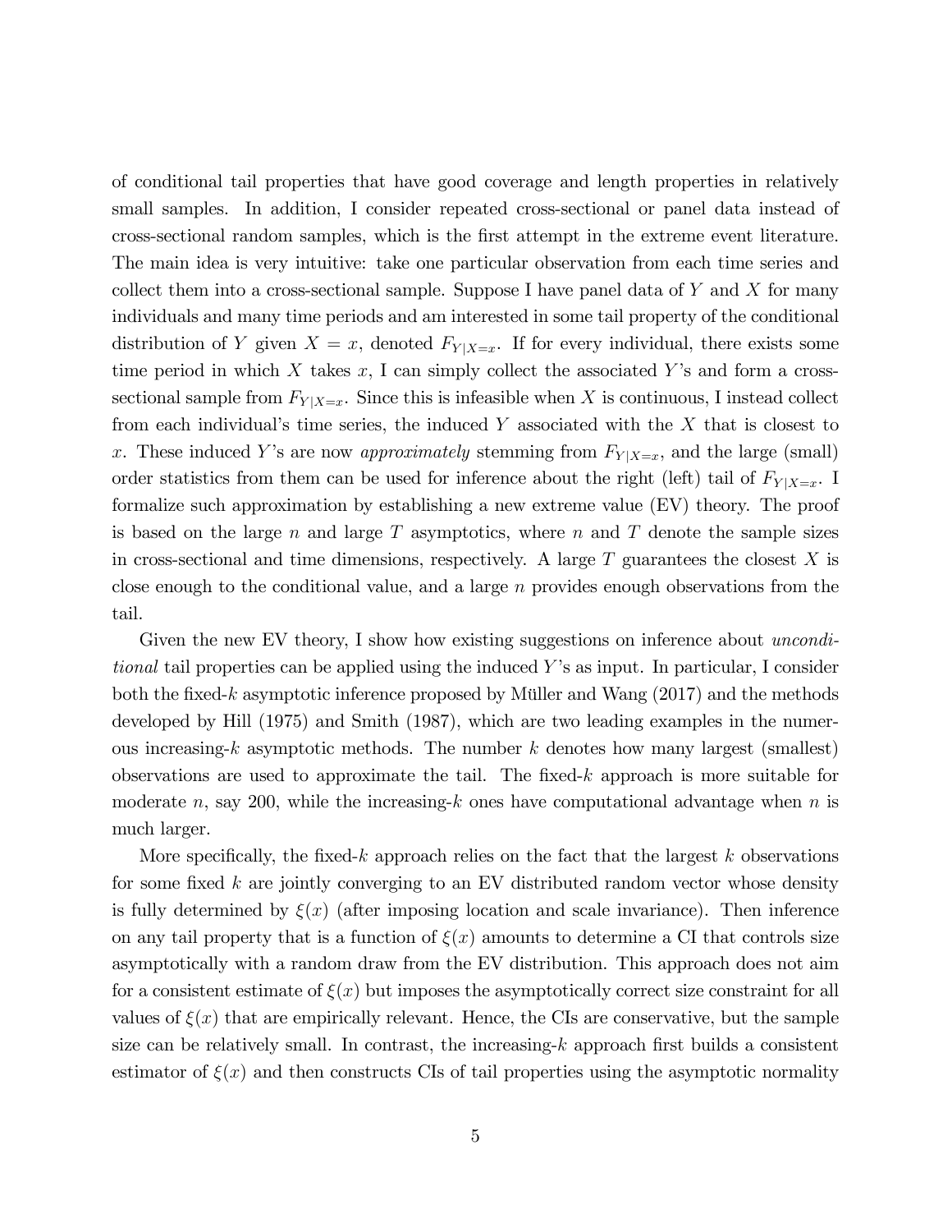of conditional tail properties that have good coverage and length properties in relatively small samples. In addition, I consider repeated cross-sectional or panel data instead of cross-sectional random samples, which is the first attempt in the extreme event literature. The main idea is very intuitive: take one particular observation from each time series and collect them into a cross-sectional sample. Suppose I have panel data of $Y$ and $X$ for many individuals and many time periods and am interested in some tail property of the conditional distribution of $Y$ given $X = x$, denoted $F_{Y|X=x}$. If for every individual, there exists some time period in which $X$ takes $x$, I can simply collect the associated $Y$'s and form a cross-sectional sample from $F_{Y|X=x}$. Since this is infeasible when $X$ is continuous, I instead collect from each individual's time series, the induced $Y$ associated with the $X$ that is closest to $x$. These induced $Y$'s are now *approximately* stemming from $F_{Y|X=x}$, and the large (small) order statistics from them can be used for inference about the right (left) tail of $F_{Y|X=x}$. I formalize such approximation by establishing a new extreme value (EV) theory. The proof is based on the large $n$ and large $T$ asymptotics, where $n$ and $T$ denote the sample sizes in cross-sectional and time dimensions, respectively. A large $T$ guarantees the closest $X$ is close enough to the conditional value, and a large $n$ provides enough observations from the tail.

Given the new EV theory, I show how existing suggestions on inference about *unconditional* tail properties can be applied using the induced $Y$'s as input. In particular, I consider both the fixed-$k$ asymptotic inference proposed by Müller and Wang (2017) and the methods developed by Hill (1975) and Smith (1987), which are two leading examples in the numerous increasing-$k$ asymptotic methods. The number $k$ denotes how many largest (smallest) observations are used to approximate the tail. The fixed-$k$ approach is more suitable for moderate $n$, say 200, while the increasing-$k$ ones have computational advantage when $n$ is much larger.

More specifically, the fixed-$k$ approach relies on the fact that the largest $k$ observations for some fixed $k$ are jointly converging to an EV distributed random vector whose density is fully determined by $\xi(x)$ (after imposing location and scale invariance). Then inference on any tail property that is a function of $\xi(x)$ amounts to determine a CI that controls size asymptotically with a random draw from the EV distribution. This approach does not aim for a consistent estimate of $\xi(x)$ but imposes the asymptotically correct size constraint for all values of $\xi(x)$ that are empirically relevant. Hence, the CIs are conservative, but the sample size can be relatively small. In contrast, the increasing-$k$ approach first builds a consistent estimator of $\xi(x)$ and then constructs CIs of tail properties using the asymptotic normality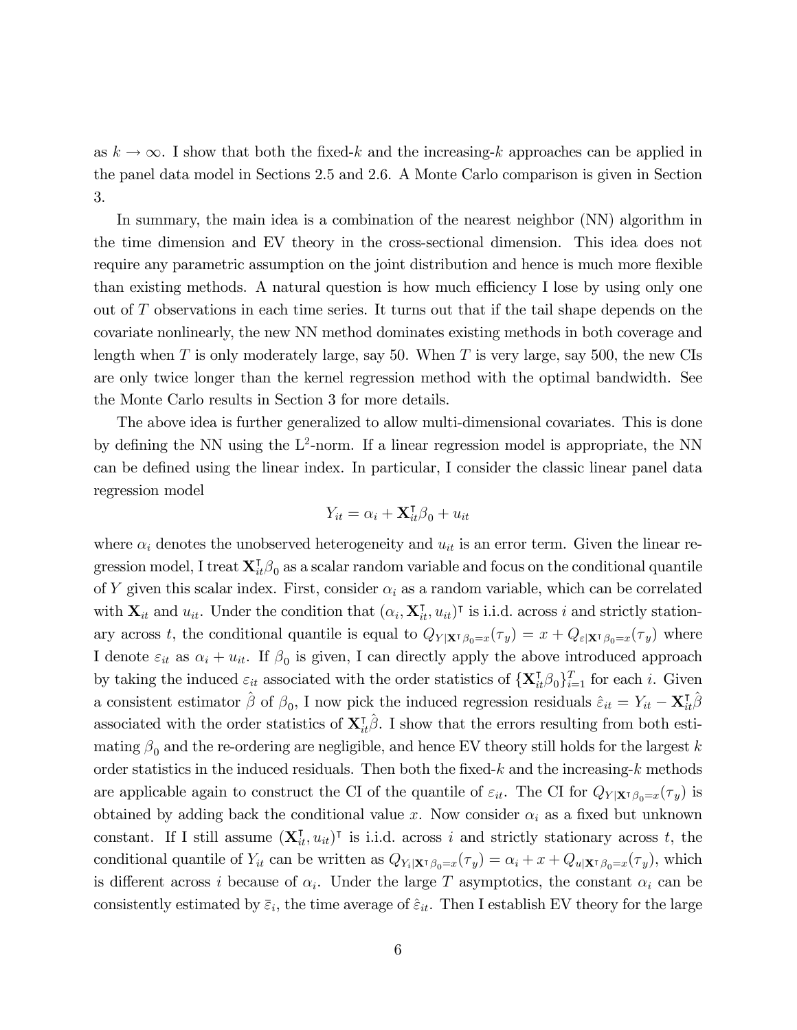as $k \to \infty$. I show that both the fixed-$k$ and the increasing-$k$ approaches can be applied in the panel data model in Sections 2.5 and 2.6. A Monte Carlo comparison is given in Section 3.

In summary, the main idea is a combination of the nearest neighbor (NN) algorithm in the time dimension and EV theory in the cross-sectional dimension. This idea does not require any parametric assumption on the joint distribution and hence is much more flexible than existing methods. A natural question is how much efficiency I lose by using only one out of $T$ observations in each time series. It turns out that if the tail shape depends on the covariate nonlinearly, the new NN method dominates existing methods in both coverage and length when $T$ is only moderately large, say 50. When $T$ is very large, say 500, the new CIs are only twice longer than the kernel regression method with the optimal bandwidth. See the Monte Carlo results in Section 3 for more details.

The above idea is further generalized to allow multi-dimensional covariates. This is done by defining the NN using the L$^2$-norm. If a linear regression model is appropriate, the NN can be defined using the linear index. In particular, I consider the classic linear panel data regression model

$$Y_{it} = \alpha_i + \mathbf{X}_{it}^{\intercal}\beta_0 + u_{it}$$

where $\alpha_i$ denotes the unobserved heterogeneity and $u_{it}$ is an error term. Given the linear regression model, I treat $\mathbf{X}_{it}^{\intercal}\beta_0$ as a scalar random variable and focus on the conditional quantile of $Y$ given this scalar index. First, consider $\alpha_i$ as a random variable, which can be correlated with $\mathbf{X}_{it}$ and $u_{it}$. Under the condition that $(\alpha_i, \mathbf{X}_{it}^{\intercal}, u_{it})^{\intercal}$ is i.i.d. across $i$ and strictly stationary across $t$, the conditional quantile is equal to $Q_{Y|\mathbf{X}^{\intercal}\beta_0=x}(\tau_y) = x + Q_{\varepsilon|\mathbf{X}^{\intercal}\beta_0=x}(\tau_y)$ where I denote $\varepsilon_{it}$ as $\alpha_i + u_{it}$. If $\beta_0$ is given, I can directly apply the above introduced approach by taking the induced $\varepsilon_{it}$ associated with the order statistics of $\{\mathbf{X}_{it}^{\intercal}\beta_0\}_{i=1}^{T}$ for each $i$. Given a consistent estimator $\hat{\beta}$ of $\beta_0$, I now pick the induced regression residuals $\hat{\varepsilon}_{it} = Y_{it} - \mathbf{X}_{it}^{\intercal}\hat{\beta}$ associated with the order statistics of $\mathbf{X}_{it}^{\intercal}\hat{\beta}$. I show that the errors resulting from both estimating $\beta_0$ and the re-ordering are negligible, and hence EV theory still holds for the largest $k$ order statistics in the induced residuals. Then both the fixed-$k$ and the increasing-$k$ methods are applicable again to construct the CI of the quantile of $\varepsilon_{it}$. The CI for $Q_{Y|\mathbf{X}^{\intercal}\beta_0=x}(\tau_y)$ is obtained by adding back the conditional value $x$. Now consider $\alpha_i$ as a fixed but unknown constant. If I still assume $(\mathbf{X}_{it}^{\intercal}, u_{it})^{\intercal}$ is i.i.d. across $i$ and strictly stationary across $t$, the conditional quantile of $Y_{it}$ can be written as $Q_{Y_i|\mathbf{X}^{\intercal}\beta_0=x}(\tau_y) = \alpha_i + x + Q_{u|\mathbf{X}^{\intercal}\beta_0=x}(\tau_y)$, which is different across $i$ because of $\alpha_i$. Under the large $T$ asymptotics, the constant $\alpha_i$ can be consistently estimated by $\bar{\varepsilon}_i$, the time average of $\hat{\varepsilon}_{it}$. Then I establish EV theory for the large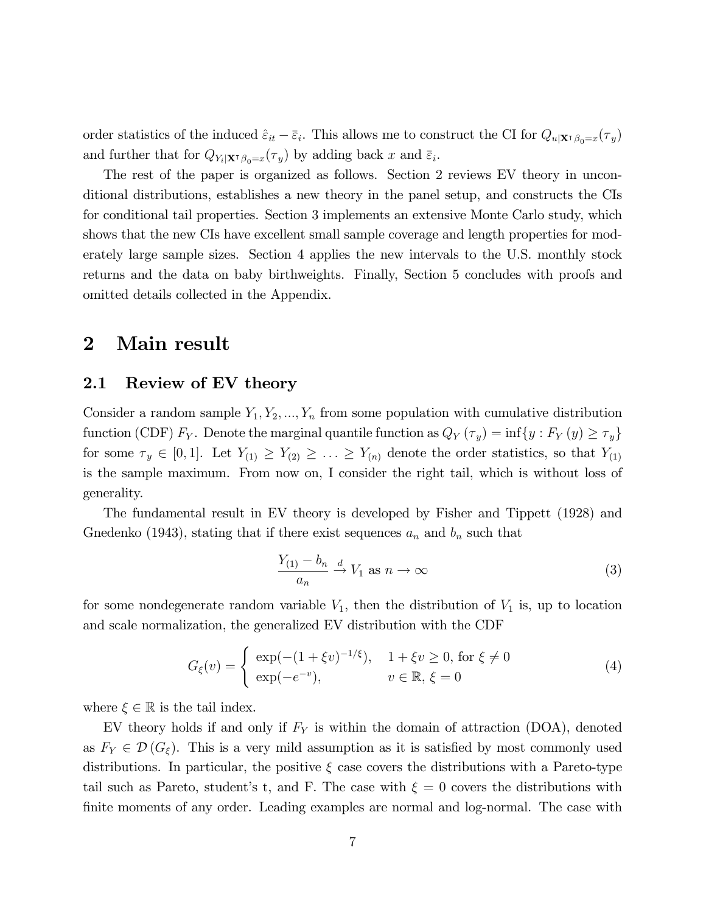order statistics of the induced $\hat{\varepsilon}_{it} - \bar{\varepsilon}_i$. This allows me to construct the CI for $Q_{u|\mathbf{X}^\intercal\beta_0=x}(\tau_y)$ and further that for $Q_{Y_i|\mathbf{X}^\intercal\beta_0=x}(\tau_y)$ by adding back $x$ and $\bar{\varepsilon}_i$.

The rest of the paper is organized as follows. Section 2 reviews EV theory in unconditional distributions, establishes a new theory in the panel setup, and constructs the CIs for conditional tail properties. Section 3 implements an extensive Monte Carlo study, which shows that the new CIs have excellent small sample coverage and length properties for moderately large sample sizes. Section 4 applies the new intervals to the U.S. monthly stock returns and the data on baby birthweights. Finally, Section 5 concludes with proofs and omitted details collected in the Appendix.

# 2 Main result

## 2.1 Review of EV theory

Consider a random sample $Y_1, Y_2, ..., Y_n$ from some population with cumulative distribution function (CDF) $F_Y$. Denote the marginal quantile function as $Q_Y(\tau_y) = \inf\{y : F_Y(y) \geq \tau_y\}$ for some $\tau_y \in [0, 1]$. Let $Y_{(1)} \geq Y_{(2)} \geq \ldots \geq Y_{(n)}$ denote the order statistics, so that $Y_{(1)}$ is the sample maximum. From now on, I consider the right tail, which is without loss of generality.

The fundamental result in EV theory is developed by Fisher and Tippett (1928) and Gnedenko (1943), stating that if there exist sequences $a_n$ and $b_n$ such that

$$\frac{Y_{(1)} - b_n}{a_n} \xrightarrow{d} V_1 \text{ as } n \to \infty \tag{3}$$

for some nondegenerate random variable $V_1$, then the distribution of $V_1$ is, up to location and scale normalization, the generalized EV distribution with the CDF

$$G_\xi(v) = \begin{cases} \exp(-(1+\xi v)^{-1/\xi}), & 1 + \xi v \geq 0, \text{ for } \xi \neq 0 \\ \exp(-e^{-v}), & v \in \mathbb{R}, \, \xi = 0 \end{cases} \tag{4}$$

where $\xi \in \mathbb{R}$ is the tail index.

EV theory holds if and only if $F_Y$ is within the domain of attraction (DOA), denoted as $F_Y \in \mathcal{D}(G_\xi)$. This is a very mild assumption as it is satisfied by most commonly used distributions. In particular, the positive $\xi$ case covers the distributions with a Pareto-type tail such as Pareto, student's t, and F. The case with $\xi = 0$ covers the distributions with finite moments of any order. Leading examples are normal and log-normal. The case with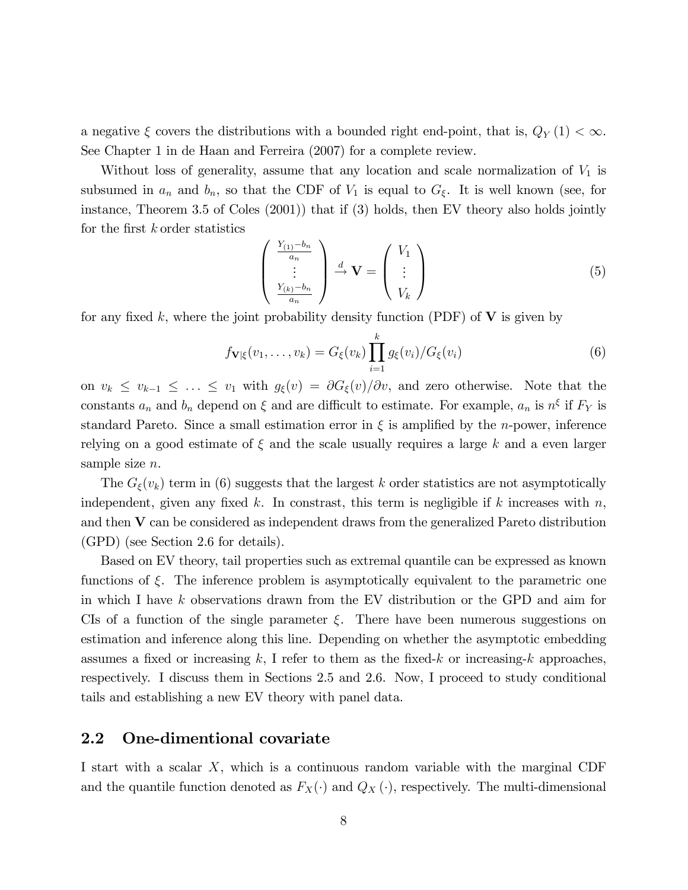a negative $\xi$ covers the distributions with a bounded right end-point, that is, $Q_Y(1) < \infty$. See Chapter 1 in de Haan and Ferreira (2007) for a complete review.

Without loss of generality, assume that any location and scale normalization of $V_1$ is subsumed in $a_n$ and $b_n$, so that the CDF of $V_1$ is equal to $G_\xi$. It is well known (see, for instance, Theorem 3.5 of Coles (2001)) that if (3) holds, then EV theory also holds jointly for the first $k$ order statistics

$$\begin{pmatrix} \frac{Y_{(1)}-b_n}{a_n} \\ \vdots \\ \frac{Y_{(k)}-b_n}{a_n} \end{pmatrix} \xrightarrow{d} \mathbf{V} = \begin{pmatrix} V_1 \\ \vdots \\ V_k \end{pmatrix} \tag{5}$$

for any fixed $k$, where the joint probability density function (PDF) of $\mathbf{V}$ is given by

$$f_{\mathbf{V}|\xi}(v_1, \ldots, v_k) = G_\xi(v_k) \prod_{i=1}^{k} g_\xi(v_i)/G_\xi(v_i) \tag{6}$$

on $v_k \leq v_{k-1} \leq \ldots \leq v_1$ with $g_\xi(v) = \partial G_\xi(v)/\partial v$, and zero otherwise. Note that the constants $a_n$ and $b_n$ depend on $\xi$ and are difficult to estimate. For example, $a_n$ is $n^\xi$ if $F_Y$ is standard Pareto. Since a small estimation error in $\xi$ is amplified by the $n$-power, inference relying on a good estimate of $\xi$ and the scale usually requires a large $k$ and a even larger sample size $n$.

The $G_\xi(v_k)$ term in (6) suggests that the largest $k$ order statistics are not asymptotically independent, given any fixed $k$. In constrast, this term is negligible if $k$ increases with $n$, and then $\mathbf{V}$ can be considered as independent draws from the generalized Pareto distribution (GPD) (see Section 2.6 for details).

Based on EV theory, tail properties such as extremal quantile can be expressed as known functions of $\xi$. The inference problem is asymptotically equivalent to the parametric one in which I have $k$ observations drawn from the EV distribution or the GPD and aim for CIs of a function of the single parameter $\xi$. There have been numerous suggestions on estimation and inference along this line. Depending on whether the asymptotic embedding assumes a fixed or increasing $k$, I refer to them as the fixed-$k$ or increasing-$k$ approaches, respectively. I discuss them in Sections 2.5 and 2.6. Now, I proceed to study conditional tails and establishing a new EV theory with panel data.

## 2.2 One-dimentional covariate

I start with a scalar $X$, which is a continuous random variable with the marginal CDF and the quantile function denoted as $F_X(\cdot)$ and $Q_X(\cdot)$, respectively. The multi-dimensional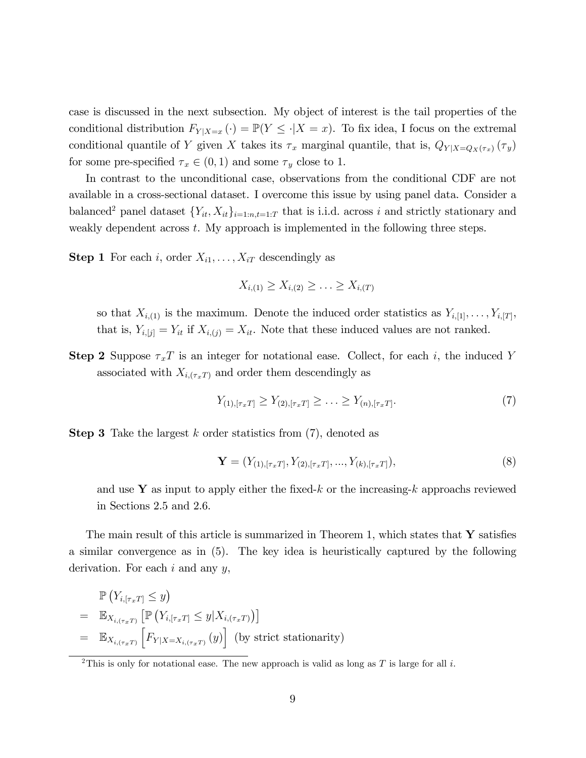case is discussed in the next subsection. My object of interest is the tail properties of the conditional distribution $F_{Y|X=x}(\cdot) = \mathbb{P}(Y \leq \cdot | X = x)$. To fix idea, I focus on the extremal conditional quantile of $Y$ given $X$ takes its $\tau_x$ marginal quantile, that is, $Q_{Y|X=Q_X(\tau_x)}(\tau_y)$ for some pre-specified $\tau_x \in (0,1)$ and some $\tau_y$ close to 1.

In contrast to the unconditional case, observations from the conditional CDF are not available in a cross-sectional dataset. I overcome this issue by using panel data. Consider a balanced[2] panel dataset $\{Y_{it}, X_{it}\}_{i=1:n, t=1:T}$ that is i.i.d. across $i$ and strictly stationary and weakly dependent across $t$. My approach is implemented in the following three steps.

**Step 1** For each $i$, order $X_{i1}, \ldots, X_{iT}$ descendingly as

$$X_{i,(1)} \geq X_{i,(2)} \geq \ldots \geq X_{i,(T)}$$

so that $X_{i,(1)}$ is the maximum. Denote the induced order statistics as $Y_{i,[1]}, \ldots, Y_{i,[T]}$, that is, $Y_{i,[j]} = Y_{it}$ if $X_{i,(j)} = X_{it}$. Note that these induced values are not ranked.

**Step 2** Suppose $\tau_x T$ is an integer for notational ease. Collect, for each $i$, the induced $Y$ associated with $X_{i,(\tau_x T)}$ and order them descendingly as

$$Y_{(1),[\tau_x T]} \geq Y_{(2),[\tau_x T]} \geq \ldots \geq Y_{(n),[\tau_x T]}. \tag{7}$$

**Step 3** Take the largest $k$ order statistics from (7), denoted as

$$\mathbf{Y} = (Y_{(1),[\tau_x T]}, Y_{(2),[\tau_x T]}, ..., Y_{(k),[\tau_x T]}), \tag{8}$$

and use $\mathbf{Y}$ as input to apply either the fixed-$k$ or the increasing-$k$ approachs reviewed in Sections 2.5 and 2.6.

The main result of this article is summarized in Theorem 1, which states that $\mathbf{Y}$ satisfies a similar convergence as in (5). The key idea is heuristically captured by the following derivation. For each $i$ and any $y$,

$$\begin{aligned}
& \mathbb{P}\left(Y_{i,[\tau_x T]} \leq y\right) \\
= \; & \mathbb{E}_{X_{i,(\tau_x T)}}\left[\mathbb{P}\left(Y_{i,[\tau_x T]} \leq y | X_{i,(\tau_x T)}\right)\right] \\
= \; & \mathbb{E}_{X_{i,(\tau_x T)}}\left[F_{Y|X=X_{i,(\tau_x T)}}(y)\right] \text{ (by strict stationarity)}
\end{aligned}$$

[2]This is only for notational ease. The new approach is valid as long as $T$ is large for all $i$.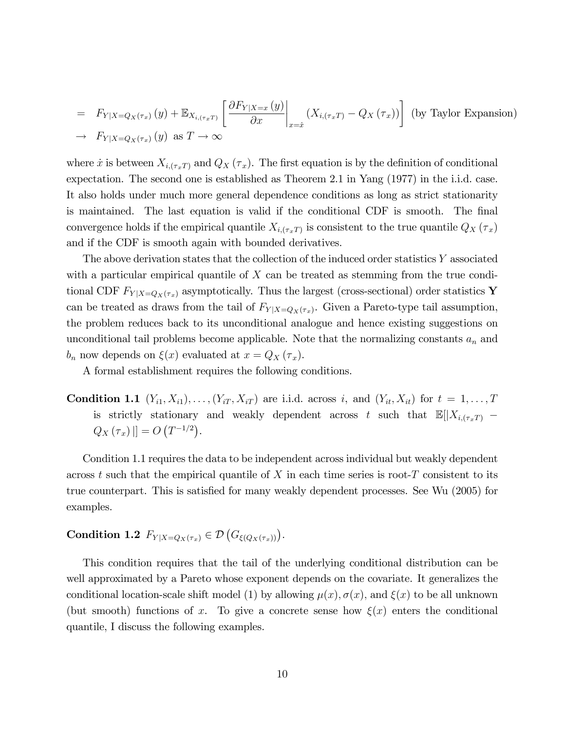$$
\begin{aligned}
&= F_{Y|X=Q_X(\tau_x)}(y) + \mathbb{E}_{X_{i,(\tau_x T)}}\left[ \left.\frac{\partial F_{Y|X=x}(y)}{\partial x}\right|_{x=\dot{x}} \left(X_{i,(\tau_x T)} - Q_X(\tau_x)\right)\right] \text{ (by Taylor Expansion)} \\
&\to F_{Y|X=Q_X(\tau_x)}(y) \text{ as } T \to \infty
\end{aligned}
$$

where $\dot{x}$ is between $X_{i,(\tau_x T)}$ and $Q_X(\tau_x)$. The first equation is by the definition of conditional expectation. The second one is established as Theorem 2.1 in Yang (1977) in the i.i.d. case. It also holds under much more general dependence conditions as long as strict stationarity is maintained. The last equation is valid if the conditional CDF is smooth. The final convergence holds if the empirical quantile $X_{i,(\tau_x T)}$ is consistent to the true quantile $Q_X(\tau_x)$ and if the CDF is smooth again with bounded derivatives.

The above derivation states that the collection of the induced order statistics $Y$ associated with a particular empirical quantile of $X$ can be treated as stemming from the true conditional CDF $F_{Y|X=Q_X(\tau_x)}$ asymptotically. Thus the largest (cross-sectional) order statistics $\mathbf{Y}$ can be treated as draws from the tail of $F_{Y|X=Q_X(\tau_x)}$. Given a Pareto-type tail assumption, the problem reduces back to its unconditional analogue and hence existing suggestions on unconditional tail problems become applicable. Note that the normalizing constants $a_n$ and $b_n$ now depends on $\xi(x)$ evaluated at $x = Q_X(\tau_x)$.

A formal establishment requires the following conditions.

**Condition 1.1** $(Y_{i1}, X_{i1}), \ldots, (Y_{iT}, X_{iT})$ are i.i.d. across $i$, and $(Y_{it}, X_{it})$ for $t = 1, \ldots, T$ is strictly stationary and weakly dependent across $t$ such that $\mathbb{E}[|X_{i,(\tau_x T)} - Q_X(\tau_x)|] = O\left(T^{-1/2}\right)$.

Condition 1.1 requires the data to be independent across individual but weakly dependent across $t$ such that the empirical quantile of $X$ in each time series is root-$T$ consistent to its true counterpart. This is satisfied for many weakly dependent processes. See Wu (2005) for examples.

**Condition 1.2** $F_{Y|X=Q_X(\tau_x)} \in \mathcal{D}\left(G_{\xi(Q_X(\tau_x))}\right)$.

This condition requires that the tail of the underlying conditional distribution can be well approximated by a Pareto whose exponent depends on the covariate. It generalizes the conditional location-scale shift model (1) by allowing $\mu(x), \sigma(x)$, and $\xi(x)$ to be all unknown (but smooth) functions of $x$. To give a concrete sense how $\xi(x)$ enters the conditional quantile, I discuss the following examples.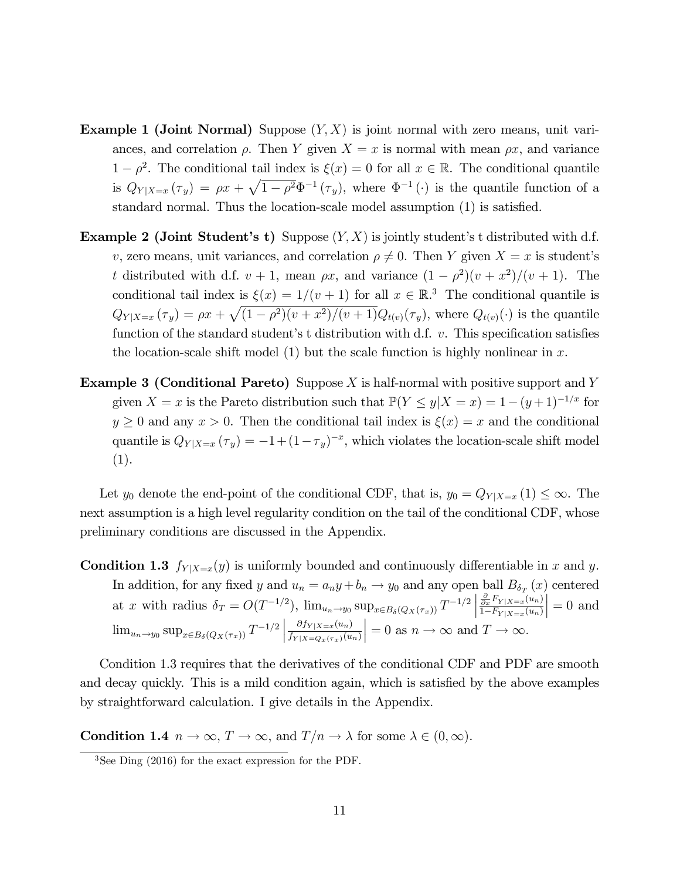**Example 1 (Joint Normal)** Suppose $(Y, X)$ is joint normal with zero means, unit variances, and correlation $\rho$. Then $Y$ given $X = x$ is normal with mean $\rho x$, and variance $1 - \rho^2$. The conditional tail index is $\xi(x) = 0$ for all $x \in \mathbb{R}$. The conditional quantile is $Q_{Y|X=x}(\tau_y) = \rho x + \sqrt{1-\rho^2}\Phi^{-1}(\tau_y)$, where $\Phi^{-1}(\cdot)$ is the quantile function of a standard normal. Thus the location-scale model assumption (1) is satisfied.

**Example 2 (Joint Student's t)** Suppose $(Y, X)$ is jointly student's t distributed with d.f. $v$, zero means, unit variances, and correlation $\rho \neq 0$. Then $Y$ given $X = x$ is student's $t$ distributed with d.f. $v + 1$, mean $\rho x$, and variance $(1 - \rho^2)(v + x^2)/(v + 1)$. The conditional tail index is $\xi(x) = 1/(v + 1)$ for all $x \in \mathbb{R}$.[3] The conditional quantile is $Q_{Y|X=x}(\tau_y) = \rho x + \sqrt{(1-\rho^2)(v+x^2)/(v+1)}Q_{t(v)}(\tau_y)$, where $Q_{t(v)}(\cdot)$ is the quantile function of the standard student's t distribution with d.f. $v$. This specification satisfies the location-scale shift model (1) but the scale function is highly nonlinear in $x$.

**Example 3 (Conditional Pareto)** Suppose $X$ is half-normal with positive support and $Y$ given $X = x$ is the Pareto distribution such that $\mathbb{P}(Y \leq y|X = x) = 1-(y+1)^{-1/x}$ for $y \geq 0$ and any $x > 0$. Then the conditional tail index is $\xi(x) = x$ and the conditional quantile is $Q_{Y|X=x}(\tau_y) = -1+(1-\tau_y)^{-x}$, which violates the location-scale shift model (1).

Let $y_0$ denote the end-point of the conditional CDF, that is, $y_0 = Q_{Y|X=x}(1) \leq \infty$. The next assumption is a high level regularity condition on the tail of the conditional CDF, whose preliminary conditions are discussed in the Appendix.

**Condition 1.3** $f_{Y|X=x}(y)$ is uniformly bounded and continuously differentiable in $x$ and $y$. In addition, for any fixed $y$ and $u_n = a_n y + b_n \to y_0$ and any open ball $B_{\delta_T}(x)$ centered at $x$ with radius $\delta_T = O(T^{-1/2})$, $\lim_{u_n \to y_0} \sup_{x \in B_\delta(Q_X(\tau_x))} T^{-1/2} \left| \frac{\frac{\partial}{\partial x} F_{Y|X=x}(u_n)}{1-F_{Y|X=x}(u_n)} \right| = 0$ and $\lim_{u_n \to y_0} \sup_{x \in B_\delta(Q_X(\tau_x))} T^{-1/2} \left| \frac{\partial f_{Y|X=x}(u_n)}{f_{Y|X=Q_x(\tau_x)}(u_n)} \right| = 0$ as $n \to \infty$ and $T \to \infty$.

Condition 1.3 requires that the derivatives of the conditional CDF and PDF are smooth and decay quickly. This is a mild condition again, which is satisfied by the above examples by straightforward calculation. I give details in the Appendix.

**Condition 1.4** $n \to \infty$, $T \to \infty$, and $T/n \to \lambda$ for some $\lambda \in (0, \infty)$.

[3] See Ding (2016) for the exact expression for the PDF.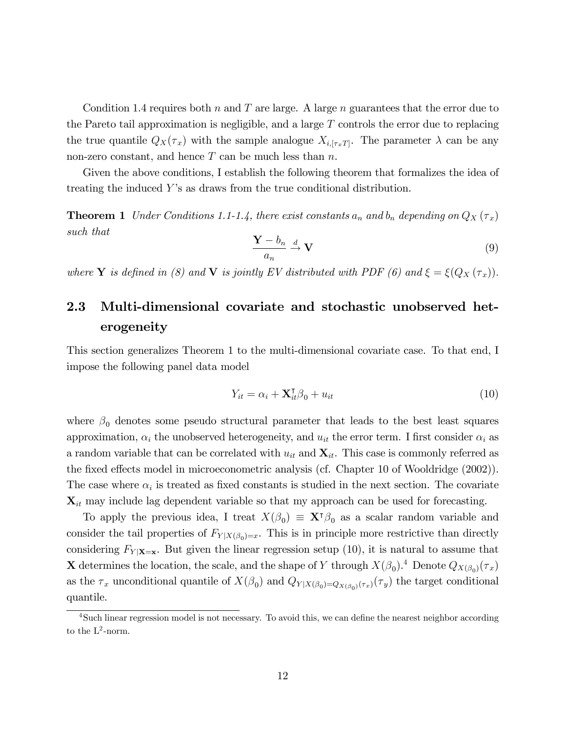Condition 1.4 requires both $n$ and $T$ are large. A large $n$ guarantees that the error due to the Pareto tail approximation is negligible, and a large $T$ controls the error due to replacing the true quantile $Q_X(\tau_x)$ with the sample analogue $X_{i,[\tau_x T]}$. The parameter $\lambda$ can be any non-zero constant, and hence $T$ can be much less than $n$.

Given the above conditions, I establish the following theorem that formalizes the idea of treating the induced $Y$'s as draws from the true conditional distribution.

**Theorem 1** *Under Conditions 1.1-1.4, there exist constants $a_n$ and $b_n$ depending on $Q_X(\tau_x)$ such that*

$$\frac{\mathbf{Y} - b_n}{a_n} \xrightarrow{d} \mathbf{V} \tag{9}$$

*where $\mathbf{Y}$ is defined in (8) and $\mathbf{V}$ is jointly EV distributed with PDF (6) and $\xi = \xi(Q_X(\tau_x))$.*

## 2.3 Multi-dimensional covariate and stochastic unobserved heterogeneity

This section generalizes Theorem 1 to the multi-dimensional covariate case. To that end, I impose the following panel data model

$$Y_{it} = \alpha_i + \mathbf{X}_{it}^{\intercal}\beta_0 + u_{it} \tag{10}$$

where $\beta_0$ denotes some pseudo structural parameter that leads to the best least squares approximation, $\alpha_i$ the unobserved heterogeneity, and $u_{it}$ the error term. I first consider $\alpha_i$ as a random variable that can be correlated with $u_{it}$ and $\mathbf{X}_{it}$. This case is commonly referred as the fixed effects model in microeconometric analysis (cf. Chapter 10 of Wooldridge (2002)). The case where $\alpha_i$ is treated as fixed constants is studied in the next section. The covariate $\mathbf{X}_{it}$ may include lag dependent variable so that my approach can be used for forecasting.

To apply the previous idea, I treat $X(\beta_0) \equiv \mathbf{X}^{\intercal}\beta_0$ as a scalar random variable and consider the tail properties of $F_{Y|X(\beta_0)=x}$. This is in principle more restrictive than directly considering $F_{Y|\mathbf{X}=\mathbf{x}}$. But given the linear regression setup (10), it is natural to assume that $\mathbf{X}$ determines the location, the scale, and the shape of $Y$ through $X(\beta_0)$.[4] Denote $Q_{X(\beta_0)}(\tau_x)$ as the $\tau_x$ unconditional quantile of $X(\beta_0)$ and $Q_{Y|X(\beta_0)=Q_{X(\beta_0)}(\tau_x)}(\tau_y)$ the target conditional quantile.

[4] Such linear regression model is not necessary. To avoid this, we can define the nearest neighbor according to the $L^2$-norm.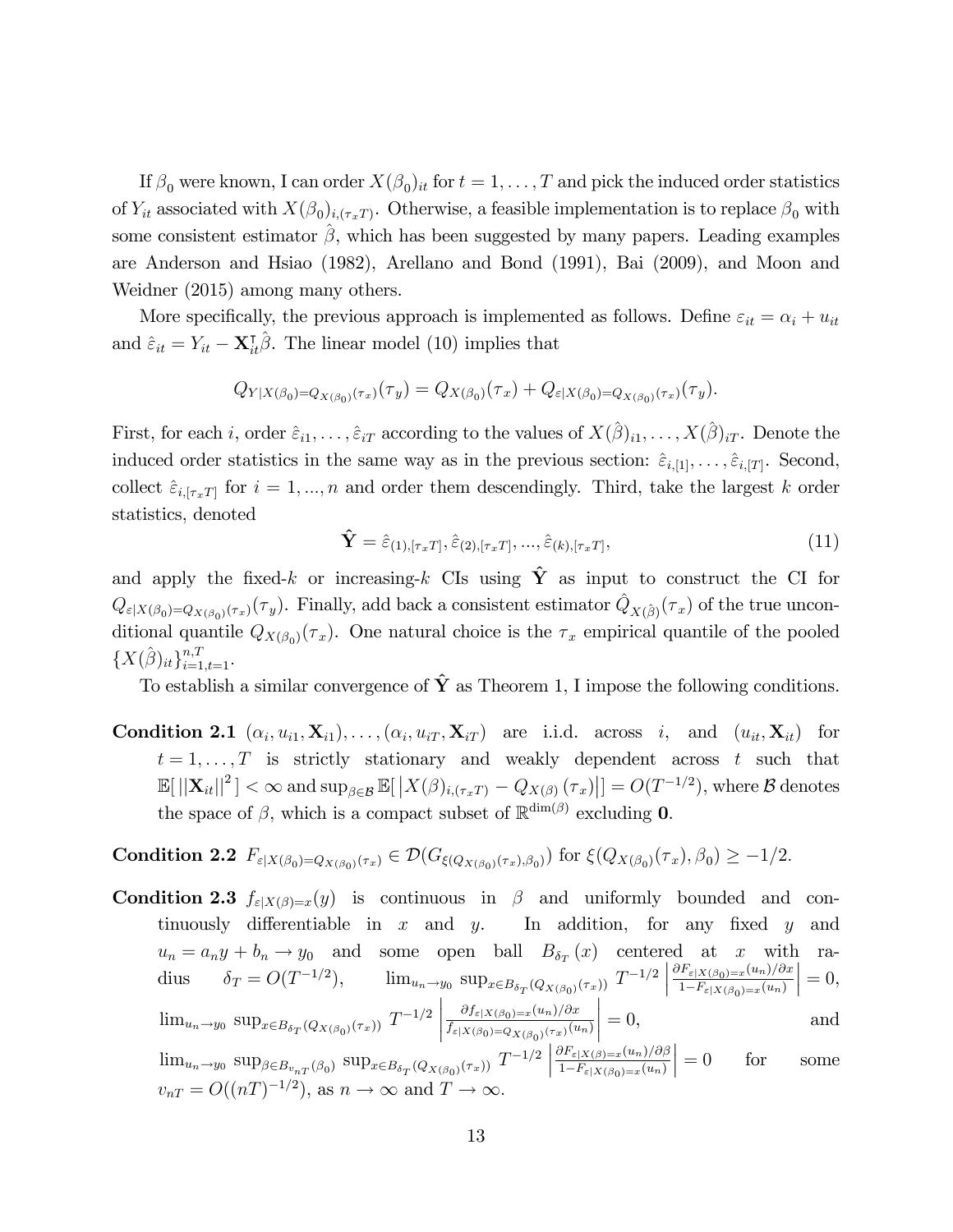If $\beta_0$ were known, I can order $X(\beta_0)_{it}$ for $t = 1, \ldots, T$ and pick the induced order statistics of $Y_{it}$ associated with $X(\beta_0)_{i,(\tau_x T)}$. Otherwise, a feasible implementation is to replace $\beta_0$ with some consistent estimator $\hat{\beta}$, which has been suggested by many papers. Leading examples are Anderson and Hsiao (1982), Arellano and Bond (1991), Bai (2009), and Moon and Weidner (2015) among many others.

More specifically, the previous approach is implemented as follows. Define $\varepsilon_{it} = \alpha_i + u_{it}$ and $\hat{\varepsilon}_{it} = Y_{it} - \mathbf{X}_{it}^{\intercal}\hat{\beta}$. The linear model (10) implies that

$$Q_{Y|X(\beta_0)=Q_{X(\beta_0)}(\tau_x)}(\tau_y) = Q_{X(\beta_0)}(\tau_x) + Q_{\varepsilon|X(\beta_0)=Q_{X(\beta_0)}(\tau_x)}(\tau_y).$$

First, for each $i$, order $\hat{\varepsilon}_{i1}, \ldots, \hat{\varepsilon}_{iT}$ according to the values of $X(\hat{\beta})_{i1}, \ldots, X(\hat{\beta})_{iT}$. Denote the induced order statistics in the same way as in the previous section: $\hat{\varepsilon}_{i,[1]}, \ldots, \hat{\varepsilon}_{i,[T]}$. Second, collect $\hat{\varepsilon}_{i,[\tau_x T]}$ for $i = 1, ..., n$ and order them descendingly. Third, take the largest $k$ order statistics, denoted

$$\hat{\mathbf{Y}} = \hat{\varepsilon}_{(1),[\tau_x T]}, \hat{\varepsilon}_{(2),[\tau_x T]}, ..., \hat{\varepsilon}_{(k),[\tau_x T]}, \tag{11}$$

and apply the fixed-$k$ or increasing-$k$ CIs using $\hat{\mathbf{Y}}$ as input to construct the CI for $Q_{\varepsilon|X(\beta_0)=Q_{X(\beta_0)}(\tau_x)}(\tau_y)$. Finally, add back a consistent estimator $\hat{Q}_{X(\hat{\beta})}(\tau_x)$ of the true unconditional quantile $Q_{X(\beta_0)}(\tau_x)$. One natural choice is the $\tau_x$ empirical quantile of the pooled $\{X(\hat{\beta})_{it}\}_{i=1,t=1}^{n,T}$.

To establish a similar convergence of $\hat{\mathbf{Y}}$ as Theorem 1, I impose the following conditions.

**Condition 2.1** $(\alpha_i, u_{i1}, \mathbf{X}_{i1}), \ldots, (\alpha_i, u_{iT}, \mathbf{X}_{iT})$ are i.i.d. across $i$, and $(u_{it}, \mathbf{X}_{it})$ for $t = 1, \ldots, T$ is strictly stationary and weakly dependent across $t$ such that $\mathbb{E}[\,||\mathbf{X}_{it}||^2\,] < \infty$ and $\sup_{\beta \in \mathcal{B}} \mathbb{E}[\,|X(\beta)_{i,(\tau_x T)} - Q_{X(\beta)}(\tau_x)|] = O(T^{-1/2})$, where $\mathcal{B}$ denotes the space of $\beta$, which is a compact subset of $\mathbb{R}^{\dim(\beta)}$ excluding $\mathbf{0}$.

**Condition 2.2** $F_{\varepsilon|X(\beta_0)=Q_{X(\beta_0)}(\tau_x)} \in \mathcal{D}(G_{\xi(Q_{X(\beta_0)}(\tau_x),\beta_0)})$ for $\xi(Q_{X(\beta_0)}(\tau_x), \beta_0) \geq -1/2$.

**Condition 2.3** $f_{\varepsilon|X(\beta)=x}(y)$ is continuous in $\beta$ and uniformly bounded and continuously differentiable in $x$ and $y$. In addition, for any fixed $y$ and $u_n = a_n y + b_n \to y_0$ and some open ball $B_{\delta_T}(x)$ centered at $x$ with radius $\delta_T = O(T^{-1/2})$, $\lim_{u_n \to y_0} \sup_{x \in B_{\delta_T}(Q_{X(\beta_0)}(\tau_x))} T^{-1/2} \left| \frac{\partial F_{\varepsilon|X(\beta_0)=x}(u_n)/\partial x}{1 - F_{\varepsilon|X(\beta_0)=x}(u_n)} \right| = 0$, $\lim_{u_n \to y_0} \sup_{x \in B_{\delta_T}(Q_{X(\beta_0)}(\tau_x))} T^{-1/2} \left| \frac{\partial f_{\varepsilon|X(\beta_0)=x}(u_n)/\partial x}{f_{\varepsilon|X(\beta_0)=Q_{X(\beta_0)}(\tau_x)}(u_n)} \right| = 0$, and $\lim_{u_n \to y_0} \sup_{\beta \in B_{v_{nT}}(\beta_0)} \sup_{x \in B_{\delta_T}(Q_{X(\beta_0)}(\tau_x))} T^{-1/2} \left| \frac{\partial F_{\varepsilon|X(\beta)=x}(u_n)/\partial \beta}{1 - F_{\varepsilon|X(\beta_0)=x}(u_n)} \right| = 0$ for some $v_{nT} = O((nT)^{-1/2})$, as $n \to \infty$ and $T \to \infty$.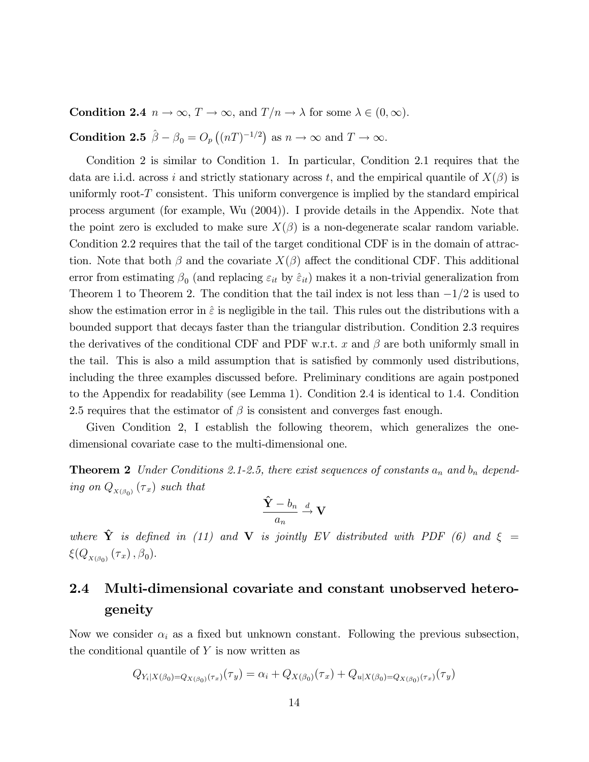**Condition 2.4** $n \to \infty$, $T \to \infty$, and $T/n \to \lambda$ for some $\lambda \in (0, \infty)$.

**Condition 2.5** $\hat{\beta} - \beta_0 = O_p\left((nT)^{-1/2}\right)$ as $n \to \infty$ and $T \to \infty$.

Condition 2 is similar to Condition 1. In particular, Condition 2.1 requires that the data are i.i.d. across $i$ and strictly stationary across $t$, and the empirical quantile of $X(\beta)$ is uniformly root-$T$ consistent. This uniform convergence is implied by the standard empirical process argument (for example, Wu (2004)). I provide details in the Appendix. Note that the point zero is excluded to make sure $X(\beta)$ is a non-degenerate scalar random variable. Condition 2.2 requires that the tail of the target conditional CDF is in the domain of attraction. Note that both $\beta$ and the covariate $X(\beta)$ affect the conditional CDF. This additional error from estimating $\beta_0$ (and replacing $\varepsilon_{it}$ by $\hat{\varepsilon}_{it}$) makes it a non-trivial generalization from Theorem 1 to Theorem 2. The condition that the tail index is not less than $-1/2$ is used to show the estimation error in $\hat{\varepsilon}$ is negligible in the tail. This rules out the distributions with a bounded support that decays faster than the triangular distribution. Condition 2.3 requires the derivatives of the conditional CDF and PDF w.r.t. $x$ and $\beta$ are both uniformly small in the tail. This is also a mild assumption that is satisfied by commonly used distributions, including the three examples discussed before. Preliminary conditions are again postponed to the Appendix for readability (see Lemma 1). Condition 2.4 is identical to 1.4. Condition 2.5 requires that the estimator of $\beta$ is consistent and converges fast enough.

Given Condition 2, I establish the following theorem, which generalizes the one-dimensional covariate case to the multi-dimensional one.

**Theorem 2** *Under Conditions 2.1-2.5, there exist sequences of constants $a_n$ and $b_n$ depending on $Q_{X(\beta_0)}(\tau_x)$ such that*

$$\frac{\hat{\mathbf{Y}} - b_n}{a_n} \xrightarrow{d} \mathbf{V}$$

*where $\hat{\mathbf{Y}}$ is defined in (11) and $\mathbf{V}$ is jointly EV distributed with PDF (6) and $\xi = \xi(Q_{X(\beta_0)}(\tau_x), \beta_0)$.*

## 2.4 Multi-dimensional covariate and constant unobserved heterogeneity

Now we consider $\alpha_i$ as a fixed but unknown constant. Following the previous subsection, the conditional quantile of $Y$ is now written as

$$Q_{Y_i|X(\beta_0)=Q_{X(\beta_0)}(\tau_x)}(\tau_y) = \alpha_i + Q_{X(\beta_0)}(\tau_x) + Q_{u|X(\beta_0)=Q_{X(\beta_0)}(\tau_x)}(\tau_y)$$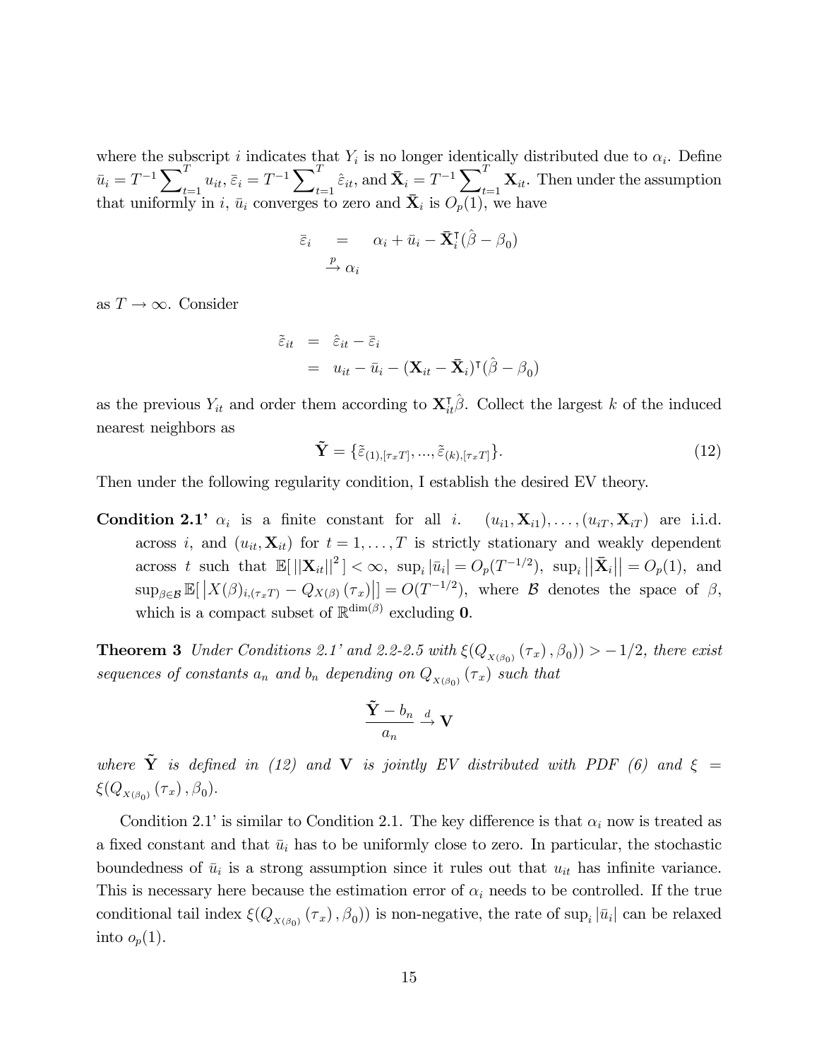where the subscript $i$ indicates that $Y_i$ is no longer identically distributed due to $\alpha_i$. Define $\bar{u}_i = T^{-1}\sum_{t=1}^{T} u_{it}$, $\bar{\varepsilon}_i = T^{-1}\sum_{t=1}^{T} \hat{\varepsilon}_{it}$, and $\bar{\mathbf{X}}_i = T^{-1}\sum_{t=1}^{T} \mathbf{X}_{it}$. Then under the assumption that uniformly in $i$, $\bar{u}_i$ converges to zero and $\bar{\mathbf{X}}_i$ is $O_p(1)$, we have

$$
\begin{aligned}
\bar{\varepsilon}_i &= \alpha_i + \bar{u}_i - \bar{\mathbf{X}}_i^{\intercal}(\hat{\beta} - \beta_0) \\
&\xrightarrow{p} \alpha_i
\end{aligned}
$$

as $T \to \infty$. Consider

$$
\begin{aligned}
\tilde{\varepsilon}_{it} &= \hat{\varepsilon}_{it} - \bar{\varepsilon}_i \\
&= u_{it} - \bar{u}_i - (\mathbf{X}_{it} - \bar{\mathbf{X}}_i)^{\intercal}(\hat{\beta} - \beta_0)
\end{aligned}
$$

as the previous $Y_{it}$ and order them according to $\mathbf{X}_{it}^{\intercal}\hat{\beta}$. Collect the largest $k$ of the induced nearest neighbors as

$$
\tilde{\mathbf{Y}} = \{\tilde{\varepsilon}_{(1),[\tau_x T]}, ..., \tilde{\varepsilon}_{(k),[\tau_x T]}\}. \tag{12}
$$

Then under the following regularity condition, I establish the desired EV theory.

**Condition 2.1'** $\alpha_i$ is a finite constant for all $i$. $(u_{i1}, \mathbf{X}_{i1}), \ldots, (u_{iT}, \mathbf{X}_{iT})$ are i.i.d. across $i$, and $(u_{it}, \mathbf{X}_{it})$ for $t = 1, \ldots, T$ is strictly stationary and weakly dependent across $t$ such that $\mathbb{E}[\,||\mathbf{X}_{it}||^2\,] < \infty$, $\sup_i |\bar{u}_i| = O_p(T^{-1/2})$, $\sup_i \left|\left|\bar{\mathbf{X}}_i\right|\right| = O_p(1)$, and $\sup_{\beta \in \mathcal{B}} \mathbb{E}[\,\left|X(\beta)_{i,(\tau_x T)} - Q_{X(\beta)}(\tau_x)\right|] = O(T^{-1/2})$, where $\mathcal{B}$ denotes the space of $\beta$, which is a compact subset of $\mathbb{R}^{\dim(\beta)}$ excluding $\mathbf{0}$.

**Theorem 3** *Under Conditions 2.1' and 2.2-2.5 with $\xi(Q_{X(\beta_0)}(\tau_x), \beta_0)) > -1/2$, there exist sequences of constants $a_n$ and $b_n$ depending on $Q_{X(\beta_0)}(\tau_x)$ such that*

$$
\frac{\tilde{\mathbf{Y}} - b_n}{a_n} \xrightarrow{d} \mathbf{V}
$$

*where $\tilde{\mathbf{Y}}$ is defined in (12) and $\mathbf{V}$ is jointly EV distributed with PDF (6) and $\xi = \xi(Q_{X(\beta_0)}(\tau_x), \beta_0)$.*

Condition 2.1' is similar to Condition 2.1. The key difference is that $\alpha_i$ now is treated as a fixed constant and that $\bar{u}_i$ has to be uniformly close to zero. In particular, the stochastic boundedness of $\bar{u}_i$ is a strong assumption since it rules out that $u_{it}$ has infinite variance. This is necessary here because the estimation error of $\alpha_i$ needs to be controlled. If the true conditional tail index $\xi(Q_{X(\beta_0)}(\tau_x), \beta_0))$ is non-negative, the rate of $\sup_i |\bar{u}_i|$ can be relaxed into $o_p(1)$.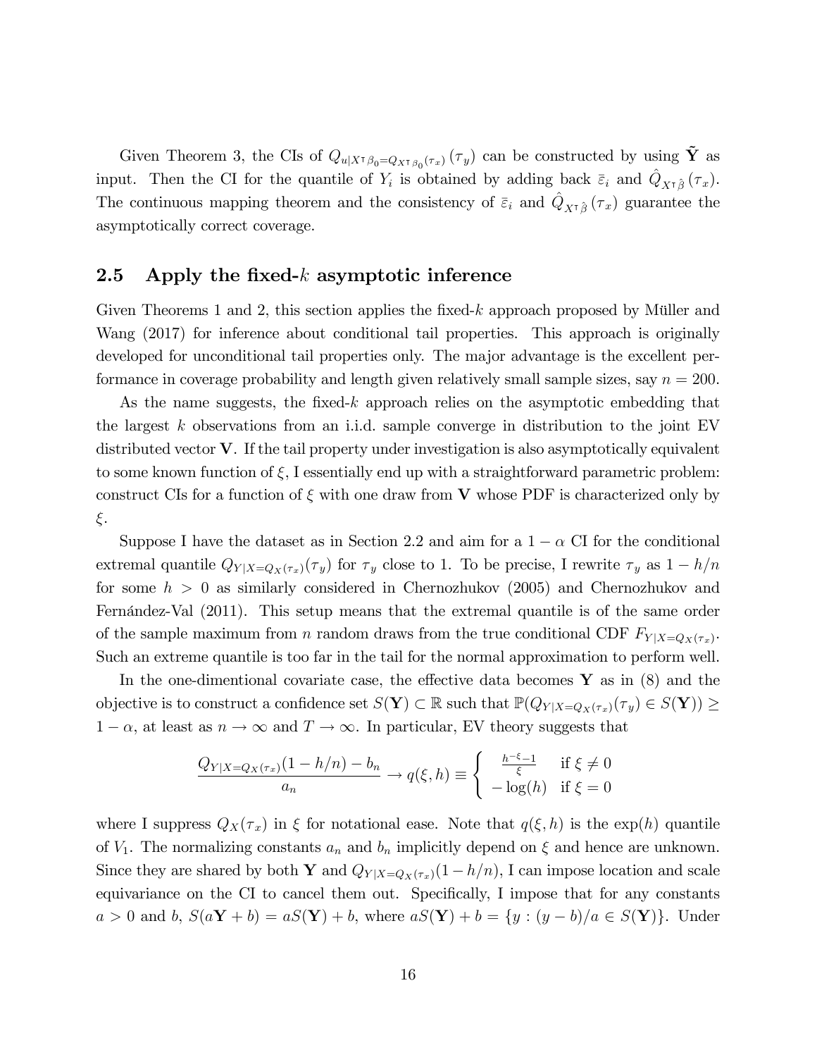Given Theorem 3, the CIs of $Q_{u|X^\intercal\beta_0=Q_{X^\intercal\beta_0}(\tau_x)}(\tau_y)$ can be constructed by using $\tilde{\mathbf{Y}}$ as input. Then the CI for the quantile of $Y_i$ is obtained by adding back $\bar{\varepsilon}_i$ and $\hat{Q}_{X^\intercal\hat{\beta}}(\tau_x)$. The continuous mapping theorem and the consistency of $\bar{\varepsilon}_i$ and $\hat{Q}_{X^\intercal\hat{\beta}}(\tau_x)$ guarantee the asymptotically correct coverage.

## 2.5 Apply the fixed-$k$ asymptotic inference

Given Theorems 1 and 2, this section applies the fixed-$k$ approach proposed by Müller and Wang (2017) for inference about conditional tail properties. This approach is originally developed for unconditional tail properties only. The major advantage is the excellent performance in coverage probability and length given relatively small sample sizes, say $n = 200$.

As the name suggests, the fixed-$k$ approach relies on the asymptotic embedding that the largest $k$ observations from an i.i.d. sample converge in distribution to the joint EV distributed vector $\mathbf{V}$. If the tail property under investigation is also asymptotically equivalent to some known function of $\xi$, I essentially end up with a straightforward parametric problem: construct CIs for a function of $\xi$ with one draw from $\mathbf{V}$ whose PDF is characterized only by $\xi$.

Suppose I have the dataset as in Section 2.2 and aim for a $1-\alpha$ CI for the conditional extremal quantile $Q_{Y|X=Q_X(\tau_x)}(\tau_y)$ for $\tau_y$ close to 1. To be precise, I rewrite $\tau_y$ as $1-h/n$ for some $h > 0$ as similarly considered in Chernozhukov (2005) and Chernozhukov and Fernández-Val (2011). This setup means that the extremal quantile is of the same order of the sample maximum from $n$ random draws from the true conditional CDF $F_{Y|X=Q_X(\tau_x)}$. Such an extreme quantile is too far in the tail for the normal approximation to perform well.

In the one-dimentional covariate case, the effective data becomes $\mathbf{Y}$ as in (8) and the objective is to construct a confidence set $S(\mathbf{Y}) \subset \mathbb{R}$ such that $\mathbb{P}(Q_{Y|X=Q_X(\tau_x)}(\tau_y) \in S(\mathbf{Y})) \geq 1-\alpha$, at least as $n \to \infty$ and $T \to \infty$. In particular, EV theory suggests that

$$\frac{Q_{Y|X=Q_X(\tau_x)}(1-h/n) - b_n}{a_n} \to q(\xi, h) \equiv \begin{cases} \frac{h^{-\xi}-1}{\xi} & \text{if } \xi \neq 0 \\ -\log(h) & \text{if } \xi = 0 \end{cases}$$

where I suppress $Q_X(\tau_x)$ in $\xi$ for notational ease. Note that $q(\xi, h)$ is the $\exp(h)$ quantile of $V_1$. The normalizing constants $a_n$ and $b_n$ implicitly depend on $\xi$ and hence are unknown. Since they are shared by both $\mathbf{Y}$ and $Q_{Y|X=Q_X(\tau_x)}(1-h/n)$, I can impose location and scale equivariance on the CI to cancel them out. Specifically, I impose that for any constants $a > 0$ and $b$, $S(a\mathbf{Y}+b) = aS(\mathbf{Y})+b$, where $aS(\mathbf{Y})+b = \{y : (y-b)/a \in S(\mathbf{Y})\}$. Under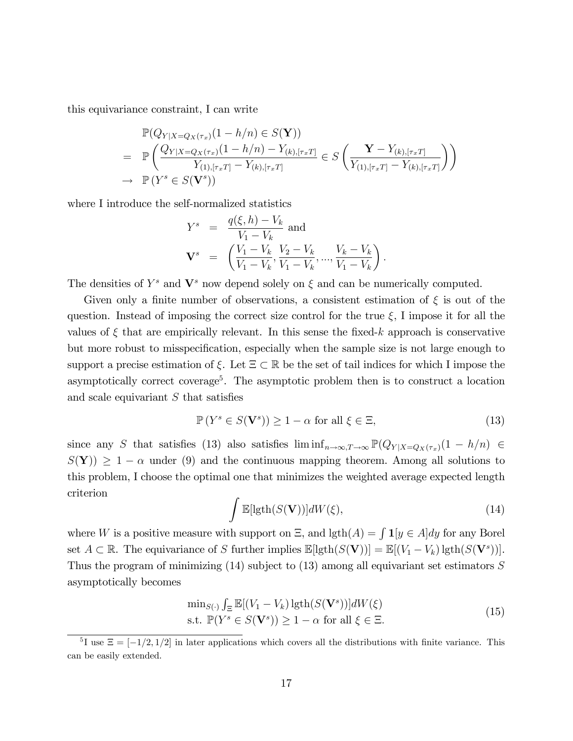this equivariance constraint, I can write

$$
\begin{aligned}
& \mathbb{P}(Q_{Y|X=Q_X(\tau_x)}(1-h/n) \in S(\mathbf{Y})) \\
= & \ \mathbb{P}\left(\frac{Q_{Y|X=Q_X(\tau_x)}(1-h/n) - Y_{(k),[\tau_x T]}}{Y_{(1),[\tau_x T]} - Y_{(k),[\tau_x T]}} \in S\left(\frac{\mathbf{Y} - Y_{(k),[\tau_x T]}}{Y_{(1),[\tau_x T]} - Y_{(k),[\tau_x T]}}\right)\right) \\
\to & \ \mathbb{P}\left(Y^s \in S(\mathbf{V}^s)\right)
\end{aligned}
$$

where I introduce the self-normalized statistics

$$
\begin{aligned}
Y^s &= \frac{q(\xi,h) - V_k}{V_1 - V_k} \text{ and} \\
\mathbf{V}^s &= \left(\frac{V_1 - V_k}{V_1 - V_k}, \frac{V_2 - V_k}{V_1 - V_k}, ..., \frac{V_k - V_k}{V_1 - V_k}\right).
\end{aligned}
$$

The densities of $Y^s$ and $\mathbf{V}^s$ now depend solely on $\xi$ and can be numerically computed.

Given only a finite number of observations, a consistent estimation of $\xi$ is out of the question. Instead of imposing the correct size control for the true $\xi$, I impose it for all the values of $\xi$ that are empirically relevant. In this sense the fixed-$k$ approach is conservative but more robust to misspecification, especially when the sample size is not large enough to support a precise estimation of $\xi$. Let $\Xi \subset \mathbb{R}$ be the set of tail indices for which I impose the asymptotically correct coverage[5]. The asymptotic problem then is to construct a location and scale equivariant $S$ that satisfies

$$
\mathbb{P}\left(Y^s \in S(\mathbf{V}^s)\right) \geq 1 - \alpha \text{ for all } \xi \in \Xi, \tag{13}
$$

since any $S$ that satisfies (13) also satisfies $\liminf_{n\to\infty, T\to\infty} \mathbb{P}(Q_{Y|X=Q_X(\tau_x)}(1-h/n) \in S(\mathbf{Y})) \geq 1-\alpha$ under (9) and the continuous mapping theorem. Among all solutions to this problem, I choose the optimal one that minimizes the weighted average expected length criterion

$$
\int \mathbb{E}[\text{lgth}(S(\mathbf{V}))] dW(\xi), \tag{14}
$$

where $W$ is a positive measure with support on $\Xi$, and $\text{lgth}(A) = \int \mathbf{1}[y \in A] dy$ for any Borel set $A \subset \mathbb{R}$. The equivariance of $S$ further implies $\mathbb{E}[\text{lgth}(S(\mathbf{V}))] = \mathbb{E}[(V_1 - V_k)\,\text{lgth}(S(\mathbf{V}^s))]$. Thus the program of minimizing (14) subject to (13) among all equivariant set estimators $S$ asymptotically becomes

$$
\begin{aligned}
& \min_{S(\cdot)} \int_{\Xi} \mathbb{E}[(V_1 - V_k)\,\text{lgth}(S(\mathbf{V}^s))] dW(\xi) \\
& \text{s.t. } \mathbb{P}(Y^s \in S(\mathbf{V}^s)) \geq 1 - \alpha \text{ for all } \xi \in \Xi.
\end{aligned} \tag{15}
$$

[5] I use $\Xi = [-1/2, 1/2]$ in later applications which covers all the distributions with finite variance. This can be easily extended.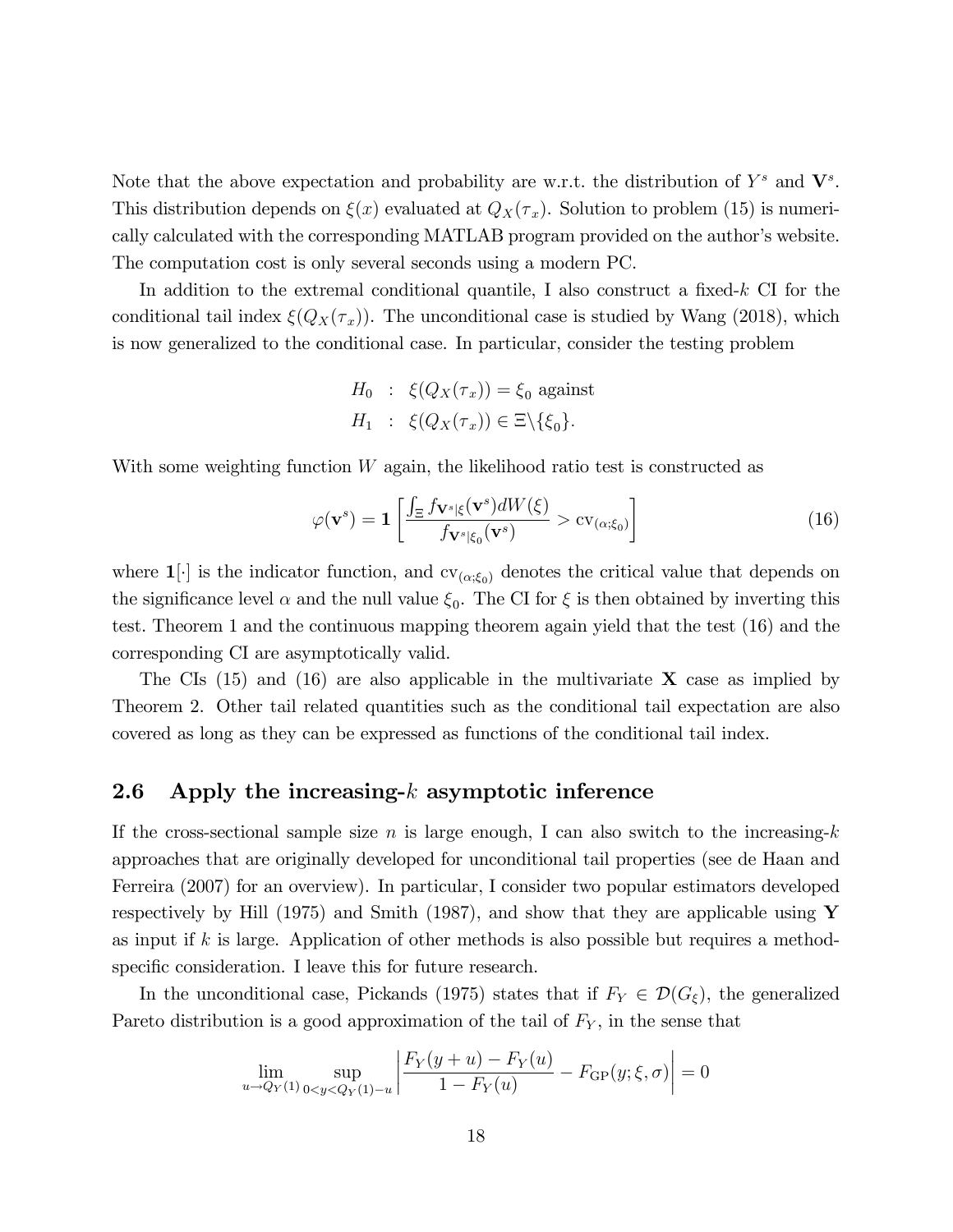Note that the above expectation and probability are w.r.t. the distribution of $Y^s$ and $\mathbf{V}^s$. This distribution depends on $\xi(x)$ evaluated at $Q_X(\tau_x)$. Solution to problem (15) is numerically calculated with the corresponding MATLAB program provided on the author's website. The computation cost is only several seconds using a modern PC.

In addition to the extremal conditional quantile, I also construct a fixed-$k$ CI for the conditional tail index $\xi(Q_X(\tau_x))$. The unconditional case is studied by Wang (2018), which is now generalized to the conditional case. In particular, consider the testing problem

$$
\begin{aligned}
H_0 &: \xi(Q_X(\tau_x)) = \xi_0 \text{ against} \\
H_1 &: \xi(Q_X(\tau_x)) \in \Xi \backslash \{\xi_0\}.
\end{aligned}
$$

With some weighting function $W$ again, the likelihood ratio test is constructed as

$$
\varphi(\mathbf{v}^s) = \mathbf{1}\left[\frac{\int_{\Xi} f_{\mathbf{V}^s|\xi}(\mathbf{v}^s) dW(\xi)}{f_{\mathbf{V}^s|\xi_0}(\mathbf{v}^s)} > \text{cv}_{(\alpha;\xi_0)}\right] \tag{16}
$$

where $\mathbf{1}[\cdot]$ is the indicator function, and $\text{cv}_{(\alpha;\xi_0)}$ denotes the critical value that depends on the significance level $\alpha$ and the null value $\xi_0$. The CI for $\xi$ is then obtained by inverting this test. Theorem 1 and the continuous mapping theorem again yield that the test (16) and the corresponding CI are asymptotically valid.

The CIs (15) and (16) are also applicable in the multivariate $\mathbf{X}$ case as implied by Theorem 2. Other tail related quantities such as the conditional tail expectation are also covered as long as they can be expressed as functions of the conditional tail index.

## 2.6 Apply the increasing-$k$ asymptotic inference

If the cross-sectional sample size $n$ is large enough, I can also switch to the increasing-$k$ approaches that are originally developed for unconditional tail properties (see de Haan and Ferreira (2007) for an overview). In particular, I consider two popular estimators developed respectively by Hill (1975) and Smith (1987), and show that they are applicable using $\mathbf{Y}$ as input if $k$ is large. Application of other methods is also possible but requires a method-specific consideration. I leave this for future research.

In the unconditional case, Pickands (1975) states that if $F_Y \in \mathcal{D}(G_\xi)$, the generalized Pareto distribution is a good approximation of the tail of $F_Y$, in the sense that

$$
\lim_{u \to Q_Y(1)} \sup_{0<y<Q_Y(1)-u} \left| \frac{F_Y(y+u) - F_Y(u)}{1 - F_Y(u)} - F_{\text{GP}}(y;\xi,\sigma) \right| = 0
$$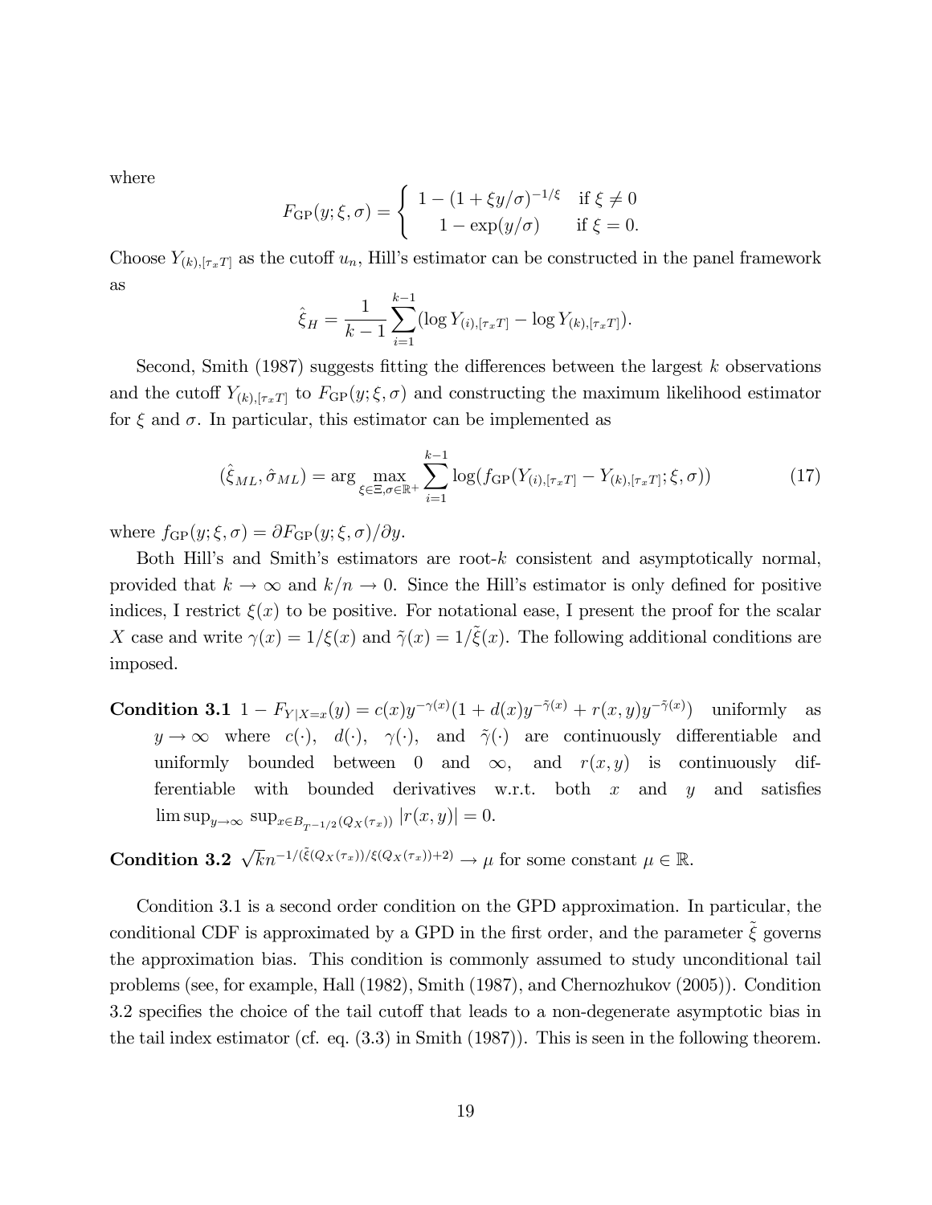where

$$F_{\mathrm{GP}}(y;\xi,\sigma)=\left\{\begin{array}{cc} 1-(1+\xi y/\sigma)^{-1/\xi} & \text{if } \xi\neq 0 \\ 1-\exp(y/\sigma) & \text{if } \xi=0. \end{array}\right.$$

Choose $Y_{(k),[\tau_x T]}$ as the cutoff $u_n$, Hill's estimator can be constructed in the panel framework as

$$\hat{\xi}_H=\frac{1}{k-1}\sum_{i=1}^{k-1}(\log Y_{(i),[\tau_x T]}-\log Y_{(k),[\tau_x T]}).$$

Second, Smith (1987) suggests fitting the differences between the largest $k$ observations and the cutoff $Y_{(k),[\tau_x T]}$ to $F_{\mathrm{GP}}(y;\xi,\sigma)$ and constructing the maximum likelihood estimator for $\xi$ and $\sigma$. In particular, this estimator can be implemented as

$$(\hat{\xi}_{ML},\hat{\sigma}_{ML})=\arg\max_{\xi\in\Xi,\sigma\in\mathbb{R}^+}\sum_{i=1}^{k-1}\log(f_{\mathrm{GP}}(Y_{(i),[\tau_x T]}-Y_{(k),[\tau_x T]};\xi,\sigma)) \tag{17}$$

where $f_{\mathrm{GP}}(y;\xi,\sigma)=\partial F_{\mathrm{GP}}(y;\xi,\sigma)/\partial y$.

Both Hill's and Smith's estimators are root-$k$ consistent and asymptotically normal, provided that $k\to\infty$ and $k/n\to 0$. Since the Hill's estimator is only defined for positive indices, I restrict $\xi(x)$ to be positive. For notational ease, I present the proof for the scalar $X$ case and write $\gamma(x)=1/\xi(x)$ and $\tilde{\gamma}(x)=1/\tilde{\xi}(x)$. The following additional conditions are imposed.

**Condition 3.1** $1-F_{Y|X=x}(y)=c(x)y^{-\gamma(x)}(1+d(x)y^{-\tilde{\gamma}(x)}+r(x,y)y^{-\tilde{\gamma}(x)})$ uniformly as $y\to\infty$ where $c(\cdot)$, $d(\cdot)$, $\gamma(\cdot)$, and $\tilde{\gamma}(\cdot)$ are continuously differentiable and uniformly bounded between 0 and $\infty$, and $r(x,y)$ is continuously differentiable with bounded derivatives w.r.t. both $x$ and $y$ and satisfies $\limsup_{y\to\infty}\sup_{x\in B_{T^{-1/2}}(Q_X(\tau_x))}|r(x,y)|=0$.

**Condition 3.2** $\sqrt{k}n^{-1/(\tilde{\xi}(Q_X(\tau_x))/\xi(Q_X(\tau_x))+2)}\to\mu$ for some constant $\mu\in\mathbb{R}$.

Condition 3.1 is a second order condition on the GPD approximation. In particular, the conditional CDF is approximated by a GPD in the first order, and the parameter $\tilde{\xi}$ governs the approximation bias. This condition is commonly assumed to study unconditional tail problems (see, for example, Hall (1982), Smith (1987), and Chernozhukov (2005)). Condition 3.2 specifies the choice of the tail cutoff that leads to a non-degenerate asymptotic bias in the tail index estimator (cf. eq. (3.3) in Smith (1987)). This is seen in the following theorem.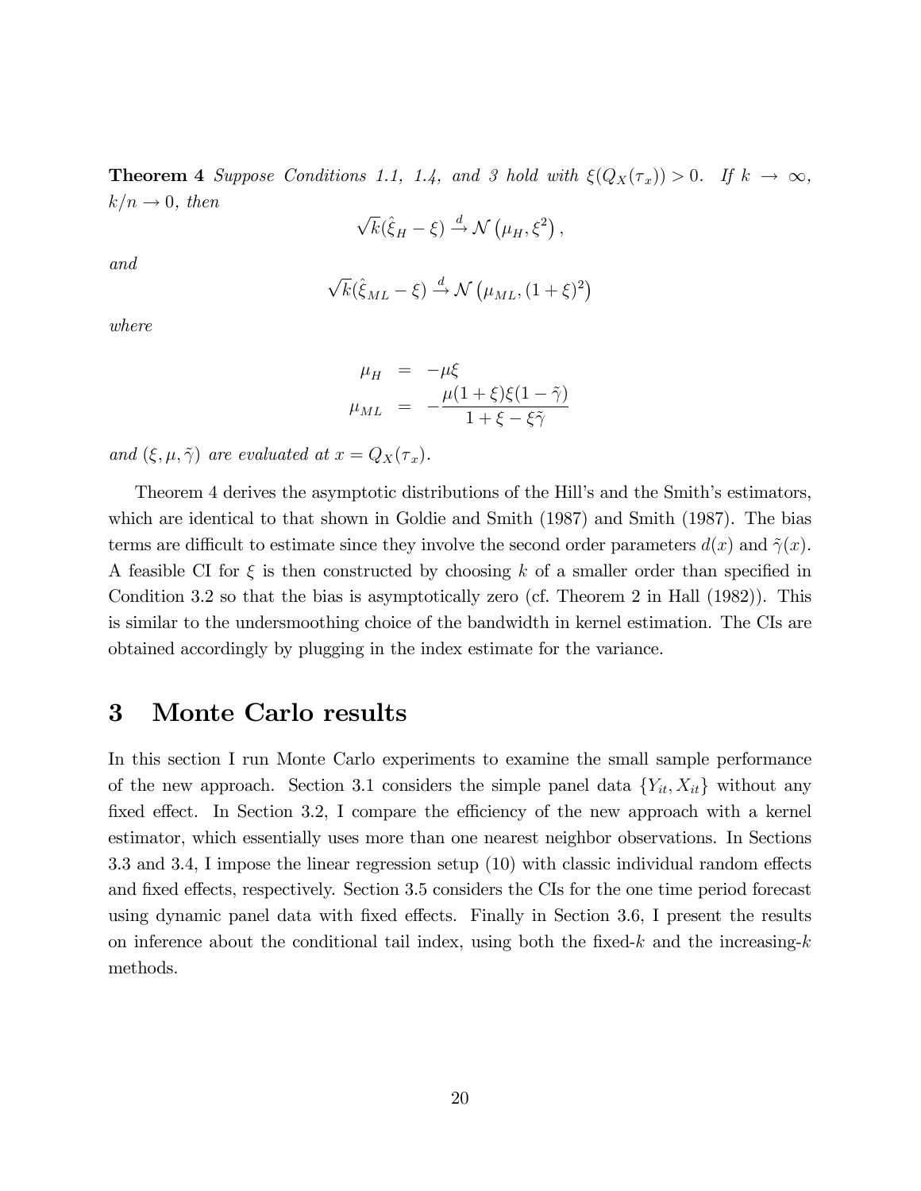**Theorem 4** *Suppose Conditions 1.1, 1.4, and 3 hold with $\xi(Q_X(\tau_x)) > 0$. If $k \to \infty$, $k/n \to 0$, then*

$$\sqrt{k}(\hat{\xi}_H - \xi) \xrightarrow{d} \mathcal{N}\left(\mu_H, \xi^2\right),$$

*and*

$$\sqrt{k}(\hat{\xi}_{ML} - \xi) \xrightarrow{d} \mathcal{N}\left(\mu_{ML}, (1+\xi)^2\right)$$

*where*

$$\begin{aligned} \mu_H &= -\mu\xi \\ \mu_{ML} &= -\frac{\mu(1+\xi)\xi(1-\tilde{\gamma})}{1+\xi-\xi\tilde{\gamma}} \end{aligned}$$

*and $(\xi, \mu, \tilde{\gamma})$ are evaluated at $x = Q_X(\tau_x)$.*

Theorem 4 derives the asymptotic distributions of the Hill's and the Smith's estimators, which are identical to that shown in Goldie and Smith (1987) and Smith (1987). The bias terms are difficult to estimate since they involve the second order parameters $d(x)$ and $\tilde{\gamma}(x)$. A feasible CI for $\xi$ is then constructed by choosing $k$ of a smaller order than specified in Condition 3.2 so that the bias is asymptotically zero (cf. Theorem 2 in Hall (1982)). This is similar to the undersmoothing choice of the bandwidth in kernel estimation. The CIs are obtained accordingly by plugging in the index estimate for the variance.

# 3 Monte Carlo results

In this section I run Monte Carlo experiments to examine the small sample performance of the new approach. Section 3.1 considers the simple panel data $\{Y_{it}, X_{it}\}$ without any fixed effect. In Section 3.2, I compare the efficiency of the new approach with a kernel estimator, which essentially uses more than one nearest neighbor observations. In Sections 3.3 and 3.4, I impose the linear regression setup (10) with classic individual random effects and fixed effects, respectively. Section 3.5 considers the CIs for the one time period forecast using dynamic panel data with fixed effects. Finally in Section 3.6, I present the results on inference about the conditional tail index, using both the fixed-$k$ and the increasing-$k$ methods.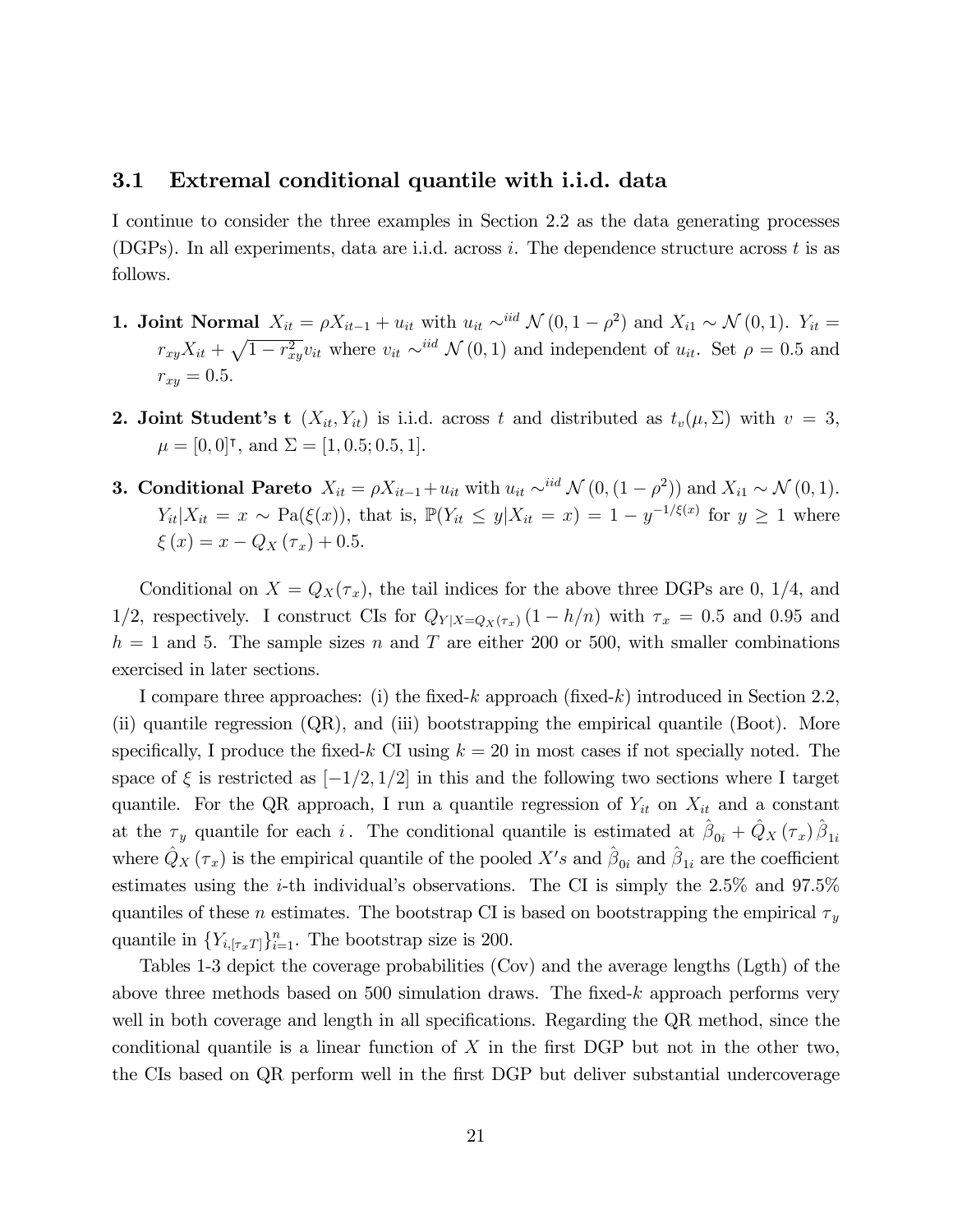### 3.1 Extremal conditional quantile with i.i.d. data

I continue to consider the three examples in Section 2.2 as the data generating processes (DGPs). In all experiments, data are i.i.d. across $i$. The dependence structure across $t$ is as follows.

1. **Joint Normal** $X_{it} = \rho X_{it-1} + u_{it}$ with $u_{it} \sim^{iid} \mathcal{N}(0, 1-\rho^2)$ and $X_{i1} \sim \mathcal{N}(0,1)$. $Y_{it} = r_{xy} X_{it} + \sqrt{1 - r_{xy}^2} v_{it}$ where $v_{it} \sim^{iid} \mathcal{N}(0,1)$ and independent of $u_{it}$. Set $\rho = 0.5$ and $r_{xy} = 0.5$.

2. **Joint Student's t** $(X_{it}, Y_{it})$ is i.i.d. across $t$ and distributed as $t_v(\mu, \Sigma)$ with $v = 3$, $\mu = [0, 0]^\intercal$, and $\Sigma = [1, 0.5; 0.5, 1]$.

3. **Conditional Pareto** $X_{it} = \rho X_{it-1} + u_{it}$ with $u_{it} \sim^{iid} \mathcal{N}(0, (1-\rho^2))$ and $X_{i1} \sim \mathcal{N}(0,1)$. $Y_{it} | X_{it} = x \sim \text{Pa}(\xi(x))$, that is, $\mathbb{P}(Y_{it} \leq y | X_{it} = x) = 1 - y^{-1/\xi(x)}$ for $y \geq 1$ where $\xi(x) = x - Q_X(\tau_x) + 0.5$.

Conditional on $X = Q_X(\tau_x)$, the tail indices for the above three DGPs are 0, 1/4, and 1/2, respectively. I construct CIs for $Q_{Y|X=Q_X(\tau_x)}(1 - h/n)$ with $\tau_x = 0.5$ and 0.95 and $h = 1$ and 5. The sample sizes $n$ and $T$ are either 200 or 500, with smaller combinations exercised in later sections.

I compare three approaches: (i) the fixed-$k$ approach (fixed-$k$) introduced in Section 2.2, (ii) quantile regression (QR), and (iii) bootstrapping the empirical quantile (Boot). More specifically, I produce the fixed-$k$ CI using $k = 20$ in most cases if not specially noted. The space of $\xi$ is restricted as $[-1/2, 1/2]$ in this and the following two sections where I target quantile. For the QR approach, I run a quantile regression of $Y_{it}$ on $X_{it}$ and a constant at the $\tau_y$ quantile for each $i$. The conditional quantile is estimated at $\hat{\beta}_{0i} + \hat{Q}_X(\tau_x)\hat{\beta}_{1i}$ where $\hat{Q}_X(\tau_x)$ is the empirical quantile of the pooled $X's$ and $\hat{\beta}_{0i}$ and $\hat{\beta}_{1i}$ are the coefficient estimates using the $i$-th individual's observations. The CI is simply the 2.5% and 97.5% quantiles of these $n$ estimates. The bootstrap CI is based on bootstrapping the empirical $\tau_y$ quantile in $\{Y_{i,[\tau_x T]}\}_{i=1}^{n}$. The bootstrap size is 200.

Tables 1-3 depict the coverage probabilities (Cov) and the average lengths (Lgth) of the above three methods based on 500 simulation draws. The fixed-$k$ approach performs very well in both coverage and length in all specifications. Regarding the QR method, since the conditional quantile is a linear function of $X$ in the first DGP but not in the other two, the CIs based on QR perform well in the first DGP but deliver substantial undercoverage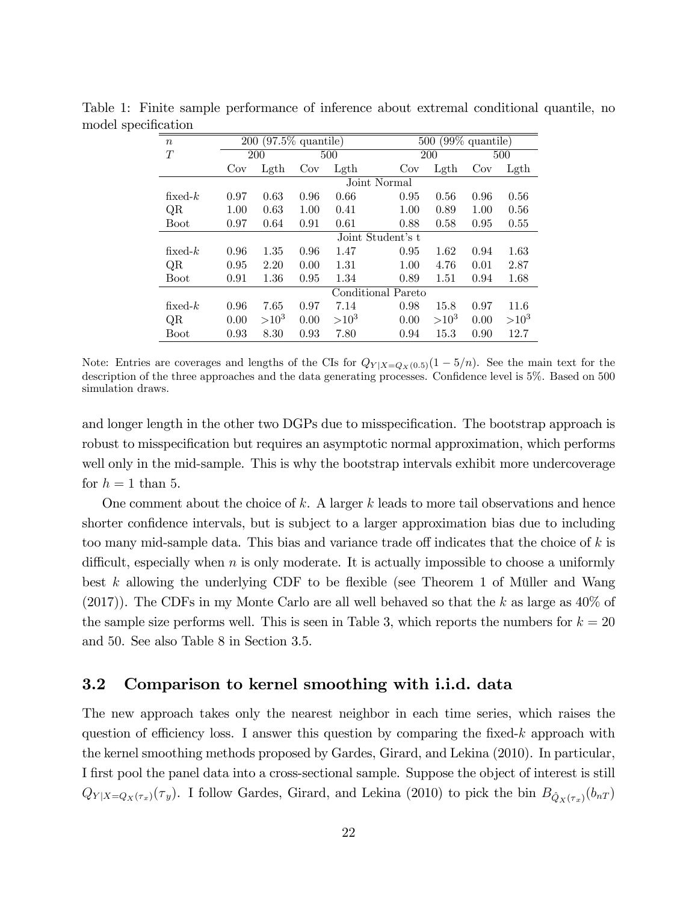Table 1: Finite sample performance of inference about extremal conditional quantile, no model specification

| $n$ | 200 (97.5% quantile) | | | | 500 (99% quantile) | | | |
|---|---|---|---|---|---|---|---|---|
| $T$ | 200 | | 500 | | 200 | | 500 | |
| | Cov | Lgth | Cov | Lgth | Cov | Lgth | Cov | Lgth |
| | Joint Normal | | | | | | | |
| fixed-$k$ | 0.97 | 0.63 | 0.96 | 0.66 | 0.95 | 0.56 | 0.96 | 0.56 |
| QR | 1.00 | 0.63 | 1.00 | 0.41 | 1.00 | 0.89 | 1.00 | 0.56 |
| Boot | 0.97 | 0.64 | 0.91 | 0.61 | 0.88 | 0.58 | 0.95 | 0.55 |
| | Joint Student's t | | | | | | | |
| fixed-$k$ | 0.96 | 1.35 | 0.96 | 1.47 | 0.95 | 1.62 | 0.94 | 1.63 |
| QR | 0.95 | 2.20 | 0.00 | 1.31 | 1.00 | 4.76 | 0.01 | 2.87 |
| Boot | 0.91 | 1.36 | 0.95 | 1.34 | 0.89 | 1.51 | 0.94 | 1.68 |
| | Conditional Pareto | | | | | | | |
| fixed-$k$ | 0.96 | 7.65 | 0.97 | 7.14 | 0.98 | 15.8 | 0.97 | 11.6 |
| QR | 0.00 | $>10^3$ | 0.00 | $>10^3$ | 0.00 | $>10^3$ | 0.00 | $>10^3$ |
| Boot | 0.93 | 8.30 | 0.93 | 7.80 | 0.94 | 15.3 | 0.90 | 12.7 |

Note: Entries are coverages and lengths of the CIs for $Q_{Y|X=Q_X(0.5)}(1-5/n)$. See the main text for the description of the three approaches and the data generating processes. Confidence level is 5%. Based on 500 simulation draws.

and longer length in the other two DGPs due to misspecification. The bootstrap approach is robust to misspecification but requires an asymptotic normal approximation, which performs well only in the mid-sample. This is why the bootstrap intervals exhibit more undercoverage for $h = 1$ than 5.

One comment about the choice of $k$. A larger $k$ leads to more tail observations and hence shorter confidence intervals, but is subject to a larger approximation bias due to including too many mid-sample data. This bias and variance trade off indicates that the choice of $k$ is difficult, especially when $n$ is only moderate. It is actually impossible to choose a uniformly best $k$ allowing the underlying CDF to be flexible (see Theorem 1 of Müller and Wang (2017)). The CDFs in my Monte Carlo are all well behaved so that the $k$ as large as 40% of the sample size performs well. This is seen in Table 3, which reports the numbers for $k = 20$ and 50. See also Table 8 in Section 3.5.

### 3.2 Comparison to kernel smoothing with i.i.d. data

The new approach takes only the nearest neighbor in each time series, which raises the question of efficiency loss. I answer this question by comparing the fixed-$k$ approach with the kernel smoothing methods proposed by Gardes, Girard, and Lekina (2010). In particular, I first pool the panel data into a cross-sectional sample. Suppose the object of interest is still $Q_{Y|X=Q_X(\tau_x)}(\tau_y)$. I follow Gardes, Girard, and Lekina (2010) to pick the bin $B_{\hat{Q}_X(\tau_x)}(b_{nT})$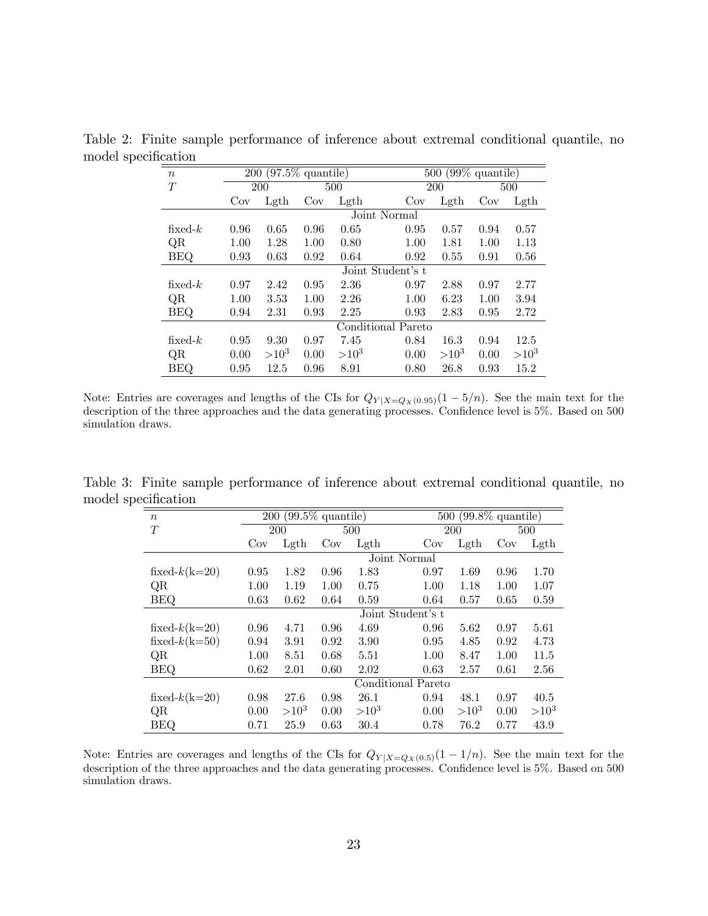Table 2: Finite sample performance of inference about extremal conditional quantile, no model specification

| $n$ | 200 (97.5% quantile) | | | | 500 (99% quantile) | | | |
|---|---|---|---|---|---|---|---|---|
| $T$ | 200 | | 500 | | 200 | | 500 | |
| | Cov | Lgth | Cov | Lgth | Cov | Lgth | Cov | Lgth |
| | Joint Normal | | | | | | | |
| fixed-$k$ | 0.96 | 0.65 | 0.96 | 0.65 | 0.95 | 0.57 | 0.94 | 0.57 |
| QR | 1.00 | 1.28 | 1.00 | 0.80 | 1.00 | 1.81 | 1.00 | 1.13 |
| BEQ | 0.93 | 0.63 | 0.92 | 0.64 | 0.92 | 0.55 | 0.91 | 0.56 |
| | Joint Student's t | | | | | | | |
| fixed-$k$ | 0.97 | 2.42 | 0.95 | 2.36 | 0.97 | 2.88 | 0.97 | 2.77 |
| QR | 1.00 | 3.53 | 1.00 | 2.26 | 1.00 | 6.23 | 1.00 | 3.94 |
| BEQ | 0.94 | 2.31 | 0.93 | 2.25 | 0.93 | 2.83 | 0.95 | 2.72 |
| | Conditional Pareto | | | | | | | |
| fixed-$k$ | 0.95 | 9.30 | 0.97 | 7.45 | 0.84 | 16.3 | 0.94 | 12.5 |
| QR | 0.00 | $>10^3$ | 0.00 | $>10^3$ | 0.00 | $>10^3$ | 0.00 | $>10^3$ |
| BEQ | 0.95 | 12.5 | 0.96 | 8.91 | 0.80 | 26.8 | 0.93 | 15.2 |

Note: Entries are coverages and lengths of the CIs for $Q_{Y|X=Q_X(0.95)}(1-5/n)$. See the main text for the description of the three approaches and the data generating processes. Confidence level is 5%. Based on 500 simulation draws.

Table 3: Finite sample performance of inference about extremal conditional quantile, no model specification

| $n$ | 200 (99.5% quantile) | | | | 500 (99.8% quantile) | | | |
|---|---|---|---|---|---|---|---|---|
| $T$ | 200 | | 500 | | 200 | | 500 | |
| | Cov | Lgth | Cov | Lgth | Cov | Lgth | Cov | Lgth |
| | Joint Normal | | | | | | | |
| fixed-$k$(k=20) | 0.95 | 1.82 | 0.96 | 1.83 | 0.97 | 1.69 | 0.96 | 1.70 |
| QR | 1.00 | 1.19 | 1.00 | 0.75 | 1.00 | 1.18 | 1.00 | 1.07 |
| BEQ | 0.63 | 0.62 | 0.64 | 0.59 | 0.64 | 0.57 | 0.65 | 0.59 |
| | Joint Student's t | | | | | | | |
| fixed-$k$(k=20) | 0.96 | 4.71 | 0.96 | 4.69 | 0.96 | 5.62 | 0.97 | 5.61 |
| fixed-$k$(k=50) | 0.94 | 3.91 | 0.92 | 3.90 | 0.95 | 4.85 | 0.92 | 4.73 |
| QR | 1.00 | 8.51 | 0.68 | 5.51 | 1.00 | 8.47 | 1.00 | 11.5 |
| BEQ | 0.62 | 2.01 | 0.60 | 2.02 | 0.63 | 2.57 | 0.61 | 2.56 |
| | Conditional Pareto | | | | | | | |
| fixed-$k$(k=20) | 0.98 | 27.6 | 0.98 | 26.1 | 0.94 | 48.1 | 0.97 | 40.5 |
| QR | 0.00 | $>10^3$ | 0.00 | $>10^3$ | 0.00 | $>10^3$ | 0.00 | $>10^3$ |
| BEQ | 0.71 | 25.9 | 0.63 | 30.4 | 0.78 | 76.2 | 0.77 | 43.9 |

Note: Entries are coverages and lengths of the CIs for $Q_{Y|X=Q_X(0.5)}(1-1/n)$. See the main text for the description of the three approaches and the data generating processes. Confidence level is 5%. Based on 500 simulation draws.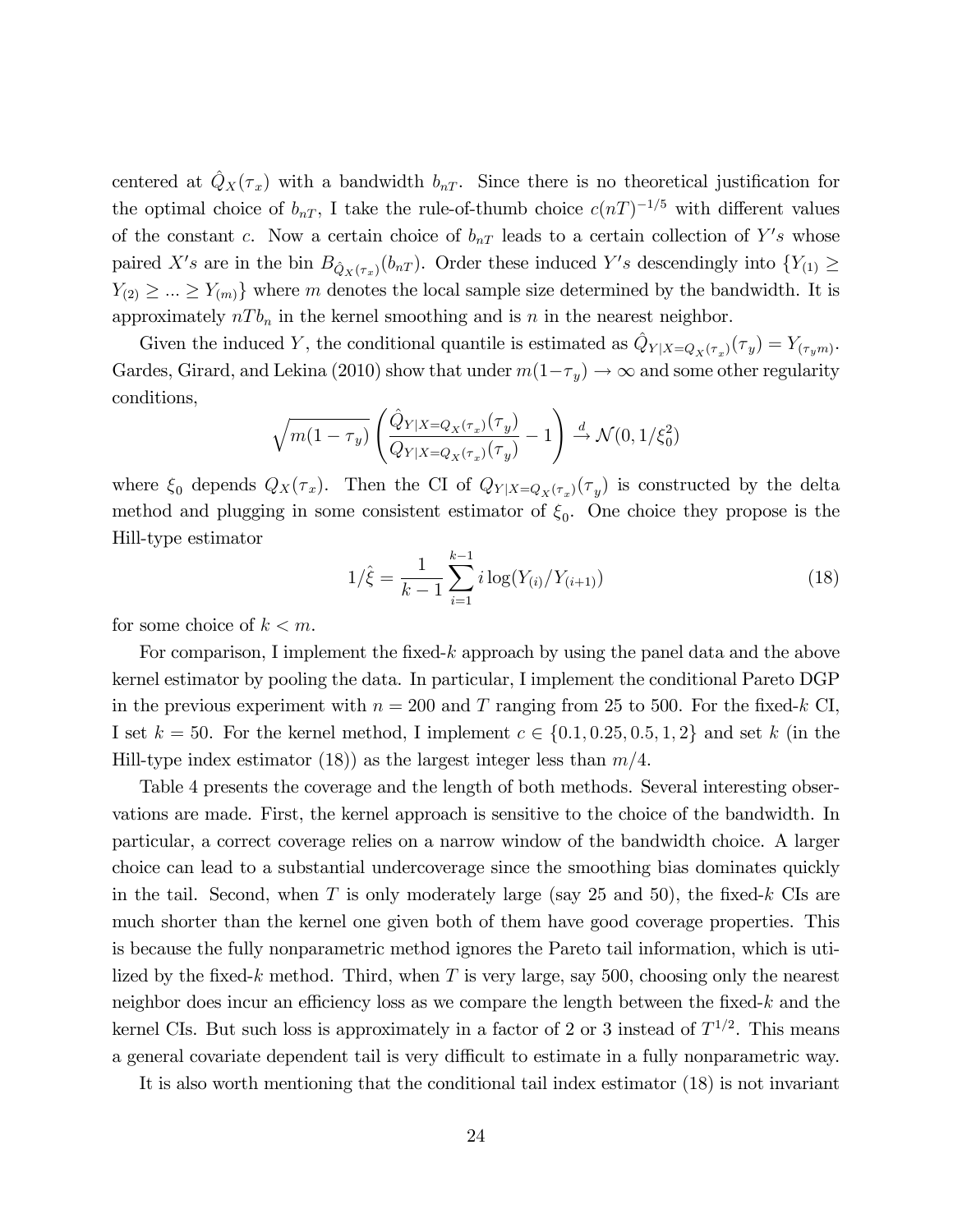centered at $\hat{Q}_X(\tau_x)$ with a bandwidth $b_{nT}$. Since there is no theoretical justification for the optimal choice of $b_{nT}$, I take the rule-of-thumb choice $c(nT)^{-1/5}$ with different values of the constant $c$. Now a certain choice of $b_{nT}$ leads to a certain collection of $Y's$ whose paired $X's$ are in the bin $B_{\hat{Q}_X(\tau_x)}(b_{nT})$. Order these induced $Y's$ descendingly into $\{Y_{(1)} \geq Y_{(2)} \geq ... \geq Y_{(m)}\}$ where $m$ denotes the local sample size determined by the bandwidth. It is approximately $nTb_n$ in the kernel smoothing and is $n$ in the nearest neighbor.

Given the induced $Y$, the conditional quantile is estimated as $\hat{Q}_{Y|X=Q_X(\tau_x)}(\tau_y) = Y_{(\tau_y m)}$. Gardes, Girard, and Lekina (2010) show that under $m(1-\tau_y) \to \infty$ and some other regularity conditions,

$$\sqrt{m(1-\tau_y)} \left( \frac{\hat{Q}_{Y|X=Q_X(\tau_x)}(\tau_y)}{Q_{Y|X=Q_X(\tau_x)}(\tau_y)} - 1 \right) \xrightarrow{d} \mathcal{N}(0, 1/\xi_0^2)$$

where $\xi_0$ depends $Q_X(\tau_x)$. Then the CI of $Q_{Y|X=Q_X(\tau_x)}(\tau_y)$ is constructed by the delta method and plugging in some consistent estimator of $\xi_0$. One choice they propose is the Hill-type estimator

$$1/\hat{\xi} = \frac{1}{k-1} \sum_{i=1}^{k-1} i \log(Y_{(i)}/Y_{(i+1)}) \tag{18}$$

for some choice of $k < m$.

For comparison, I implement the fixed-$k$ approach by using the panel data and the above kernel estimator by pooling the data. In particular, I implement the conditional Pareto DGP in the previous experiment with $n = 200$ and $T$ ranging from 25 to 500. For the fixed-$k$ CI, I set $k = 50$. For the kernel method, I implement $c \in \{0.1, 0.25, 0.5, 1, 2\}$ and set $k$ (in the Hill-type index estimator (18)) as the largest integer less than $m/4$.

Table 4 presents the coverage and the length of both methods. Several interesting observations are made. First, the kernel approach is sensitive to the choice of the bandwidth. In particular, a correct coverage relies on a narrow window of the bandwidth choice. A larger choice can lead to a substantial undercoverage since the smoothing bias dominates quickly in the tail. Second, when $T$ is only moderately large (say 25 and 50), the fixed-$k$ CIs are much shorter than the kernel one given both of them have good coverage properties. This is because the fully nonparametric method ignores the Pareto tail information, which is utilized by the fixed-$k$ method. Third, when $T$ is very large, say 500, choosing only the nearest neighbor does incur an efficiency loss as we compare the length between the fixed-$k$ and the kernel CIs. But such loss is approximately in a factor of 2 or 3 instead of $T^{1/2}$. This means a general covariate dependent tail is very difficult to estimate in a fully nonparametric way.

It is also worth mentioning that the conditional tail index estimator (18) is not invariant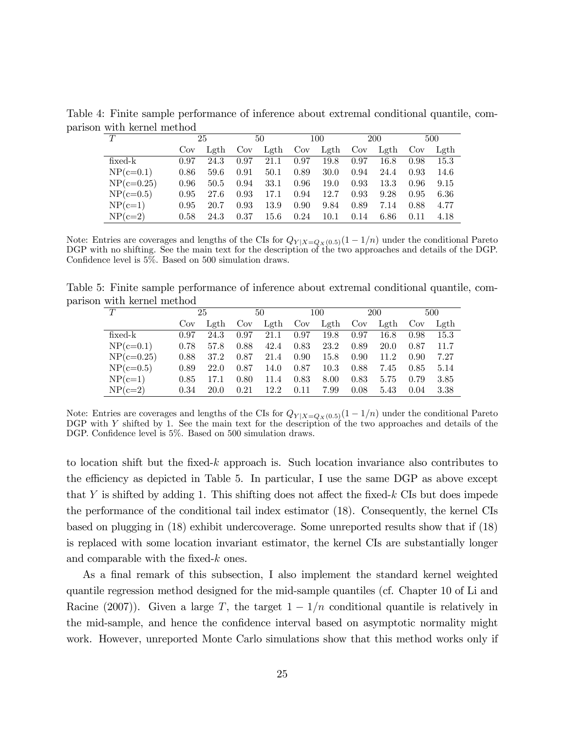Table 4: Finite sample performance of inference about extremal conditional quantile, comparison with kernel method

| $T$ | 25 | | 50 | | 100 | | 200 | | 500 | |
|---|---|---|---|---|---|---|---|---|---|---|
| | Cov | Lgth | Cov | Lgth | Cov | Lgth | Cov | Lgth | Cov | Lgth |
| fixed-k | 0.97 | 24.3 | 0.97 | 21.1 | 0.97 | 19.8 | 0.97 | 16.8 | 0.98 | 15.3 |
| NP(c=0.1) | 0.86 | 59.6 | 0.91 | 50.1 | 0.89 | 30.0 | 0.94 | 24.4 | 0.93 | 14.6 |
| NP(c=0.25) | 0.96 | 50.5 | 0.94 | 33.1 | 0.96 | 19.0 | 0.93 | 13.3 | 0.96 | 9.15 |
| NP(c=0.5) | 0.95 | 27.6 | 0.93 | 17.1 | 0.94 | 12.7 | 0.93 | 9.28 | 0.95 | 6.36 |
| NP(c=1) | 0.95 | 20.7 | 0.93 | 13.9 | 0.90 | 9.84 | 0.89 | 7.14 | 0.88 | 4.77 |
| NP(c=2) | 0.58 | 24.3 | 0.37 | 15.6 | 0.24 | 10.1 | 0.14 | 6.86 | 0.11 | 4.18 |

Note: Entries are coverages and lengths of the CIs for $Q_{Y|X=Q_X(0.5)}(1-1/n)$ under the conditional Pareto DGP with no shifting. See the main text for the description of the two approaches and details of the DGP. Confidence level is 5%. Based on 500 simulation draws.

Table 5: Finite sample performance of inference about extremal conditional quantile, comparison with kernel method

| $T$ | 25 | | 50 | | 100 | | 200 | | 500 | |
|---|---|---|---|---|---|---|---|---|---|---|
| | Cov | Lgth | Cov | Lgth | Cov | Lgth | Cov | Lgth | Cov | Lgth |
| fixed-k | 0.97 | 24.3 | 0.97 | 21.1 | 0.97 | 19.8 | 0.97 | 16.8 | 0.98 | 15.3 |
| NP(c=0.1) | 0.78 | 57.8 | 0.88 | 42.4 | 0.83 | 23.2 | 0.89 | 20.0 | 0.87 | 11.7 |
| NP(c=0.25) | 0.88 | 37.2 | 0.87 | 21.4 | 0.90 | 15.8 | 0.90 | 11.2 | 0.90 | 7.27 |
| NP(c=0.5) | 0.89 | 22.0 | 0.87 | 14.0 | 0.87 | 10.3 | 0.88 | 7.45 | 0.85 | 5.14 |
| NP(c=1) | 0.85 | 17.1 | 0.80 | 11.4 | 0.83 | 8.00 | 0.83 | 5.75 | 0.79 | 3.85 |
| NP(c=2) | 0.34 | 20.0 | 0.21 | 12.2 | 0.11 | 7.99 | 0.08 | 5.43 | 0.04 | 3.38 |

Note: Entries are coverages and lengths of the CIs for $Q_{Y|X=Q_X(0.5)}(1-1/n)$ under the conditional Pareto DGP with $Y$ shifted by 1. See the main text for the description of the two approaches and details of the DGP. Confidence level is 5%. Based on 500 simulation draws.

to location shift but the fixed-$k$ approach is. Such location invariance also contributes to the efficiency as depicted in Table 5. In particular, I use the same DGP as above except that $Y$ is shifted by adding 1. This shifting does not affect the fixed-$k$ CIs but does impede the performance of the conditional tail index estimator (18). Consequently, the kernel CIs based on plugging in (18) exhibit undercoverage. Some unreported results show that if (18) is replaced with some location invariant estimator, the kernel CIs are substantially longer and comparable with the fixed-$k$ ones.

As a final remark of this subsection, I also implement the standard kernel weighted quantile regression method designed for the mid-sample quantiles (cf. Chapter 10 of Li and Racine (2007)). Given a large $T$, the target $1-1/n$ conditional quantile is relatively in the mid-sample, and hence the confidence interval based on asymptotic normality might work. However, unreported Monte Carlo simulations show that this method works only if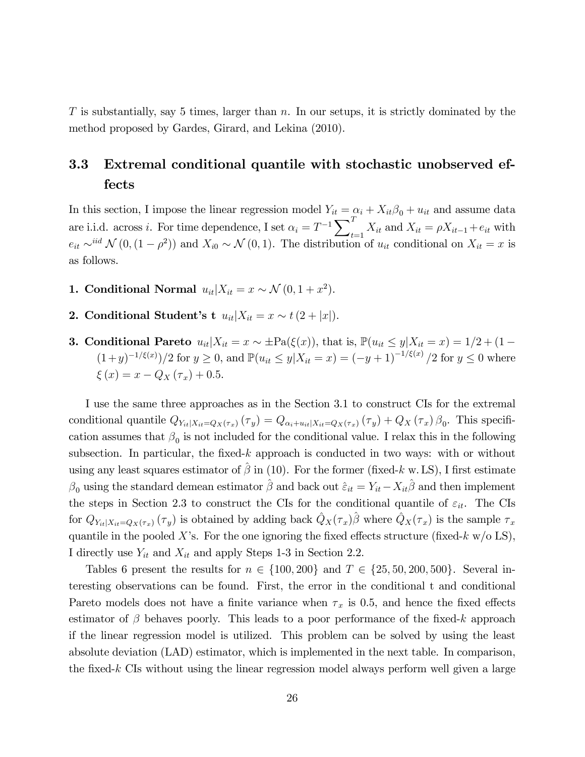$T$ is substantially, say 5 times, larger than $n$. In our setups, it is strictly dominated by the method proposed by Gardes, Girard, and Lekina (2010).

### 3.3 Extremal conditional quantile with stochastic unobserved effects

In this section, I impose the linear regression model $Y_{it} = \alpha_i + X_{it}\beta_0 + u_{it}$ and assume data are i.i.d. across $i$. For time dependence, I set $\alpha_i = T^{-1}\sum_{t=1}^{T} X_{it}$ and $X_{it} = \rho X_{it-1} + e_{it}$ with $e_{it} \sim^{iid} \mathcal{N}(0, (1-\rho^2))$ and $X_{i0} \sim \mathcal{N}(0,1)$. The distribution of $u_{it}$ conditional on $X_{it} = x$ is as follows.

1. **Conditional Normal** $u_{it}|X_{it} = x \sim \mathcal{N}(0, 1 + x^2)$.

2. **Conditional Student's t** $u_{it}|X_{it} = x \sim t(2 + |x|)$.

3. **Conditional Pareto** $u_{it}|X_{it} = x \sim \pm\text{Pa}(\xi(x))$, that is, $\mathbb{P}(u_{it} \leq y|X_{it} = x) = 1/2 + (1 - (1+y)^{-1/\xi(x)})/2$ for $y \geq 0$, and $\mathbb{P}(u_{it} \leq y|X_{it} = x) = (-y+1)^{-1/\xi(x)}/2$ for $y \leq 0$ where $\xi(x) = x - Q_X(\tau_x) + 0.5$.

I use the same three approaches as in the Section 3.1 to construct CIs for the extremal conditional quantile $Q_{Y_{it}|X_{it}=Q_X(\tau_x)}(\tau_y) = Q_{\alpha_i+u_{it}|X_{it}=Q_X(\tau_x)}(\tau_y) + Q_X(\tau_x)\beta_0$. This specification assumes that $\beta_0$ is not included for the conditional value. I relax this in the following subsection. In particular, the fixed-$k$ approach is conducted in two ways: with or without using any least squares estimator of $\hat{\beta}$ in (10). For the former (fixed-$k$ w. LS), I first estimate $\beta_0$ using the standard demean estimator $\hat{\beta}$ and back out $\hat{\varepsilon}_{it} = Y_{it} - X_{it}\hat{\beta}$ and then implement the steps in Section 2.3 to construct the CIs for the conditional quantile of $\varepsilon_{it}$. The CIs for $Q_{Y_{it}|X_{it}=Q_X(\tau_x)}(\tau_y)$ is obtained by adding back $\hat{Q}_X(\tau_x)\hat{\beta}$ where $\hat{Q}_X(\tau_x)$ is the sample $\tau_x$ quantile in the pooled $X$'s. For the one ignoring the fixed effects structure (fixed-$k$ w/o LS), I directly use $Y_{it}$ and $X_{it}$ and apply Steps 1-3 in Section 2.2.

Tables 6 present the results for $n \in \{100, 200\}$ and $T \in \{25, 50, 200, 500\}$. Several interesting observations can be found. First, the error in the conditional t and conditional Pareto models does not have a finite variance when $\tau_x$ is 0.5, and hence the fixed effects estimator of $\beta$ behaves poorly. This leads to a poor performance of the fixed-$k$ approach if the linear regression model is utilized. This problem can be solved by using the least absolute deviation (LAD) estimator, which is implemented in the next table. In comparison, the fixed-$k$ CIs without using the linear regression model always perform well given a large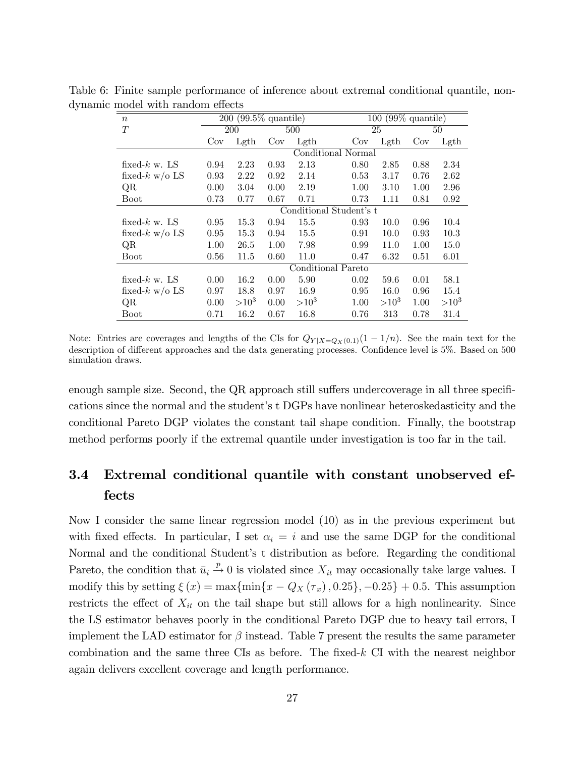Table 6: Finite sample performance of inference about extremal conditional quantile, non-dynamic model with random effects

| $n$ | 200 (99.5% quantile) | | | | 100 (99% quantile) | | | |
|---|---|---|---|---|---|---|---|---|
| $T$ | 200 | | 500 | | 25 | | 50 | |
| | Cov | Lgth | Cov | Lgth | Cov | Lgth | Cov | Lgth |
| | Conditional Normal | | | | | | | |
| fixed-$k$ w. LS | 0.94 | 2.23 | 0.93 | 2.13 | 0.80 | 2.85 | 0.88 | 2.34 |
| fixed-$k$ w/o LS | 0.93 | 2.22 | 0.92 | 2.14 | 0.53 | 3.17 | 0.76 | 2.62 |
| QR | 0.00 | 3.04 | 0.00 | 2.19 | 1.00 | 3.10 | 1.00 | 2.96 |
| Boot | 0.73 | 0.77 | 0.67 | 0.71 | 0.73 | 1.11 | 0.81 | 0.92 |
| | Conditional Student's t | | | | | | | |
| fixed-$k$ w. LS | 0.95 | 15.3 | 0.94 | 15.5 | 0.93 | 10.0 | 0.96 | 10.4 |
| fixed-$k$ w/o LS | 0.95 | 15.3 | 0.94 | 15.5 | 0.91 | 10.0 | 0.93 | 10.3 |
| QR | 1.00 | 26.5 | 1.00 | 7.98 | 0.99 | 11.0 | 1.00 | 15.0 |
| Boot | 0.56 | 11.5 | 0.60 | 11.0 | 0.47 | 6.32 | 0.51 | 6.01 |
| | Conditional Pareto | | | | | | | |
| fixed-$k$ w. LS | 0.00 | 16.2 | 0.00 | 5.90 | 0.02 | 59.6 | 0.01 | 58.1 |
| fixed-$k$ w/o LS | 0.97 | 18.8 | 0.97 | 16.9 | 0.95 | 16.0 | 0.96 | 15.4 |
| QR | 0.00 | $>10^3$ | 0.00 | $>10^3$ | 1.00 | $>10^3$ | 1.00 | $>10^3$ |
| Boot | 0.71 | 16.2 | 0.67 | 16.8 | 0.76 | 313 | 0.78 | 31.4 |

Note: Entries are coverages and lengths of the CIs for $Q_{Y|X=Q_X(0.1)}(1-1/n)$. See the main text for the description of different approaches and the data generating processes. Confidence level is 5%. Based on 500 simulation draws.

enough sample size. Second, the QR approach still suffers undercoverage in all three specifications since the normal and the student's t DGPs have nonlinear heteroskedasticity and the conditional Pareto DGP violates the constant tail shape condition. Finally, the bootstrap method performs poorly if the extremal quantile under investigation is too far in the tail.

## 3.4 Extremal conditional quantile with constant unobserved effects

Now I consider the same linear regression model (10) as in the previous experiment but with fixed effects. In particular, I set $\alpha_i = i$ and use the same DGP for the conditional Normal and the conditional Student's t distribution as before. Regarding the conditional Pareto, the condition that $\bar{u}_i \xrightarrow{p} 0$ is violated since $X_{it}$ may occasionally take large values. I modify this by setting $\xi(x) = \max\{\min\{x - Q_X(\tau_x), 0.25\}, -0.25\} + 0.5$. This assumption restricts the effect of $X_{it}$ on the tail shape but still allows for a high nonlinearity. Since the LS estimator behaves poorly in the conditional Pareto DGP due to heavy tail errors, I implement the LAD estimator for $\beta$ instead. Table 7 present the results the same parameter combination and the same three CIs as before. The fixed-$k$ CI with the nearest neighbor again delivers excellent coverage and length performance.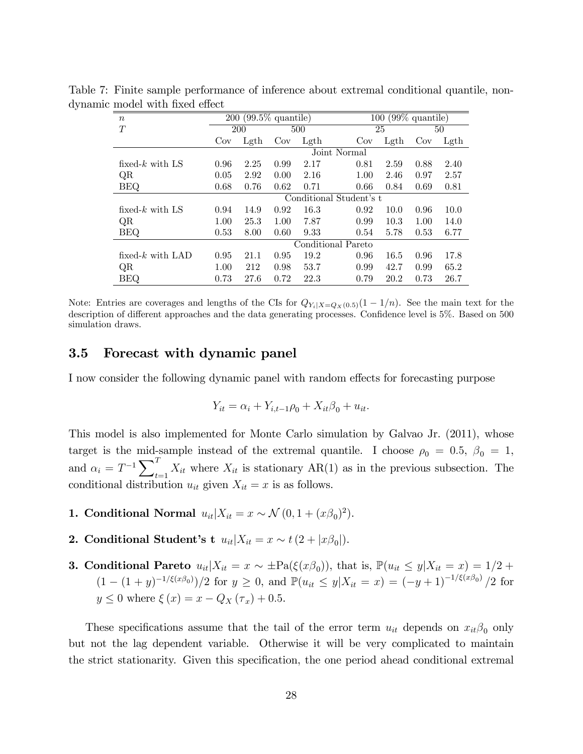Table 7: Finite sample performance of inference about extremal conditional quantile, non-dynamic model with fixed effect

| $n$ | 200 (99.5% quantile) | | | | 100 (99% quantile) | | | |
|---|---|---|---|---|---|---|---|---|
| $T$ | 200 | | 500 | | 25 | | 50 | |
| | Cov | Lgth | Cov | Lgth | Cov | Lgth | Cov | Lgth |
| | Joint Normal | | | | | | | |
| fixed-$k$ with LS | 0.96 | 2.25 | 0.99 | 2.17 | 0.81 | 2.59 | 0.88 | 2.40 |
| QR | 0.05 | 2.92 | 0.00 | 2.16 | 1.00 | 2.46 | 0.97 | 2.57 |
| BEQ | 0.68 | 0.76 | 0.62 | 0.71 | 0.66 | 0.84 | 0.69 | 0.81 |
| | Conditional Student's t | | | | | | | |
| fixed-$k$ with LS | 0.94 | 14.9 | 0.92 | 16.3 | 0.92 | 10.0 | 0.96 | 10.0 |
| QR | 1.00 | 25.3 | 1.00 | 7.87 | 0.99 | 10.3 | 1.00 | 14.0 |
| BEQ | 0.53 | 8.00 | 0.60 | 9.33 | 0.54 | 5.78 | 0.53 | 6.77 |
| | Conditional Pareto | | | | | | | |
| fixed-$k$ with LAD | 0.95 | 21.1 | 0.95 | 19.2 | 0.96 | 16.5 | 0.96 | 17.8 |
| QR | 1.00 | 212 | 0.98 | 53.7 | 0.99 | 42.7 | 0.99 | 65.2 |
| BEQ | 0.73 | 27.6 | 0.72 | 22.3 | 0.79 | 20.2 | 0.73 | 26.7 |

Note: Entries are coverages and lengths of the CIs for $Q_{Y_i|X=Q_X(0.5)}(1-1/n)$. See the main text for the description of different approaches and the data generating processes. Confidence level is 5%. Based on 500 simulation draws.

### 3.5 Forecast with dynamic panel

I now consider the following dynamic panel with random effects for forecasting purpose

$$Y_{it} = \alpha_i + Y_{i,t-1}\rho_0 + X_{it}\beta_0 + u_{it}.$$

This model is also implemented for Monte Carlo simulation by Galvao Jr. (2011), whose target is the mid-sample instead of the extremal quantile. I choose $\rho_0 = 0.5$, $\beta_0 = 1$, and $\alpha_i = T^{-1}\sum_{t=1}^{T} X_{it}$ where $X_{it}$ is stationary AR(1) as in the previous subsection. The conditional distribution $u_{it}$ given $X_{it} = x$ is as follows.

1. **Conditional Normal** $u_{it}|X_{it} = x \sim \mathcal{N}(0, 1 + (x\beta_0)^2)$.
2. **Conditional Student's t** $u_{it}|X_{it} = x \sim t(2 + |x\beta_0|)$.
3. **Conditional Pareto** $u_{it}|X_{it} = x \sim \pm\text{Pa}(\xi(x\beta_0))$, that is, $\mathbb{P}(u_{it} \leq y|X_{it} = x) = 1/2 + (1 - (1+y)^{-1/\xi(x\beta_0)})/2$ for $y \geq 0$, and $\mathbb{P}(u_{it} \leq y|X_{it} = x) = (-y+1)^{-1/\xi(x\beta_0)}/2$ for $y \leq 0$ where $\xi(x) = x - Q_X(\tau_x) + 0.5$.

These specifications assume that the tail of the error term $u_{it}$ depends on $x_{it}\beta_0$ only but not the lag dependent variable. Otherwise it will be very complicated to maintain the strict stationarity. Given this specification, the one period ahead conditional extremal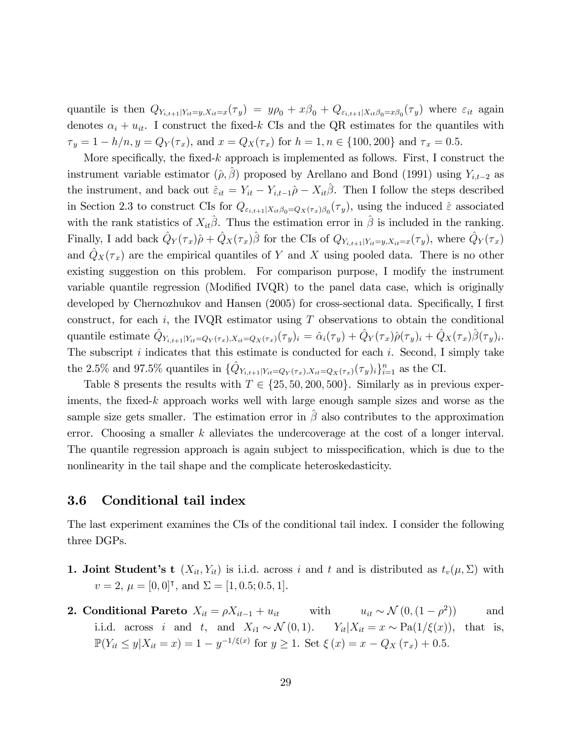quantile is then $Q_{Y_{i,t+1}|Y_{it}=y,X_{it}=x}(\tau_y) = y\rho_0 + x\beta_0 + Q_{\varepsilon_{i,t+1}|X_{it}\beta_0=x\beta_0}(\tau_y)$ where $\varepsilon_{it}$ again denotes $\alpha_i + u_{it}$. I construct the fixed-$k$ CIs and the QR estimates for the quantiles with $\tau_y = 1 - h/n, y = Q_Y(\tau_x)$, and $x = Q_X(\tau_x)$ for $h = 1, n \in \{100, 200\}$ and $\tau_x = 0.5$.

More specifically, the fixed-$k$ approach is implemented as follows. First, I construct the instrument variable estimator $(\hat{\rho}, \hat{\beta})$ proposed by Arellano and Bond (1991) using $Y_{i,t-2}$ as the instrument, and back out $\hat{\varepsilon}_{it} = Y_{it} - Y_{i,t-1}\hat{\rho} - X_{it}\hat{\beta}$. Then I follow the steps described in Section 2.3 to construct CIs for $Q_{\varepsilon_{i,t+1}|X_{it}\beta_0=Q_X(\tau_x)\beta_0}(\tau_y)$, using the induced $\hat{\varepsilon}$ associated with the rank statistics of $X_{it}\hat{\beta}$. Thus the estimation error in $\hat{\beta}$ is included in the ranking. Finally, I add back $\hat{Q}_Y(\tau_x)\hat{\rho} + \hat{Q}_X(\tau_x)\hat{\beta}$ for the CIs of $Q_{Y_{i,t+1}|Y_{it}=y,X_{it}=x}(\tau_y)$, where $\hat{Q}_Y(\tau_x)$ and $\hat{Q}_X(\tau_x)$ are the empirical quantiles of $Y$ and $X$ using pooled data. There is no other existing suggestion on this problem. For comparison purpose, I modify the instrument variable quantile regression (Modified IVQR) to the panel data case, which is originally developed by Chernozhukov and Hansen (2005) for cross-sectional data. Specifically, I first construct, for each $i$, the IVQR estimator using $T$ observations to obtain the conditional quantile estimate $\hat{Q}_{Y_{i,t+1}|Y_{it}=Q_Y(\tau_x),X_{it}=Q_X(\tau_x)}(\tau_y)_i = \hat{\alpha}_i(\tau_y) + \hat{Q}_Y(\tau_x)\hat{\rho}(\tau_y)_i + \hat{Q}_X(\tau_x)\hat{\beta}(\tau_y)_i$. The subscript $i$ indicates that this estimate is conducted for each $i$. Second, I simply take the 2.5% and 97.5% quantiles in $\{\hat{Q}_{Y_{i,t+1}|Y_{it}=Q_Y(\tau_x),X_{it}=Q_X(\tau_x)}(\tau_y)_i\}_{i=1}^n$ as the CI.

Table 8 presents the results with $T \in \{25, 50, 200, 500\}$. Similarly as in previous experiments, the fixed-$k$ approach works well with large enough sample sizes and worse as the sample size gets smaller. The estimation error in $\hat{\beta}$ also contributes to the approximation error. Choosing a smaller $k$ alleviates the undercoverage at the cost of a longer interval. The quantile regression approach is again subject to misspecification, which is due to the nonlinearity in the tail shape and the complicate heteroskedasticity.

### 3.6 Conditional tail index

The last experiment examines the CIs of the conditional tail index. I consider the following three DGPs.

1. **Joint Student's t** $(X_{it}, Y_{it})$ is i.i.d. across $i$ and $t$ and is distributed as $t_v(\mu, \Sigma)$ with $v = 2$, $\mu = [0, 0]^\intercal$, and $\Sigma = [1, 0.5; 0.5, 1]$.

2. **Conditional Pareto** $X_{it} = \rho X_{it-1} + u_{it}$ with $u_{it} \sim \mathcal{N}(0, (1 - \rho^2))$ and i.i.d. across $i$ and $t$, and $X_{i1} \sim \mathcal{N}(0, 1)$. $Y_{it}|X_{it} = x \sim \text{Pa}(1/\xi(x))$, that is, $\mathbb{P}(Y_{it} \le y|X_{it} = x) = 1 - y^{-1/\xi(x)}$ for $y \ge 1$. Set $\xi(x) = x - Q_X(\tau_x) + 0.5$.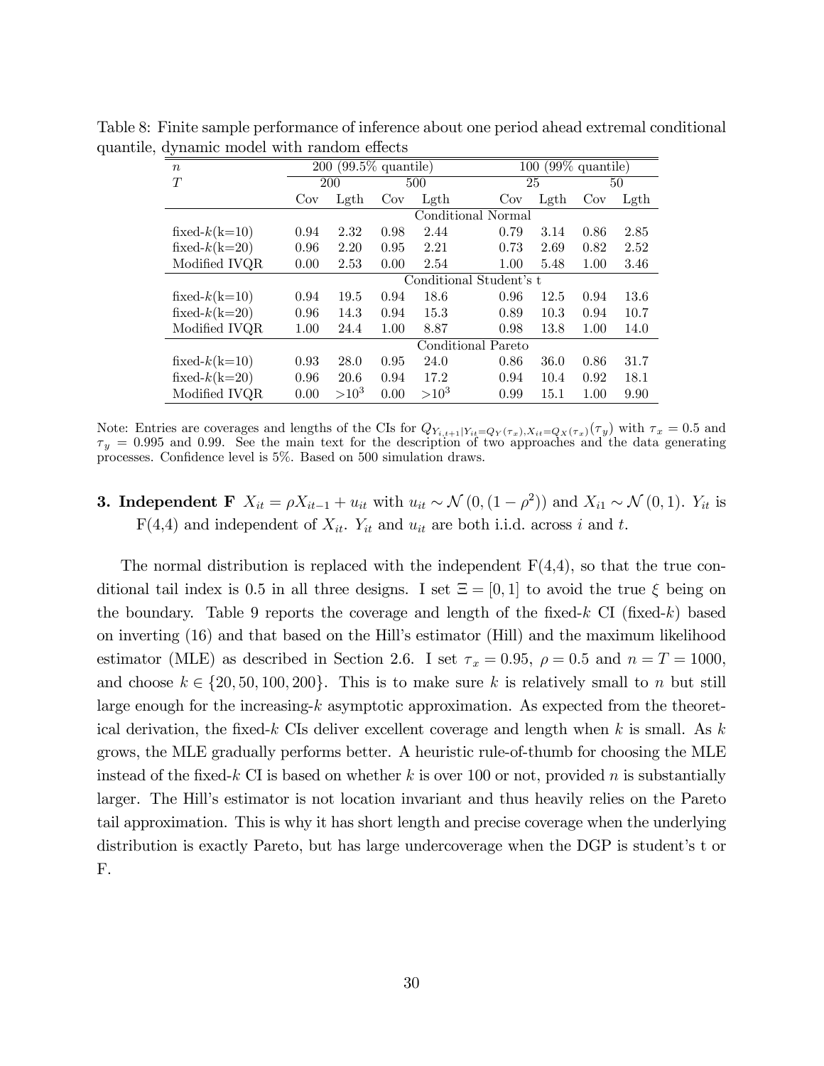Table 8: Finite sample performance of inference about one period ahead extremal conditional quantile, dynamic model with random effects

| $n$ | 200 (99.5% quantile) | | | | 100 (99% quantile) | | | |
|---|---|---|---|---|---|---|---|---|
| $T$ | 200 | | 500 | | 25 | | 50 | |
| | Cov | Lgth | Cov | Lgth | Cov | Lgth | Cov | Lgth |
| | Conditional Normal | | | | | | | |
| fixed-$k$(k=10) | 0.94 | 2.32 | 0.98 | 2.44 | 0.79 | 3.14 | 0.86 | 2.85 |
| fixed-$k$(k=20) | 0.96 | 2.20 | 0.95 | 2.21 | 0.73 | 2.69 | 0.82 | 2.52 |
| Modified IVQR | 0.00 | 2.53 | 0.00 | 2.54 | 1.00 | 5.48 | 1.00 | 3.46 |
| | Conditional Student's t | | | | | | | |
| fixed-$k$(k=10) | 0.94 | 19.5 | 0.94 | 18.6 | 0.96 | 12.5 | 0.94 | 13.6 |
| fixed-$k$(k=20) | 0.96 | 14.3 | 0.94 | 15.3 | 0.89 | 10.3 | 0.94 | 10.7 |
| Modified IVQR | 1.00 | 24.4 | 1.00 | 8.87 | 0.98 | 13.8 | 1.00 | 14.0 |
| | Conditional Pareto | | | | | | | |
| fixed-$k$(k=10) | 0.93 | 28.0 | 0.95 | 24.0 | 0.86 | 36.0 | 0.86 | 31.7 |
| fixed-$k$(k=20) | 0.96 | 20.6 | 0.94 | 17.2 | 0.94 | 10.4 | 0.92 | 18.1 |
| Modified IVQR | 0.00 | $>10^3$ | 0.00 | $>10^3$ | 0.99 | 15.1 | 1.00 | 9.90 |

Note: Entries are coverages and lengths of the CIs for $Q_{Y_{i,t+1}|Y_{it}=Q_Y(\tau_x),X_{it}=Q_X(\tau_x)}(\tau_y)$ with $\tau_x = 0.5$ and $\tau_y = 0.995$ and 0.99. See the main text for the description of two approaches and the data generating processes. Confidence level is 5%. Based on 500 simulation draws.

**3. Independent F** $X_{it} = \rho X_{it-1} + u_{it}$ with $u_{it} \sim \mathcal{N}(0, (1-\rho^2))$ and $X_{i1} \sim \mathcal{N}(0,1)$. $Y_{it}$ is F(4,4) and independent of $X_{it}$. $Y_{it}$ and $u_{it}$ are both i.i.d. across $i$ and $t$.

The normal distribution is replaced with the independent F(4,4), so that the true conditional tail index is 0.5 in all three designs. I set $\Xi = [0,1]$ to avoid the true $\xi$ being on the boundary. Table 9 reports the coverage and length of the fixed-$k$ CI (fixed-$k$) based on inverting (16) and that based on the Hill's estimator (Hill) and the maximum likelihood estimator (MLE) as described in Section 2.6. I set $\tau_x = 0.95$, $\rho = 0.5$ and $n = T = 1000$, and choose $k \in \{20, 50, 100, 200\}$. This is to make sure $k$ is relatively small to $n$ but still large enough for the increasing-$k$ asymptotic approximation. As expected from the theoretical derivation, the fixed-$k$ CIs deliver excellent coverage and length when $k$ is small. As $k$ grows, the MLE gradually performs better. A heuristic rule-of-thumb for choosing the MLE instead of the fixed-$k$ CI is based on whether $k$ is over 100 or not, provided $n$ is substantially larger. The Hill's estimator is not location invariant and thus heavily relies on the Pareto tail approximation. This is why it has short length and precise coverage when the underlying distribution is exactly Pareto, but has large undercoverage when the DGP is student's t or F.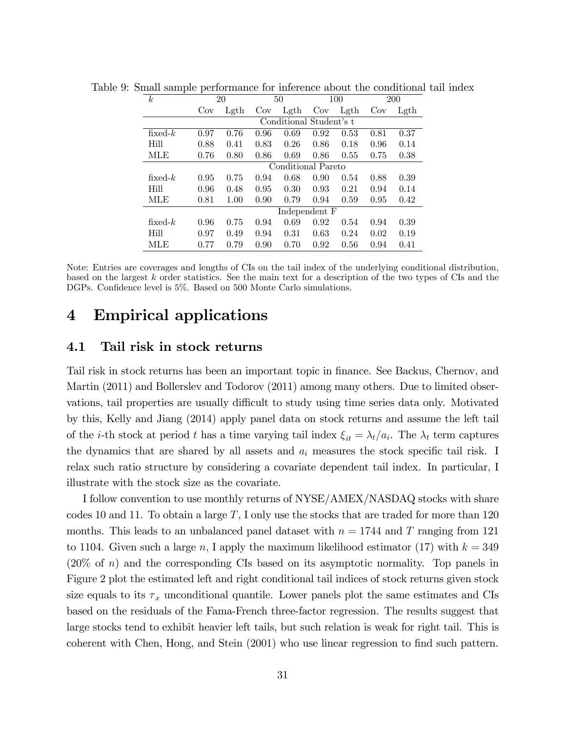Table 9: Small sample performance for inference about the conditional tail index

| $k$ | 20 | | 50 | | 100 | | 200 | |
|---|---|---|---|---|---|---|---|---|
| | Cov | Lgth | Cov | Lgth | Cov | Lgth | Cov | Lgth |
| | Conditional Student's t | | | | | | | |
| fixed-$k$ | 0.97 | 0.76 | 0.96 | 0.69 | 0.92 | 0.53 | 0.81 | 0.37 |
| Hill | 0.88 | 0.41 | 0.83 | 0.26 | 0.86 | 0.18 | 0.96 | 0.14 |
| MLE | 0.76 | 0.80 | 0.86 | 0.69 | 0.86 | 0.55 | 0.75 | 0.38 |
| | Conditional Pareto | | | | | | | |
| fixed-$k$ | 0.95 | 0.75 | 0.94 | 0.68 | 0.90 | 0.54 | 0.88 | 0.39 |
| Hill | 0.96 | 0.48 | 0.95 | 0.30 | 0.93 | 0.21 | 0.94 | 0.14 |
| MLE | 0.81 | 1.00 | 0.90 | 0.79 | 0.94 | 0.59 | 0.95 | 0.42 |
| | Independent F | | | | | | | |
| fixed-$k$ | 0.96 | 0.75 | 0.94 | 0.69 | 0.92 | 0.54 | 0.94 | 0.39 |
| Hill | 0.97 | 0.49 | 0.94 | 0.31 | 0.63 | 0.24 | 0.02 | 0.19 |
| MLE | 0.77 | 0.79 | 0.90 | 0.70 | 0.92 | 0.56 | 0.94 | 0.41 |

Note: Entries are coverages and lengths of CIs on the tail index of the underlying conditional distribution, based on the largest $k$ order statistics. See the main text for a description of the two types of CIs and the DGPs. Confidence level is 5%. Based on 500 Monte Carlo simulations.

# 4 Empirical applications

## 4.1 Tail risk in stock returns

Tail risk in stock returns has been an important topic in finance. See Backus, Chernov, and Martin (2011) and Bollerslev and Todorov (2011) among many others. Due to limited observations, tail properties are usually difficult to study using time series data only. Motivated by this, Kelly and Jiang (2014) apply panel data on stock returns and assume the left tail of the $i$-th stock at period $t$ has a time varying tail index $\xi_{it} = \lambda_t / a_i$. The $\lambda_t$ term captures the dynamics that are shared by all assets and $a_i$ measures the stock specific tail risk. I relax such ratio structure by considering a covariate dependent tail index. In particular, I illustrate with the stock size as the covariate.

I follow convention to use monthly returns of NYSE/AMEX/NASDAQ stocks with share codes 10 and 11. To obtain a large $T$, I only use the stocks that are traded for more than 120 months. This leads to an unbalanced panel dataset with $n = 1744$ and $T$ ranging from 121 to 1104. Given such a large $n$, I apply the maximum likelihood estimator (17) with $k = 349$ (20% of $n$) and the corresponding CIs based on its asymptotic normality. Top panels in Figure 2 plot the estimated left and right conditional tail indices of stock returns given stock size equals to its $\tau_x$ unconditional quantile. Lower panels plot the same estimates and CIs based on the residuals of the Fama-French three-factor regression. The results suggest that large stocks tend to exhibit heavier left tails, but such relation is weak for right tail. This is coherent with Chen, Hong, and Stein (2001) who use linear regression to find such pattern.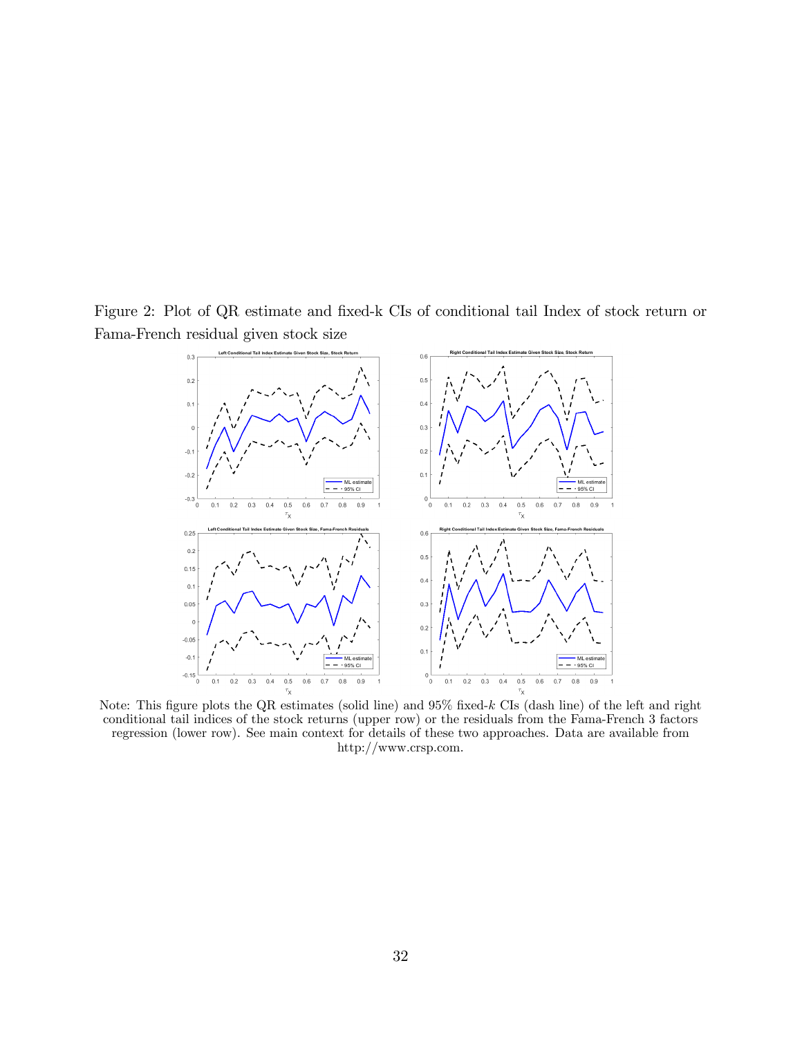Figure 2: Plot of QR estimate and fixed-k CIs of conditional tail Index of stock return or Fama-French residual given stock size

Note: This figure plots the QR estimates (solid line) and 95% fixed-$k$ CIs (dash line) of the left and right conditional tail indices of the stock returns (upper row) or the residuals from the Fama-French 3 factors regression (lower row). See main context for details of these two approaches. Data are available from http://www.crsp.com.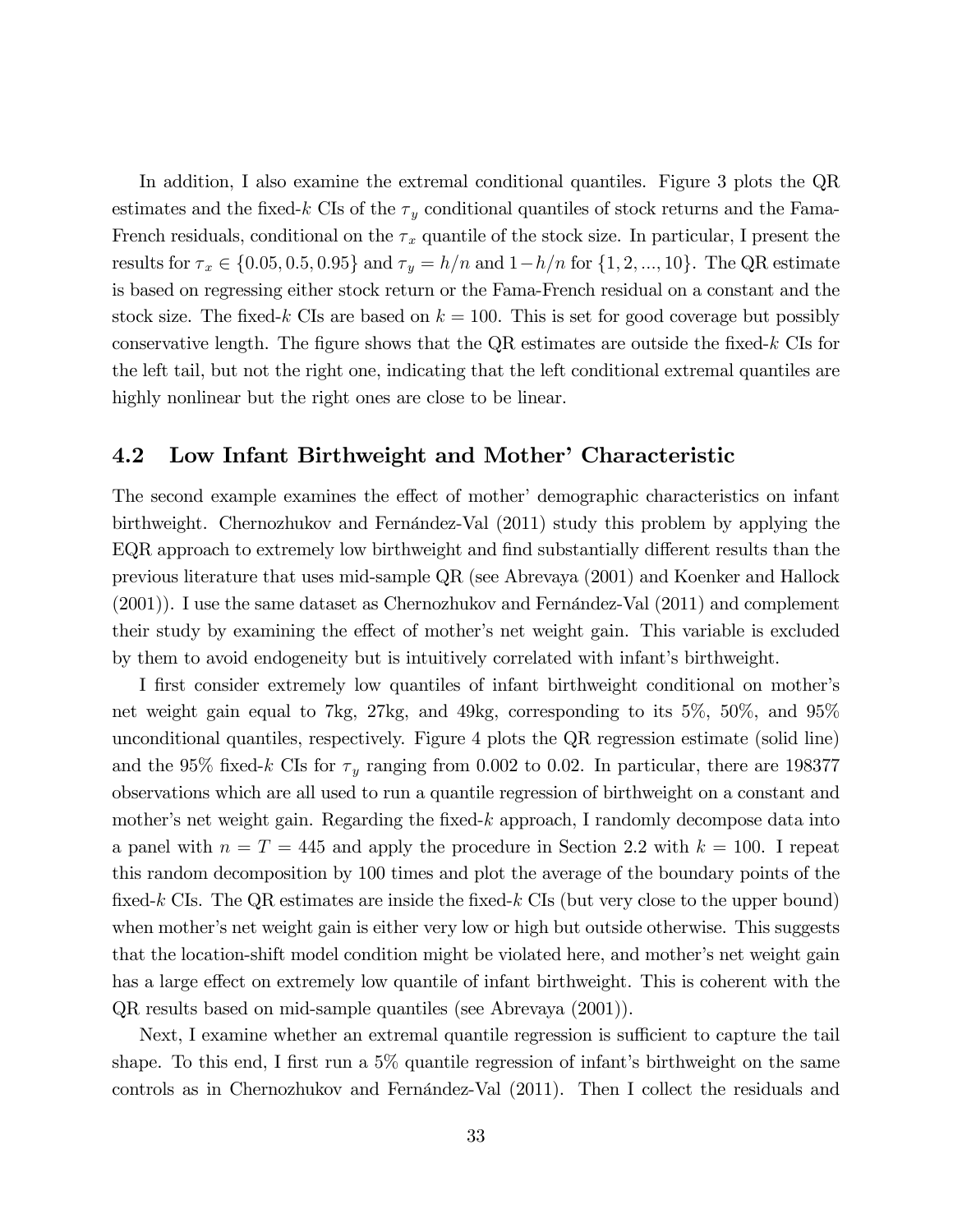In addition, I also examine the extremal conditional quantiles. Figure 3 plots the QR estimates and the fixed-$k$ CIs of the $\tau_y$ conditional quantiles of stock returns and the Fama-French residuals, conditional on the $\tau_x$ quantile of the stock size. In particular, I present the results for $\tau_x \in \{0.05, 0.5, 0.95\}$ and $\tau_y = h/n$ and $1-h/n$ for $\{1, 2, ..., 10\}$. The QR estimate is based on regressing either stock return or the Fama-French residual on a constant and the stock size. The fixed-$k$ CIs are based on $k = 100$. This is set for good coverage but possibly conservative length. The figure shows that the QR estimates are outside the fixed-$k$ CIs for the left tail, but not the right one, indicating that the left conditional extremal quantiles are highly nonlinear but the right ones are close to be linear.

## 4.2 Low Infant Birthweight and Mother' Characteristic

The second example examines the effect of mother' demographic characteristics on infant birthweight. Chernozhukov and Fernández-Val (2011) study this problem by applying the EQR approach to extremely low birthweight and find substantially different results than the previous literature that uses mid-sample QR (see Abrevaya (2001) and Koenker and Hallock (2001)). I use the same dataset as Chernozhukov and Fernández-Val (2011) and complement their study by examining the effect of mother's net weight gain. This variable is excluded by them to avoid endogeneity but is intuitively correlated with infant's birthweight.

I first consider extremely low quantiles of infant birthweight conditional on mother's net weight gain equal to 7kg, 27kg, and 49kg, corresponding to its 5%, 50%, and 95% unconditional quantiles, respectively. Figure 4 plots the QR regression estimate (solid line) and the 95% fixed-$k$ CIs for $\tau_y$ ranging from 0.002 to 0.02. In particular, there are 198377 observations which are all used to run a quantile regression of birthweight on a constant and mother's net weight gain. Regarding the fixed-$k$ approach, I randomly decompose data into a panel with $n = T = 445$ and apply the procedure in Section 2.2 with $k = 100$. I repeat this random decomposition by 100 times and plot the average of the boundary points of the fixed-$k$ CIs. The QR estimates are inside the fixed-$k$ CIs (but very close to the upper bound) when mother's net weight gain is either very low or high but outside otherwise. This suggests that the location-shift model condition might be violated here, and mother's net weight gain has a large effect on extremely low quantile of infant birthweight. This is coherent with the QR results based on mid-sample quantiles (see Abrevaya (2001)).

Next, I examine whether an extremal quantile regression is sufficient to capture the tail shape. To this end, I first run a 5% quantile regression of infant's birthweight on the same controls as in Chernozhukov and Fernández-Val (2011). Then I collect the residuals and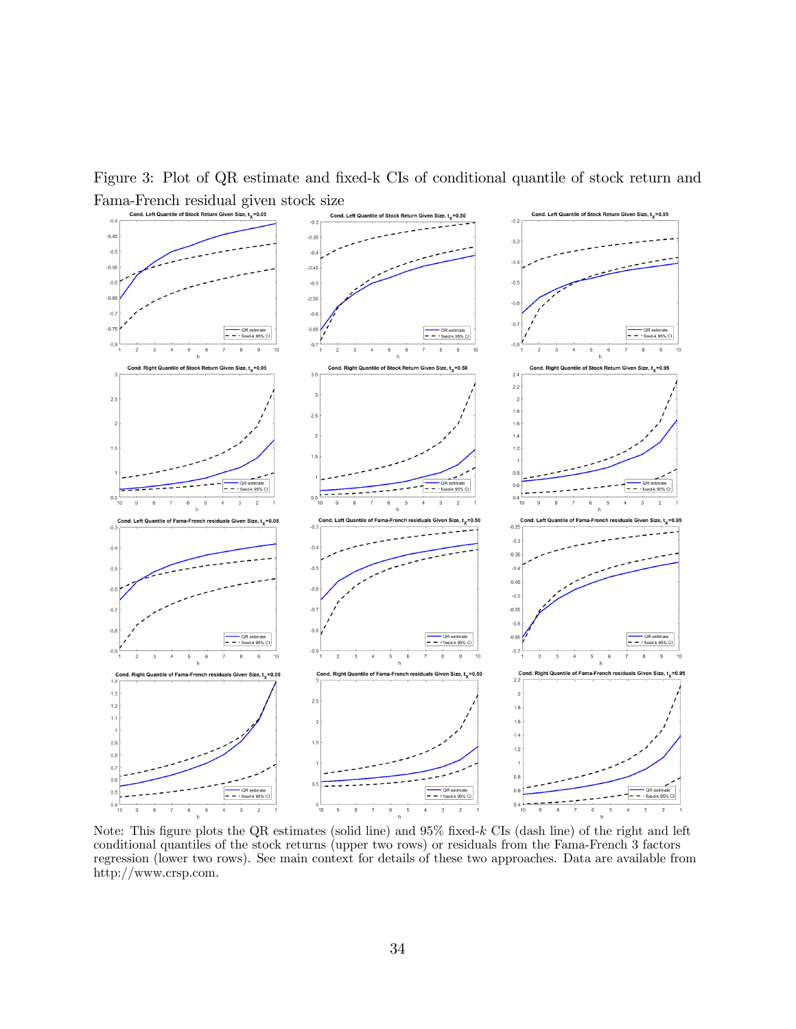Figure 3: Plot of QR estimate and fixed-k CIs of conditional quantile of stock return and Fama-French residual given stock size

Note: This figure plots the QR estimates (solid line) and 95% fixed-$k$ CIs (dash line) of the right and left conditional quantiles of the stock returns (upper two rows) or residuals from the Fama-French 3 factors regression (lower two rows). See main context for details of these two approaches. Data are available from http://www.crsp.com.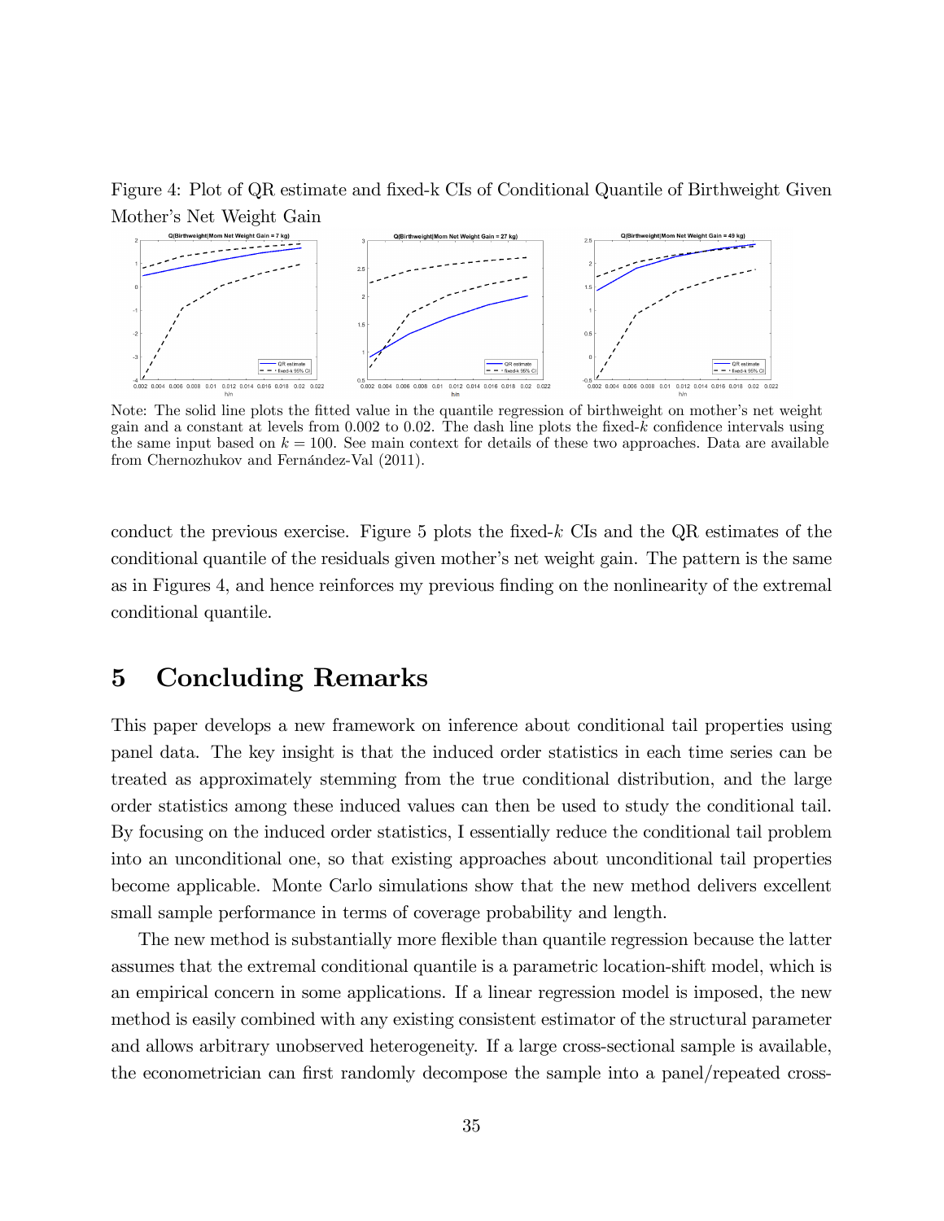Figure 4: Plot of QR estimate and fixed-k CIs of Conditional Quantile of Birthweight Given Mother's Net Weight Gain

Note: The solid line plots the fitted value in the quantile regression of birthweight on mother's net weight gain and a constant at levels from 0.002 to 0.02. The dash line plots the fixed-$k$ confidence intervals using the same input based on $k = 100$. See main context for details of these two approaches. Data are available from Chernozhukov and Fernández-Val (2011).

conduct the previous exercise. Figure 5 plots the fixed-$k$ CIs and the QR estimates of the conditional quantile of the residuals given mother's net weight gain. The pattern is the same as in Figures 4, and hence reinforces my previous finding on the nonlinearity of the extremal conditional quantile.

# 5 Concluding Remarks

This paper develops a new framework on inference about conditional tail properties using panel data. The key insight is that the induced order statistics in each time series can be treated as approximately stemming from the true conditional distribution, and the large order statistics among these induced values can then be used to study the conditional tail. By focusing on the induced order statistics, I essentially reduce the conditional tail problem into an unconditional one, so that existing approaches about unconditional tail properties become applicable. Monte Carlo simulations show that the new method delivers excellent small sample performance in terms of coverage probability and length.

The new method is substantially more flexible than quantile regression because the latter assumes that the extremal conditional quantile is a parametric location-shift model, which is an empirical concern in some applications. If a linear regression model is imposed, the new method is easily combined with any existing consistent estimator of the structural parameter and allows arbitrary unobserved heterogeneity. If a large cross-sectional sample is available, the econometrician can first randomly decompose the sample into a panel/repeated cross-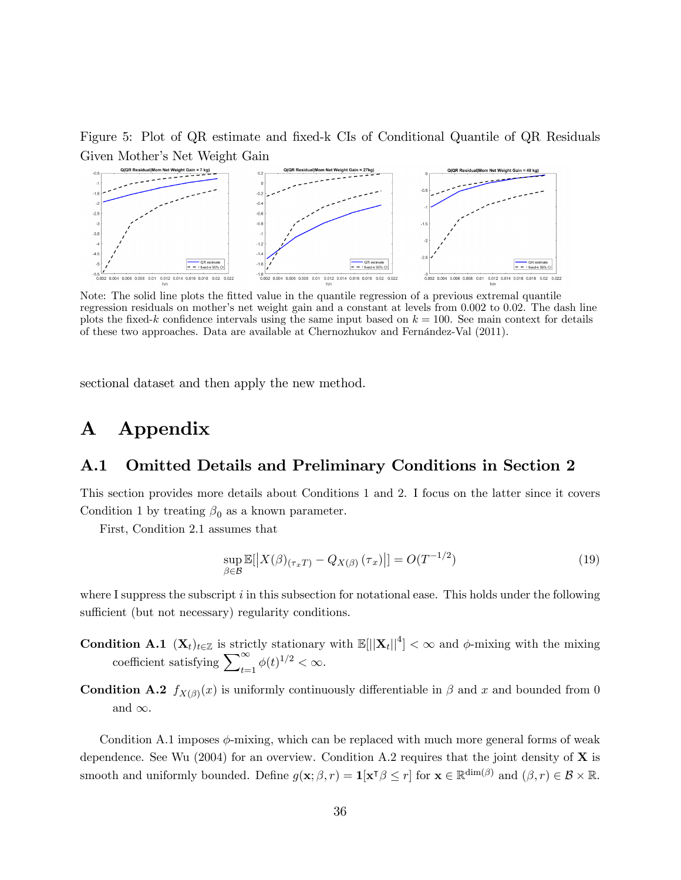Figure 5: Plot of QR estimate and fixed-k CIs of Conditional Quantile of QR Residuals Given Mother's Net Weight Gain

Note: The solid line plots the fitted value in the quantile regression of a previous extremal quantile regression residuals on mother's net weight gain and a constant at levels from 0.002 to 0.02. The dash line plots the fixed-$k$ confidence intervals using the same input based on $k = 100$. See main context for details of these two approaches. Data are available at Chernozhukov and Fernández-Val (2011).

sectional dataset and then apply the new method.

# A Appendix

## A.1 Omitted Details and Preliminary Conditions in Section 2

This section provides more details about Conditions 1 and 2. I focus on the latter since it covers Condition 1 by treating $\beta_0$ as a known parameter.

First, Condition 2.1 assumes that

$$\sup_{\beta \in \mathcal{B}} \mathbb{E}[|X(\beta)_{(\tau_x T)} - Q_{X(\beta)}(\tau_x)|] = O(T^{-1/2}) \tag{19}$$

where I suppress the subscript $i$ in this subsection for notational ease. This holds under the following sufficient (but not necessary) regularity conditions.

**Condition A.1** $(\mathbf{X}_t)_{t \in \mathbb{Z}}$ is strictly stationary with $\mathbb{E}[||\mathbf{X}_t||^4] < \infty$ and $\phi$-mixing with the mixing coefficient satisfying $\sum_{t=1}^{\infty} \phi(t)^{1/2} < \infty$.

**Condition A.2** $f_{X(\beta)}(x)$ is uniformly continuously differentiable in $\beta$ and $x$ and bounded from 0 and $\infty$.

Condition A.1 imposes $\phi$-mixing, which can be replaced with much more general forms of weak dependence. See Wu (2004) for an overview. Condition A.2 requires that the joint density of $\mathbf{X}$ is smooth and uniformly bounded. Define $g(\mathbf{x}; \beta, r) = \mathbf{1}[\mathbf{x}^\intercal \beta \leq r]$ for $\mathbf{x} \in \mathbb{R}^{\dim(\beta)}$ and $(\beta, r) \in \mathcal{B} \times \mathbb{R}$.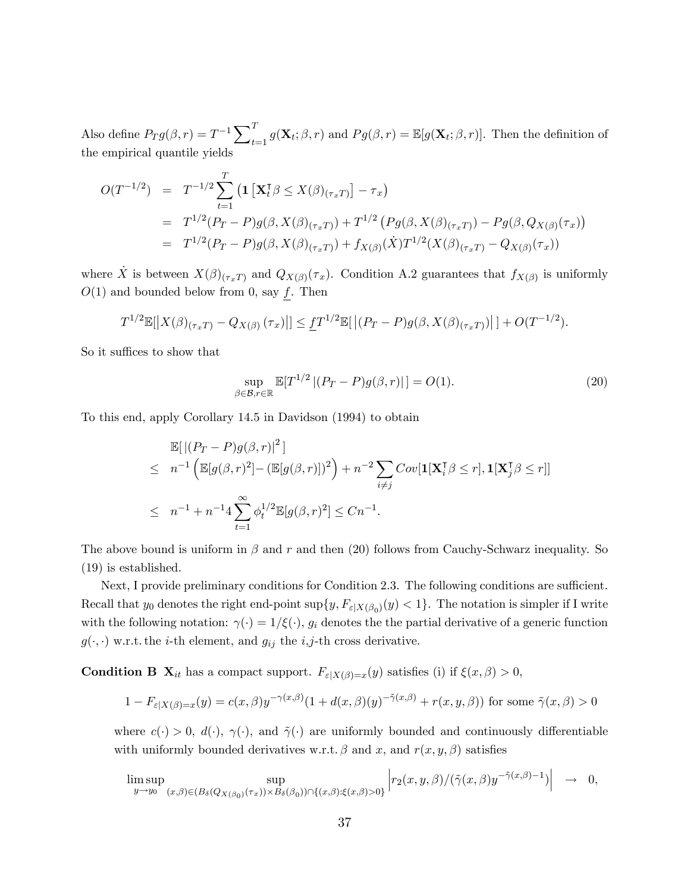Also define $P_T g(\beta, r) = T^{-1} \sum_{t=1}^{T} g(\mathbf{X}_t; \beta, r)$ and $Pg(\beta, r) = \mathbb{E}[g(\mathbf{X}_t; \beta, r)]$. Then the definition of the empirical quantile yields

$$
\begin{aligned}
O(T^{-1/2}) &= T^{-1/2} \sum_{t=1}^{T} \left( \mathbf{1}\left[ \mathbf{X}_t^{\intercal} \beta \leq X(\beta)_{(\tau_x T)} \right] - \tau_x \right) \\
&= T^{1/2}(P_T - P) g(\beta, X(\beta)_{(\tau_x T)}) + T^{1/2} \left( Pg(\beta, X(\beta)_{(\tau_x T)}) - Pg(\beta, Q_{X(\beta)}(\tau_x) \right) \\
&= T^{1/2}(P_T - P) g(\beta, X(\beta)_{(\tau_x T)}) + f_{X(\beta)}(\dot{X}) T^{1/2} (X(\beta)_{(\tau_x T)} - Q_{X(\beta)}(\tau_x))
\end{aligned}
$$

where $\dot{X}$ is between $X(\beta)_{(\tau_x T)}$ and $Q_{X(\beta)}(\tau_x)$. Condition A.2 guarantees that $f_{X(\beta)}$ is uniformly $O(1)$ and bounded below from 0, say $\underline{f}$. Then

$$
T^{1/2} \mathbb{E}[\left| X(\beta)_{(\tau_x T)} - Q_{X(\beta)}(\tau_x) \right|] \leq \underline{f} T^{1/2} \mathbb{E}[\left| (P_T - P) g(\beta, X(\beta)_{(\tau_x T)}) \right|] + O(T^{-1/2}).
$$

So it suffices to show that

$$
\sup_{\beta \in \mathcal{B}, r \in \mathbb{R}} \mathbb{E}[T^{1/2} \left| (P_T - P) g(\beta, r) \right|] = O(1). \tag{20}
$$

To this end, apply Corollary 14.5 in Davidson (1994) to obtain

$$
\begin{aligned}
& \mathbb{E}[\left| (P_T - P) g(\beta, r) \right|^2] \\
\leq\ & n^{-1} \left( \mathbb{E}[g(\beta, r)^2] - (\mathbb{E}[g(\beta, r)])^2 \right) + n^{-2} \sum_{i \neq j} Cov[\mathbf{1}[\mathbf{X}_i^{\intercal} \beta \leq r], \mathbf{1}[\mathbf{X}_j^{\intercal} \beta \leq r]] \\
\leq\ & n^{-1} + n^{-1} 4 \sum_{t=1}^{\infty} \phi_t^{1/2} \mathbb{E}[g(\beta, r)^2] \leq C n^{-1}.
\end{aligned}
$$

The above bound is uniform in $\beta$ and $r$ and then (20) follows from Cauchy-Schwarz inequality. So (19) is established.

Next, I provide preliminary conditions for Condition 2.3. The following conditions are sufficient. Recall that $y_0$ denotes the right end-point $\sup\{y, F_{\varepsilon|X(\beta_0)}(y) < 1\}$. The notation is simpler if I write with the following notation: $\gamma(\cdot) = 1/\xi(\cdot)$, $g_i$ denotes the the partial derivative of a generic function $g(\cdot, \cdot)$ w.r.t. the $i$-th element, and $g_{ij}$ the $i$,$j$-th cross derivative.

**Condition B** $\mathbf{X}_{it}$ has a compact support. $F_{\varepsilon|X(\beta)=x}(y)$ satisfies (i) if $\xi(x, \beta) > 0$,

$$
1 - F_{\varepsilon|X(\beta)=x}(y) = c(x, \beta) y^{-\gamma(x,\beta)} (1 + d(x, \beta)(y)^{-\tilde{\gamma}(x,\beta)} + r(x, y, \beta)) \text{ for some } \tilde{\gamma}(x, \beta) > 0
$$

where $c(\cdot) > 0$, $d(\cdot)$, $\gamma(\cdot)$, and $\tilde{\gamma}(\cdot)$ are uniformly bounded and continuously differentiable with uniformly bounded derivatives w.r.t. $\beta$ and $x$, and $r(x, y, \beta)$ satisfies

$$
\limsup_{y \to y_0} \sup_{(x,\beta) \in (B_\delta(Q_{X(\beta_0)}(\tau_x)) \times B_\delta(\beta_0)) \cap \{(x,\beta): \xi(x,\beta) > 0\}} \left| r_2(x, y, \beta) / (\tilde{\gamma}(x, \beta) y^{-\tilde{\gamma}(x,\beta)-1}) \right| \ \to\ 0,
$$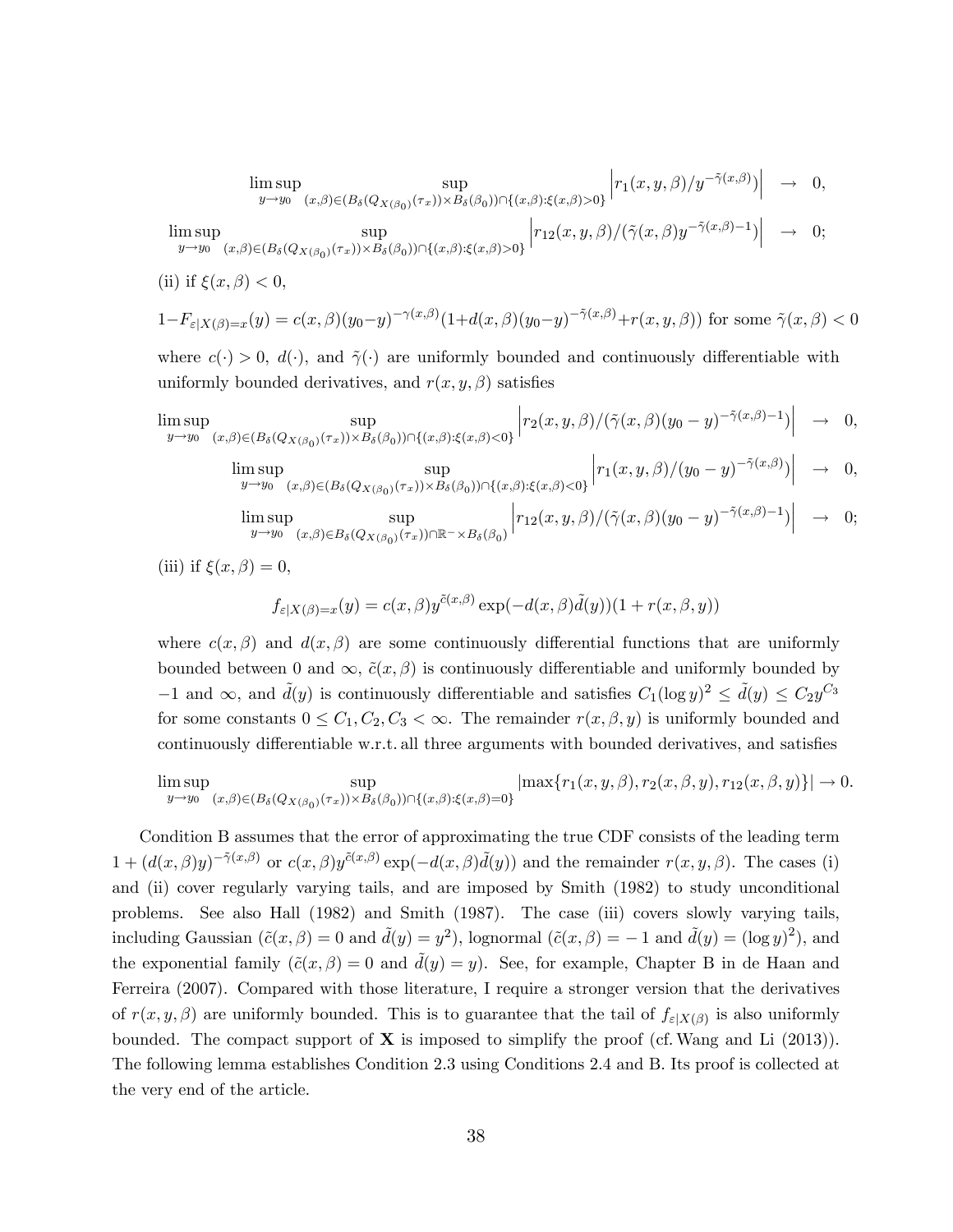$$\limsup_{y \to y_0} \sup_{(x,\beta) \in (B_\delta(Q_{X(\beta_0)}(\tau_x)) \times B_\delta(\beta_0)) \cap \{(x,\beta):\xi(x,\beta)>0\}} \left| r_1(x,y,\beta)/y^{-\tilde{\gamma}(x,\beta)} \right| \to 0,$$

$$\limsup_{y \to y_0} \sup_{(x,\beta) \in (B_\delta(Q_{X(\beta_0)}(\tau_x)) \times B_\delta(\beta_0)) \cap \{(x,\beta):\xi(x,\beta)>0\}} \left| r_{12}(x,y,\beta)/(\tilde{\gamma}(x,\beta) y^{-\tilde{\gamma}(x,\beta)-1}) \right| \to 0;$$

(ii) if $\xi(x, \beta) < 0$,

$$1 - F_{\varepsilon|X(\beta)=x}(y) = c(x,\beta)(y_0 - y)^{-\gamma(x,\beta)}(1 + d(x,\beta)(y_0 - y)^{-\tilde{\gamma}(x,\beta)} + r(x,y,\beta)) \text{ for some } \tilde{\gamma}(x,\beta) < 0$$

where $c(\cdot) > 0$, $d(\cdot)$, and $\tilde{\gamma}(\cdot)$ are uniformly bounded and continuously differentiable with uniformly bounded derivatives, and $r(x, y, \beta)$ satisfies

$$\limsup_{y \to y_0} \sup_{(x,\beta) \in (B_\delta(Q_{X(\beta_0)}(\tau_x)) \times B_\delta(\beta_0)) \cap \{(x,\beta):\xi(x,\beta)<0\}} \left| r_2(x,y,\beta)/(\tilde{\gamma}(x,\beta)(y_0 - y)^{-\tilde{\gamma}(x,\beta)-1}) \right| \to 0,$$

$$\limsup_{y \to y_0} \sup_{(x,\beta) \in (B_\delta(Q_{X(\beta_0)}(\tau_x)) \times B_\delta(\beta_0)) \cap \{(x,\beta):\xi(x,\beta)<0\}} \left| r_1(x,y,\beta)/(y_0 - y)^{-\tilde{\gamma}(x,\beta)} \right| \to 0,$$

$$\limsup_{y \to y_0} \sup_{(x,\beta) \in B_\delta(Q_{X(\beta_0)}(\tau_x)) \cap \mathbb{R}^- \times B_\delta(\beta_0)} \left| r_{12}(x,y,\beta)/(\tilde{\gamma}(x,\beta)(y_0 - y)^{-\tilde{\gamma}(x,\beta)-1}) \right| \to 0;$$

(iii) if $\xi(x, \beta) = 0$,

$$f_{\varepsilon|X(\beta)=x}(y) = c(x,\beta) y^{\tilde{c}(x,\beta)} \exp(-d(x,\beta)\tilde{d}(y))(1 + r(x,\beta,y))$$

where $c(x, \beta)$ and $d(x, \beta)$ are some continuously differential functions that are uniformly bounded between 0 and $\infty$, $\tilde{c}(x, \beta)$ is continuously differentiable and uniformly bounded by $-1$ and $\infty$, and $\tilde{d}(y)$ is continuously differentiable and satisfies $C_1(\log y)^2 \leq \tilde{d}(y) \leq C_2 y^{C_3}$ for some constants $0 \leq C_1, C_2, C_3 < \infty$. The remainder $r(x, \beta, y)$ is uniformly bounded and continuously differentiable w.r.t. all three arguments with bounded derivatives, and satisfies

$$\limsup_{y \to y_0} \sup_{(x,\beta) \in (B_\delta(Q_{X(\beta_0)}(\tau_x)) \times B_\delta(\beta_0)) \cap \{(x,\beta):\xi(x,\beta)=0\}} |\max\{r_1(x,y,\beta), r_2(x,\beta,y), r_{12}(x,\beta,y)\}| \to 0.$$

Condition B assumes that the error of approximating the true CDF consists of the leading term $1 + (d(x,\beta)y)^{-\tilde{\gamma}(x,\beta)}$ or $c(x,\beta)y^{\tilde{c}(x,\beta)} \exp(-d(x,\beta)\tilde{d}(y))$ and the remainder $r(x, y, \beta)$. The cases (i) and (ii) cover regularly varying tails, and are imposed by Smith (1982) to study unconditional problems. See also Hall (1982) and Smith (1987). The case (iii) covers slowly varying tails, including Gaussian ($\tilde{c}(x, \beta) = 0$ and $\tilde{d}(y) = y^2$), lognormal ($\tilde{c}(x, \beta) = -1$ and $\tilde{d}(y) = (\log y)^2$), and the exponential family ($\tilde{c}(x, \beta) = 0$ and $\tilde{d}(y) = y$). See, for example, Chapter B in de Haan and Ferreira (2007). Compared with those literature, I require a stronger version that the derivatives of $r(x, y, \beta)$ are uniformly bounded. This is to guarantee that the tail of $f_{\varepsilon|X(\beta)}$ is also uniformly bounded. The compact support of $\mathbf{X}$ is imposed to simplify the proof (cf. Wang and Li (2013)). The following lemma establishes Condition 2.3 using Conditions 2.4 and B. Its proof is collected at the very end of the article.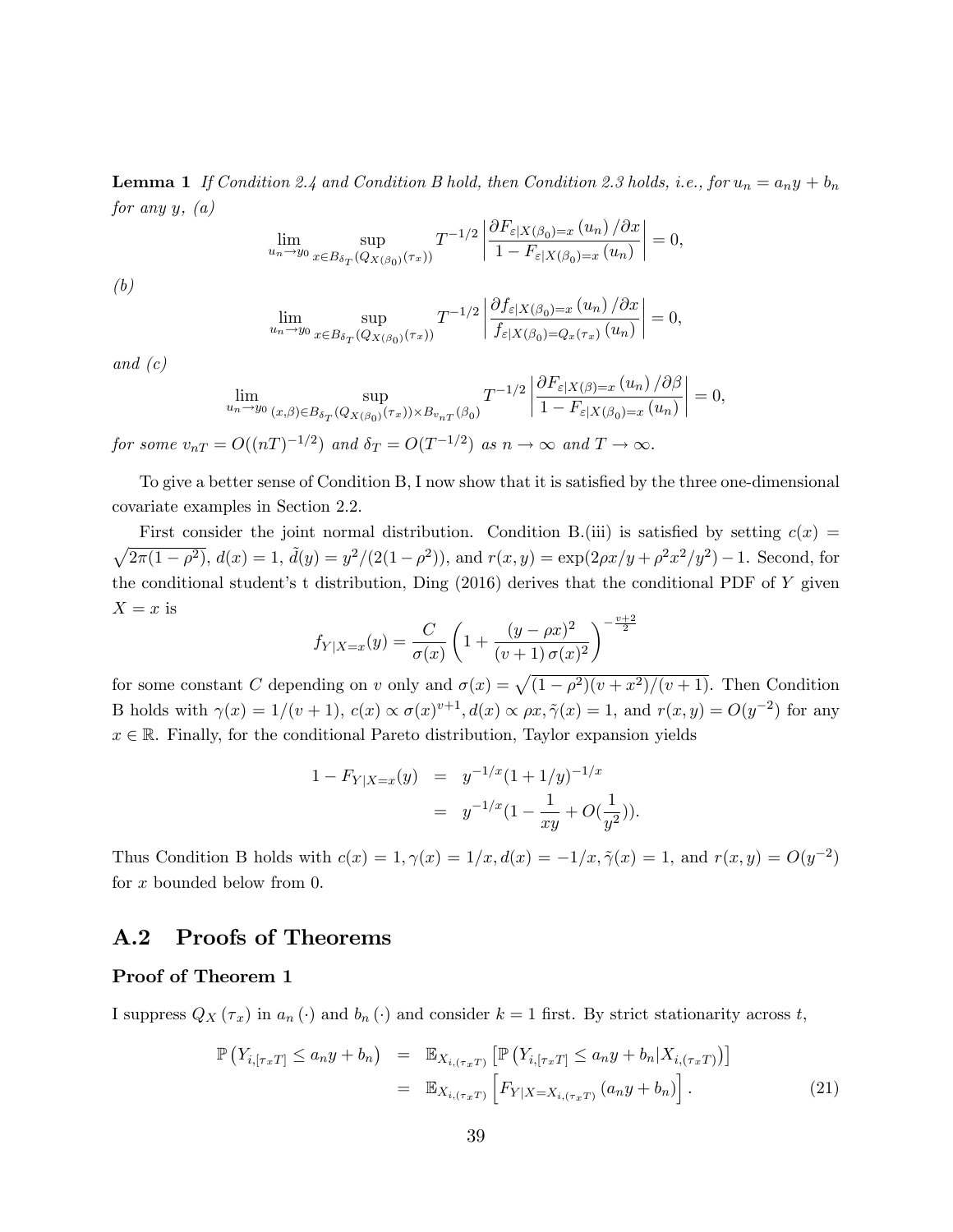**Lemma 1** *If Condition 2.4 and Condition B hold, then Condition 2.3 holds, i.e., for $u_n = a_n y + b_n$ for any $y$, (a)*

$$\lim_{u_n \to y_0} \sup_{x \in B_{\delta_T}(Q_{X(\beta_0)}(\tau_x))} T^{-1/2} \left| \frac{\partial F_{\varepsilon|X(\beta_0)=x}(u_n) / \partial x}{1 - F_{\varepsilon|X(\beta_0)=x}(u_n)} \right| = 0,$$

*(b)*

$$\lim_{u_n \to y_0} \sup_{x \in B_{\delta_T}(Q_{X(\beta_0)}(\tau_x))} T^{-1/2} \left| \frac{\partial f_{\varepsilon|X(\beta_0)=x}(u_n) / \partial x}{f_{\varepsilon|X(\beta_0)=Q_x(\tau_x)}(u_n)} \right| = 0,$$

*and (c)*

$$\lim_{u_n \to y_0} \sup_{(x,\beta) \in B_{\delta_T}(Q_{X(\beta_0)}(\tau_x)) \times B_{v_{nT}}(\beta_0)} T^{-1/2} \left| \frac{\partial F_{\varepsilon|X(\beta)=x}(u_n) / \partial \beta}{1 - F_{\varepsilon|X(\beta_0)=x}(u_n)} \right| = 0,$$

*for some $v_{nT} = O((nT)^{-1/2})$ and $\delta_T = O(T^{-1/2})$ as $n \to \infty$ and $T \to \infty$.*

To give a better sense of Condition B, I now show that it is satisfied by the three one-dimensional covariate examples in Section 2.2.

First consider the joint normal distribution. Condition B.(iii) is satisfied by setting $c(x) = \sqrt{2\pi(1-\rho^2)}$, $d(x) = 1$, $\tilde{d}(y) = y^2/(2(1-\rho^2))$, and $r(x,y) = \exp(2\rho x/y + \rho^2 x^2/y^2) - 1$. Second, for the conditional student's t distribution, Ding (2016) derives that the conditional PDF of $Y$ given $X = x$ is

$$f_{Y|X=x}(y) = \frac{C}{\sigma(x)} \left( 1 + \frac{(y - \rho x)^2}{(v+1)\,\sigma(x)^2} \right)^{-\frac{v+2}{2}}$$

for some constant $C$ depending on $v$ only and $\sigma(x) = \sqrt{(1-\rho^2)(v+x^2)/(v+1)}$. Then Condition B holds with $\gamma(x) = 1/(v+1)$, $c(x) \propto \sigma(x)^{v+1}$, $d(x) \propto \rho x$, $\tilde{\gamma}(x) = 1$, and $r(x,y) = O(y^{-2})$ for any $x \in \mathbb{R}$. Finally, for the conditional Pareto distribution, Taylor expansion yields

$$\begin{aligned} 1 - F_{Y|X=x}(y) &= y^{-1/x}(1 + 1/y)^{-1/x} \\ &= y^{-1/x}\left(1 - \frac{1}{xy} + O\left(\frac{1}{y^2}\right)\right). \end{aligned}$$

Thus Condition B holds with $c(x) = 1, \gamma(x) = 1/x, d(x) = -1/x, \tilde{\gamma}(x) = 1$, and $r(x,y) = O(y^{-2})$ for $x$ bounded below from 0.

## A.2 Proofs of Theorems

### Proof of Theorem 1

I suppress $Q_X(\tau_x)$ in $a_n(\cdot)$ and $b_n(\cdot)$ and consider $k = 1$ first. By strict stationarity across $t$,

$$\begin{aligned} \mathbb{P}\left(Y_{i,[\tau_x T]} \leq a_n y + b_n\right) &= \mathbb{E}_{X_{i,(\tau_x T)}}\left[\mathbb{P}\left(Y_{i,[\tau_x T]} \leq a_n y + b_n | X_{i,(\tau_x T)}\right)\right] \\ &= \mathbb{E}_{X_{i,(\tau_x T)}}\left[F_{Y|X=X_{i,(\tau_x T)}}(a_n y + b_n)\right]. \end{aligned} \tag{21}$$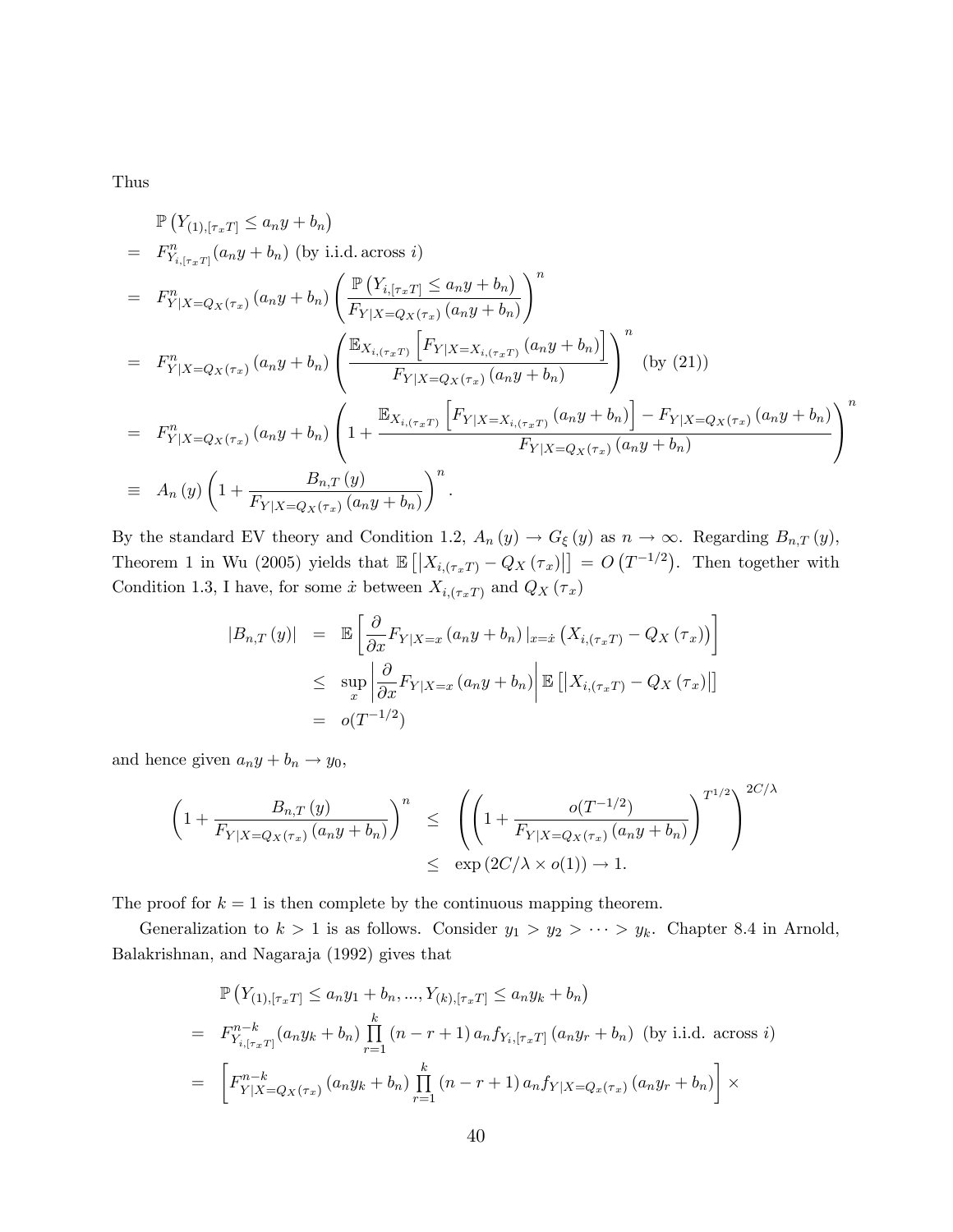Thus

$$
\begin{aligned}
& \mathbb{P}\left(Y_{(1),[\tau_x T]} \leq a_n y + b_n\right) \\
= \;& F^n_{Y_{i,[\tau_x T]}}(a_n y + b_n) \text{ (by i.i.d. across } i) \\
= \;& F^n_{Y|X=Q_X(\tau_x)}(a_n y + b_n) \left( \frac{\mathbb{P}\left(Y_{i,[\tau_x T]} \leq a_n y + b_n\right)}{F_{Y|X=Q_X(\tau_x)}(a_n y + b_n)} \right)^n \\
= \;& F^n_{Y|X=Q_X(\tau_x)}(a_n y + b_n) \left( \frac{\mathbb{E}_{X_{i,(\tau_x T)}}\left[F_{Y|X=X_{i,(\tau_x T)}}(a_n y + b_n)\right]}{F_{Y|X=Q_X(\tau_x)}(a_n y + b_n)} \right)^n \text{ (by (21))} \\
= \;& F^n_{Y|X=Q_X(\tau_x)}(a_n y + b_n) \left( 1 + \frac{\mathbb{E}_{X_{i,(\tau_x T)}}\left[F_{Y|X=X_{i,(\tau_x T)}}(a_n y + b_n)\right] - F_{Y|X=Q_X(\tau_x)}(a_n y + b_n)}{F_{Y|X=Q_X(\tau_x)}(a_n y + b_n)} \right)^n \\
\equiv \;& A_n(y) \left( 1 + \frac{B_{n,T}(y)}{F_{Y|X=Q_X(\tau_x)}(a_n y + b_n)} \right)^n.
\end{aligned}
$$

By the standard EV theory and Condition 1.2, $A_n(y) \to G_\xi(y)$ as $n \to \infty$. Regarding $B_{n,T}(y)$, Theorem 1 in Wu (2005) yields that $\mathbb{E}\left[\left|X_{i,(\tau_x T)} - Q_X(\tau_x)\right|\right] = O\left(T^{-1/2}\right)$. Then together with Condition 1.3, I have, for some $\dot{x}$ between $X_{i,(\tau_x T)}$ and $Q_X(\tau_x)$

$$
\begin{aligned}
|B_{n,T}(y)| &= \mathbb{E}\left[ \frac{\partial}{\partial x} F_{Y|X=x}(a_n y + b_n)|_{x=\dot{x}} \left(X_{i,(\tau_x T)} - Q_X(\tau_x)\right) \right] \\
&\leq \sup_x \left| \frac{\partial}{\partial x} F_{Y|X=x}(a_n y + b_n) \right| \mathbb{E}\left[\left|X_{i,(\tau_x T)} - Q_X(\tau_x)\right|\right] \\
&= o(T^{-1/2})
\end{aligned}
$$

and hence given $a_n y + b_n \to y_0$,

$$
\begin{aligned}
\left( 1 + \frac{B_{n,T}(y)}{F_{Y|X=Q_X(\tau_x)}(a_n y + b_n)} \right)^n &\leq \left( \left( 1 + \frac{o(T^{-1/2})}{F_{Y|X=Q_X(\tau_x)}(a_n y + b_n)} \right)^{T^{1/2}} \right)^{2C/\lambda} \\
&\leq \exp\left(2C/\lambda \times o(1)\right) \to 1.
\end{aligned}
$$

The proof for $k = 1$ is then complete by the continuous mapping theorem.

Generalization to $k > 1$ is as follows. Consider $y_1 > y_2 > \cdots > y_k$. Chapter 8.4 in Arnold, Balakrishnan, and Nagaraja (1992) gives that

$$
\begin{aligned}
& \mathbb{P}\left(Y_{(1),[\tau_x T]} \leq a_n y_1 + b_n, ..., Y_{(k),[\tau_x T]} \leq a_n y_k + b_n\right) \\
= \;& F^{n-k}_{Y_{i,[\tau_x T]}}(a_n y_k + b_n) \prod_{r=1}^{k} (n - r + 1) \, a_n f_{Y_{i,[\tau_x T]}}(a_n y_r + b_n) \text{ (by i.i.d. across } i) \\
= \;& \left[ F^{n-k}_{Y|X=Q_X(\tau_x)}(a_n y_k + b_n) \prod_{r=1}^{k} (n - r + 1) \, a_n f_{Y|X=Q_x(\tau_x)}(a_n y_r + b_n) \right] \times
\end{aligned}
$$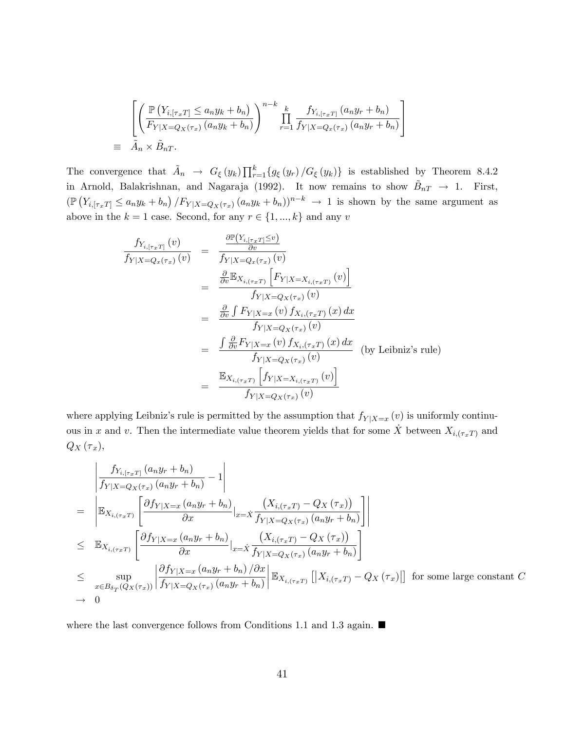$$
\begin{aligned}
& \left[ \left( \frac{\mathbb{P}\left(Y_{i,[\tau_x T]} \leq a_n y_k + b_n\right)}{F_{Y|X=Q_X(\tau_x)}\left(a_n y_k + b_n\right)} \right)^{n-k} \prod_{r=1}^{k} \frac{f_{Y_{i,[\tau_x T]}}\left(a_n y_r + b_n\right)}{f_{Y|X=Q_x(\tau_x)}\left(a_n y_r + b_n\right)} \right] \\
\equiv \quad & \tilde{A}_n \times \tilde{B}_{nT}.
\end{aligned}
$$

The convergence that $\tilde{A}_n \rightarrow G_\xi\left(y_k\right) \prod_{r=1}^{k} \{g_\xi\left(y_r\right) / G_\xi\left(y_k\right)\}$ is established by Theorem 8.4.2 in Arnold, Balakrishnan, and Nagaraja (1992). It now remains to show $\tilde{B}_{nT} \rightarrow 1$. First, $(\mathbb{P}\left(Y_{i,[\tau_x T]} \leq a_n y_k + b_n\right) / F_{Y|X=Q_X(\tau_x)}\left(a_n y_k + b_n\right))^{n-k} \rightarrow 1$ is shown by the same argument as above in the $k = 1$ case. Second, for any $r \in \{1, ..., k\}$ and any $v$

$$
\begin{aligned}
\frac{f_{Y_{i,[\tau_x T]}}(v)}{f_{Y|X=Q_x(\tau_x)}(v)} &= \frac{\frac{\partial \mathbb{P}\left(Y_{i,[\tau_x T]} \leq v\right)}{\partial v}}{f_{Y|X=Q_x(\tau_x)}(v)} \\
&= \frac{\frac{\partial}{\partial v} \mathbb{E}_{X_{i,(\tau_x T)}}\left[F_{Y|X=X_{i,(\tau_x T)}}(v)\right]}{f_{Y|X=Q_X(\tau_x)}(v)} \\
&= \frac{\frac{\partial}{\partial v} \int F_{Y|X=x}(v) f_{X_{i,(\tau_x T)}}(x)\, dx}{f_{Y|X=Q_X(\tau_x)}(v)} \\
&= \frac{\int \frac{\partial}{\partial v} F_{Y|X=x}(v) f_{X_{i,(\tau_x T)}}(x)\, dx}{f_{Y|X=Q_X(\tau_x)}(v)} \quad \text{(by Leibniz's rule)} \\
&= \frac{\mathbb{E}_{X_{i,(\tau_x T)}}\left[f_{Y|X=X_{i,(\tau_x T)}}(v)\right]}{f_{Y|X=Q_X(\tau_x)}(v)}
\end{aligned}
$$

where applying Leibniz's rule is permitted by the assumption that $f_{Y|X=x}(v)$ is uniformly continuous in $x$ and $v$. Then the intermediate value theorem yields that for some $\dot{X}$ between $X_{i,(\tau_x T)}$ and $Q_X(\tau_x)$,

$$
\begin{aligned}
& \left| \frac{f_{Y_{i,[\tau_x T]}}\left(a_n y_r + b_n\right)}{f_{Y|X=Q_X(\tau_x)}\left(a_n y_r + b_n\right)} - 1 \right| \\
= \quad & \left| \mathbb{E}_{X_{i,(\tau_x T)}}\left[ \frac{\partial f_{Y|X=x}\left(a_n y_r + b_n\right)}{\partial x}\Big|_{x=\dot{X}} \frac{\left(X_{i,(\tau_x T)} - Q_X(\tau_x)\right)}{f_{Y|X=Q_X(\tau_x)}\left(a_n y_r + b_n\right)} \right] \right| \\
\leq \quad & \mathbb{E}_{X_{i,(\tau_x T)}}\left[ \frac{\partial f_{Y|X=x}\left(a_n y_r + b_n\right)}{\partial x}\Big|_{x=\dot{X}} \frac{\left(X_{i,(\tau_x T)} - Q_X(\tau_x)\right)}{f_{Y|X=Q_X(\tau_x)}\left(a_n y_r + b_n\right)} \right] \\
\leq \quad & \sup_{x \in B_{\delta_T}(Q_X(\tau_x))} \left| \frac{\partial f_{Y|X=x}\left(a_n y_r + b_n\right) / \partial x}{f_{Y|X=Q_X(\tau_x)}\left(a_n y_r + b_n\right)} \right| \mathbb{E}_{X_{i,(\tau_x T)}}\left[\left|X_{i,(\tau_x T)} - Q_X(\tau_x)\right|\right] \text{ for some large constant } C \\
\rightarrow \quad & 0
\end{aligned}
$$

where the last convergence follows from Conditions 1.1 and 1.3 again. ■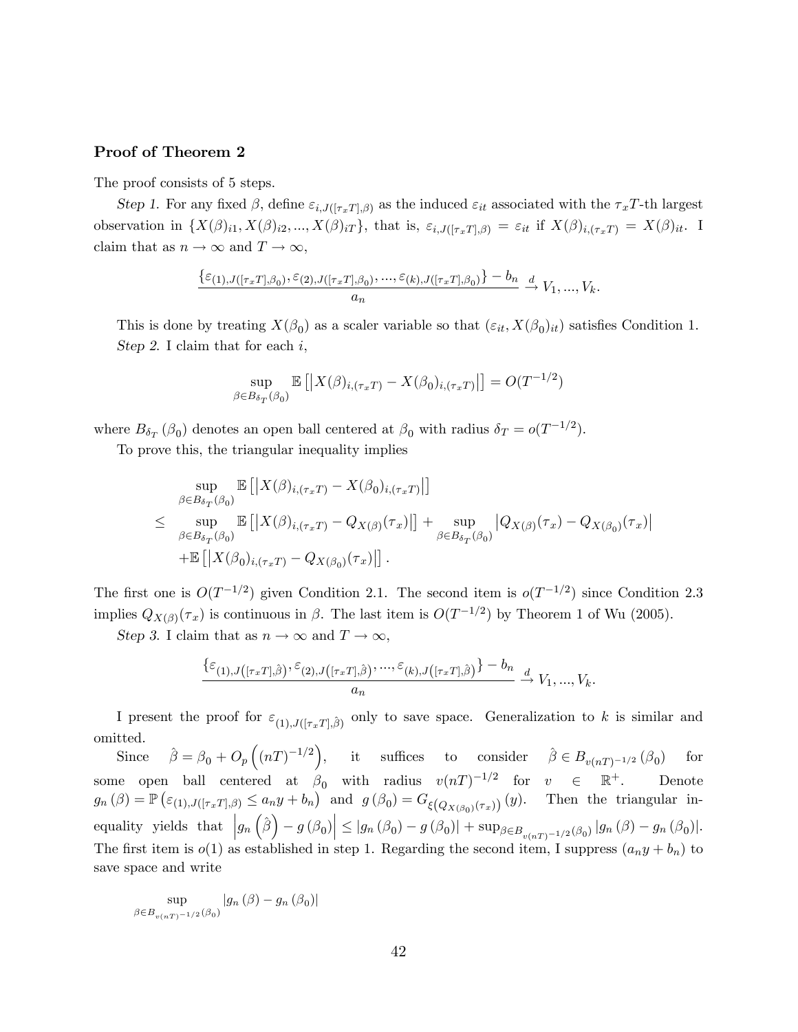**Proof of Theorem 2**

The proof consists of 5 steps.

*Step 1.* For any fixed $\beta$, define $\varepsilon_{i,J([\tau_x T],\beta)}$ as the induced $\varepsilon_{it}$ associated with the $\tau_x T$-th largest observation in $\{X(\beta)_{i1}, X(\beta)_{i2}, ..., X(\beta)_{iT}\}$, that is, $\varepsilon_{i,J([\tau_x T],\beta)} = \varepsilon_{it}$ if $X(\beta)_{i,(\tau_x T)} = X(\beta)_{it}$. I claim that as $n \to \infty$ and $T \to \infty$,

$$\frac{\{\varepsilon_{(1),J([\tau_x T],\beta_0)}, \varepsilon_{(2),J([\tau_x T],\beta_0)}, ..., \varepsilon_{(k),J([\tau_x T],\beta_0)}\} - b_n}{a_n} \xrightarrow{d} V_1, ..., V_k.$$

This is done by treating $X(\beta_0)$ as a scaler variable so that $(\varepsilon_{it}, X(\beta_0)_{it})$ satisfies Condition 1.

*Step 2.* I claim that for each $i$,

$$\sup_{\beta \in B_{\delta_T}(\beta_0)} \mathbb{E}\left[\left|X(\beta)_{i,(\tau_x T)} - X(\beta_0)_{i,(\tau_x T)}\right|\right] = O(T^{-1/2})$$

where $B_{\delta_T}(\beta_0)$ denotes an open ball centered at $\beta_0$ with radius $\delta_T = o(T^{-1/2})$.

To prove this, the triangular inequality implies

$$\begin{aligned}
&\sup_{\beta \in B_{\delta_T}(\beta_0)} \mathbb{E}\left[\left|X(\beta)_{i,(\tau_x T)} - X(\beta_0)_{i,(\tau_x T)}\right|\right] \\
\leq\ & \sup_{\beta \in B_{\delta_T}(\beta_0)} \mathbb{E}\left[\left|X(\beta)_{i,(\tau_x T)} - Q_{X(\beta)}(\tau_x)\right|\right] + \sup_{\beta \in B_{\delta_T}(\beta_0)} \left|Q_{X(\beta)}(\tau_x) - Q_{X(\beta_0)}(\tau_x)\right| \\
&+ \mathbb{E}\left[\left|X(\beta_0)_{i,(\tau_x T)} - Q_{X(\beta_0)}(\tau_x)\right|\right].
\end{aligned}$$

The first one is $O(T^{-1/2})$ given Condition 2.1. The second item is $o(T^{-1/2})$ since Condition 2.3 implies $Q_{X(\beta)}(\tau_x)$ is continuous in $\beta$. The last item is $O(T^{-1/2})$ by Theorem 1 of Wu (2005).

*Step 3.* I claim that as $n \to \infty$ and $T \to \infty$,

$$\frac{\{\varepsilon_{(1),J([\tau_x T],\hat{\beta})}, \varepsilon_{(2),J([\tau_x T],\hat{\beta})}, ..., \varepsilon_{(k),J([\tau_x T],\hat{\beta})}\} - b_n}{a_n} \xrightarrow{d} V_1, ..., V_k.$$

I present the proof for $\varepsilon_{(1),J([\tau_x T],\hat{\beta})}$ only to save space. Generalization to $k$ is similar and omitted.

Since $\hat{\beta} = \beta_0 + O_p\left((nT)^{-1/2}\right)$, it suffices to consider $\hat{\beta} \in B_{v(nT)^{-1/2}}(\beta_0)$ for some open ball centered at $\beta_0$ with radius $v(nT)^{-1/2}$ for $v \in \mathbb{R}^+$. Denote $g_n(\beta) = \mathbb{P}\left(\varepsilon_{(1),J([\tau_x T],\beta)} \leq a_n y + b_n\right)$ and $g(\beta_0) = G_{\xi\left(Q_{X(\beta_0)}(\tau_x)\right)}(y)$. Then the triangular inequality yields that $\left|g_n\left(\hat{\beta}\right) - g(\beta_0)\right| \leq |g_n(\beta_0) - g(\beta_0)| + \sup_{\beta \in B_{v(nT)^{-1/2}}(\beta_0)} |g_n(\beta) - g_n(\beta_0)|$. The first item is $o(1)$ as established in step 1. Regarding the second item, I suppress $(a_n y + b_n)$ to save space and write

$$\sup_{\beta \in B_{v(nT)^{-1/2}}(\beta_0)} |g_n(\beta) - g_n(\beta_0)|$$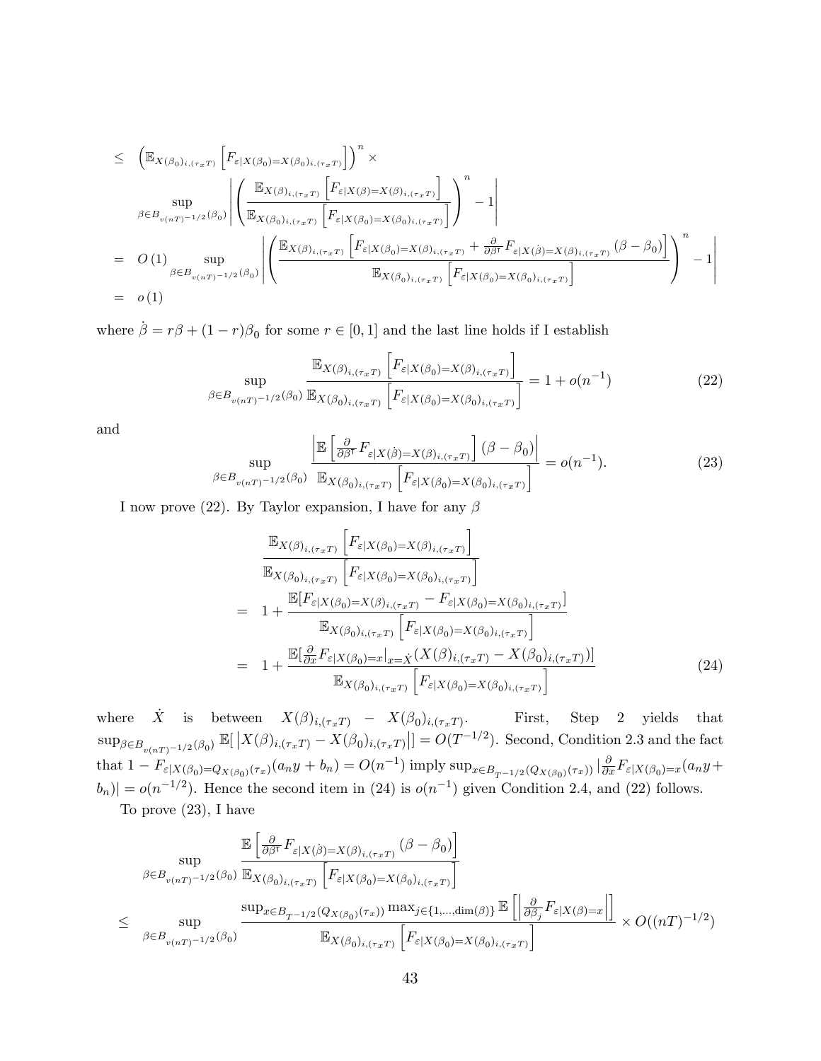$$
\begin{aligned}
&\leq \left(\mathbb{E}_{X(\beta_0)_{i,(\tau_x T)}}\left[F_{\varepsilon|X(\beta_0)=X(\beta_0)_{i,(\tau_x T)}}\right]\right)^n \times \\
&\quad \sup_{\beta \in B_{v(nT)^{-1/2}}(\beta_0)} \left| \left( \frac{\mathbb{E}_{X(\beta)_{i,(\tau_x T)}}\left[F_{\varepsilon|X(\beta)=X(\beta)_{i,(\tau_x T)}}\right]}{\mathbb{E}_{X(\beta_0)_{i,(\tau_x T)}}\left[F_{\varepsilon|X(\beta_0)=X(\beta_0)_{i,(\tau_x T)}}\right]} \right)^n - 1 \right| \\
&= O(1) \sup_{\beta \in B_{v(nT)^{-1/2}}(\beta_0)} \left| \left( \frac{\mathbb{E}_{X(\beta)_{i,(\tau_x T)}}\left[F_{\varepsilon|X(\beta_0)=X(\beta)_{i,(\tau_x T)}} + \frac{\partial}{\partial \beta^\intercal} F_{\varepsilon|X(\dot{\beta})=X(\beta)_{i,(\tau_x T)}} (\beta - \beta_0)\right]}{\mathbb{E}_{X(\beta_0)_{i,(\tau_x T)}}\left[F_{\varepsilon|X(\beta_0)=X(\beta_0)_{i,(\tau_x T)}}\right]} \right)^n - 1 \right| \\
&= o(1)
\end{aligned}
$$

where $\dot{\beta} = r\beta + (1-r)\beta_0$ for some $r \in [0,1]$ and the last line holds if I establish

$$
\sup_{\beta \in B_{v(nT)^{-1/2}}(\beta_0)} \frac{\mathbb{E}_{X(\beta)_{i,(\tau_x T)}}\left[F_{\varepsilon|X(\beta_0)=X(\beta)_{i,(\tau_x T)}}\right]}{\mathbb{E}_{X(\beta_0)_{i,(\tau_x T)}}\left[F_{\varepsilon|X(\beta_0)=X(\beta_0)_{i,(\tau_x T)}}\right]} = 1 + o(n^{-1}) \tag{22}
$$

and

$$
\sup_{\beta \in B_{v(nT)^{-1/2}}(\beta_0)} \frac{\left|\mathbb{E}\left[\frac{\partial}{\partial \beta^\intercal} F_{\varepsilon|X(\dot{\beta})=X(\beta)_{i,(\tau_x T)}}\right](\beta - \beta_0)\right|}{\mathbb{E}_{X(\beta_0)_{i,(\tau_x T)}}\left[F_{\varepsilon|X(\beta_0)=X(\beta_0)_{i,(\tau_x T)}}\right]} = o(n^{-1}). \tag{23}
$$

I now prove (22). By Taylor expansion, I have for any $\beta$

$$
\begin{aligned}
&\frac{\mathbb{E}_{X(\beta)_{i,(\tau_x T)}}\left[F_{\varepsilon|X(\beta_0)=X(\beta)_{i,(\tau_x T)}}\right]}{\mathbb{E}_{X(\beta_0)_{i,(\tau_x T)}}\left[F_{\varepsilon|X(\beta_0)=X(\beta_0)_{i,(\tau_x T)}}\right]} \\
&= 1 + \frac{\mathbb{E}[F_{\varepsilon|X(\beta_0)=X(\beta)_{i,(\tau_x T)}} - F_{\varepsilon|X(\beta_0)=X(\beta_0)_{i,(\tau_x T)}}]}{\mathbb{E}_{X(\beta_0)_{i,(\tau_x T)}}\left[F_{\varepsilon|X(\beta_0)=X(\beta_0)_{i,(\tau_x T)}}\right]} \\
&= 1 + \frac{\mathbb{E}[\frac{\partial}{\partial x} F_{\varepsilon|X(\beta_0)=x}|_{x=\dot{X}}(X(\beta)_{i,(\tau_x T)} - X(\beta_0)_{i,(\tau_x T)})]}{\mathbb{E}_{X(\beta_0)_{i,(\tau_x T)}}\left[F_{\varepsilon|X(\beta_0)=X(\beta_0)_{i,(\tau_x T)}}\right]}
\end{aligned} \tag{24}
$$

where $\dot{X}$ is between $X(\beta)_{i,(\tau_x T)} - X(\beta_0)_{i,(\tau_x T)}$. First, Step 2 yields that $\sup_{\beta \in B_{v(nT)^{-1/2}}(\beta_0)} \mathbb{E}[\left|X(\beta)_{i,(\tau_x T)} - X(\beta_0)_{i,(\tau_x T)}\right|] = O(T^{-1/2})$. Second, Condition 2.3 and the fact that $1 - F_{\varepsilon|X(\beta_0)=Q_{X(\beta_0)}(\tau_x)}(a_n y + b_n) = O(n^{-1})$ imply $\sup_{x \in B_{T^{-1/2}}(Q_{X(\beta_0)}(\tau_x))} |\frac{\partial}{\partial x} F_{\varepsilon|X(\beta_0)=x}(a_n y + b_n)| = o(n^{-1/2})$. Hence the second item in (24) is $o(n^{-1})$ given Condition 2.4, and (22) follows.

To prove (23), I have

$$
\begin{aligned}
&\sup_{\beta \in B_{v(nT)^{-1/2}}(\beta_0)} \frac{\mathbb{E}\left[\frac{\partial}{\partial \beta^\intercal} F_{\varepsilon|X(\dot{\beta})=X(\beta)_{i,(\tau_x T)}} (\beta - \beta_0)\right]}{\mathbb{E}_{X(\beta_0)_{i,(\tau_x T)}}\left[F_{\varepsilon|X(\beta_0)=X(\beta_0)_{i,(\tau_x T)}}\right]} \\
&\leq \sup_{\beta \in B_{v(nT)^{-1/2}}(\beta_0)} \frac{\sup_{x \in B_{T^{-1/2}}(Q_{X(\beta_0)}(\tau_x))} \max_{j \in \{1,\ldots,\dim(\beta)\}} \mathbb{E}\left[\left|\frac{\partial}{\partial \beta_j} F_{\varepsilon|X(\beta)=x}\right|\right]}{\mathbb{E}_{X(\beta_0)_{i,(\tau_x T)}}\left[F_{\varepsilon|X(\beta_0)=X(\beta_0)_{i,(\tau_x T)}}\right]} \times O((nT)^{-1/2})
\end{aligned}
$$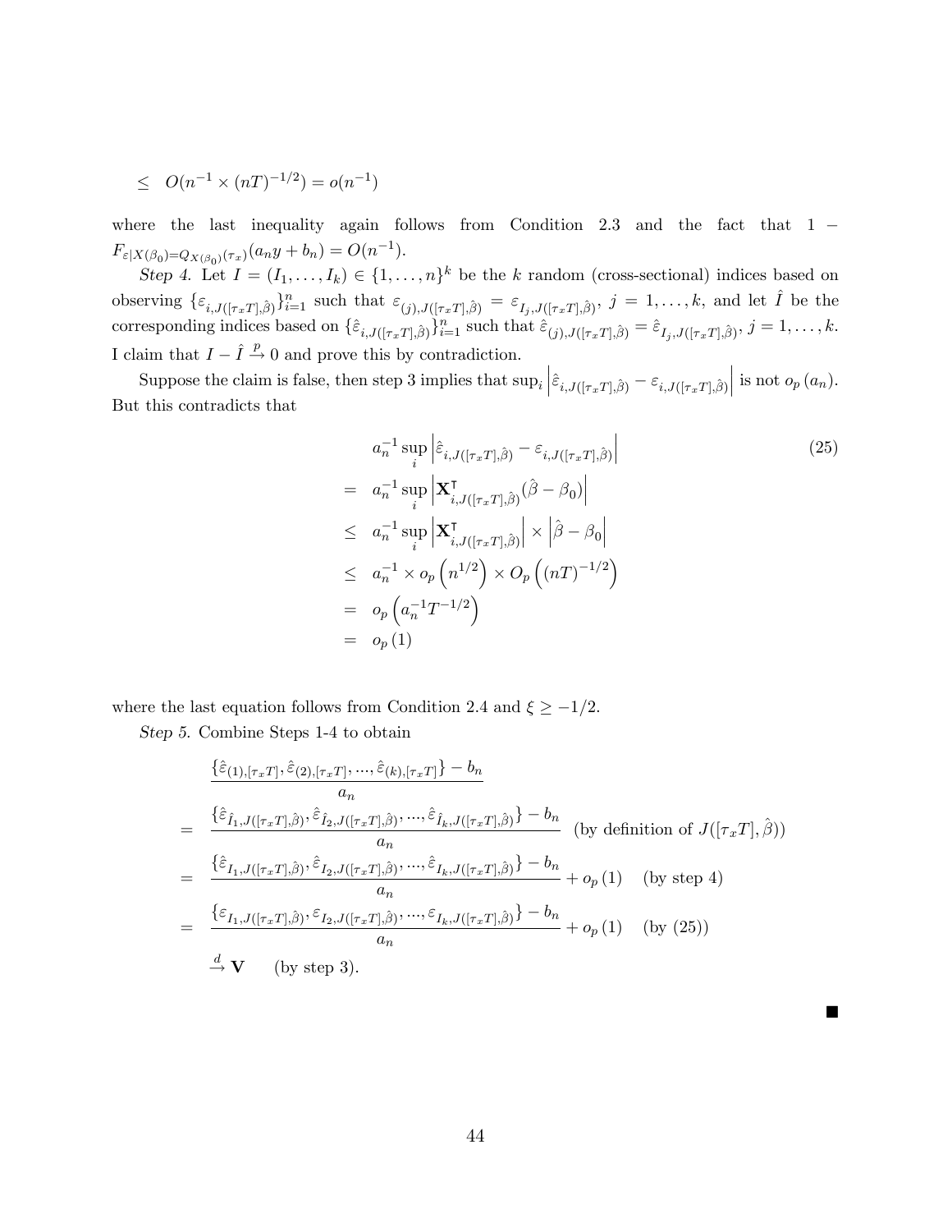$$\leq \quad O(n^{-1} \times (nT)^{-1/2}) = o(n^{-1})$$

where the last inequality again follows from Condition 2.3 and the fact that $1 - F_{\varepsilon|X(\beta_0)=Q_{X(\beta_0)}(\tau_x)}(a_n y + b_n) = O(n^{-1})$.

*Step 4.* Let $I = (I_1, \ldots, I_k) \in \{1, \ldots, n\}^k$ be the $k$ random (cross-sectional) indices based on observing $\{\varepsilon_{i,J([\tau_x T],\hat{\beta})}\}_{i=1}^n$ such that $\varepsilon_{(j),J([\tau_x T],\hat{\beta})} = \varepsilon_{I_j,J([\tau_x T],\hat{\beta})}$, $j = 1, \ldots, k$, and let $\hat{I}$ be the corresponding indices based on $\{\hat{\varepsilon}_{i,J([\tau_x T],\hat{\beta})}\}_{i=1}^n$ such that $\hat{\varepsilon}_{(j),J([\tau_x T],\hat{\beta})} = \hat{\varepsilon}_{I_j,J([\tau_x T],\hat{\beta})}$, $j = 1, \ldots, k$. I claim that $I - \hat{I} \xrightarrow{p} 0$ and prove this by contradiction.

Suppose the claim is false, then step 3 implies that $\sup_i \left|\hat{\varepsilon}_{i,J([\tau_x T],\hat{\beta})} - \varepsilon_{i,J([\tau_x T],\hat{\beta})}\right|$ is not $o_p(a_n)$. But this contradicts that

$$\begin{aligned}
& a_n^{-1} \sup_i \left|\hat{\varepsilon}_{i,J([\tau_x T],\hat{\beta})} - \varepsilon_{i,J([\tau_x T],\hat{\beta})}\right| \qquad (25) \\
= \quad & a_n^{-1} \sup_i \left|\mathbf{X}^{\intercal}_{i,J([\tau_x T],\hat{\beta})}(\hat{\beta} - \beta_0)\right| \\
\leq \quad & a_n^{-1} \sup_i \left|\mathbf{X}^{\intercal}_{i,J([\tau_x T],\hat{\beta})}\right| \times \left|\hat{\beta} - \beta_0\right| \\
\leq \quad & a_n^{-1} \times o_p\left(n^{1/2}\right) \times O_p\left((nT)^{-1/2}\right) \\
= \quad & o_p\left(a_n^{-1} T^{-1/2}\right) \\
= \quad & o_p(1)
\end{aligned}$$

where the last equation follows from Condition 2.4 and $\xi \geq -1/2$.

*Step 5.* Combine Steps 1-4 to obtain

$$\begin{aligned}
& \frac{\{\hat{\varepsilon}_{(1),[\tau_x T]}, \hat{\varepsilon}_{(2),[\tau_x T]}, \ldots, \hat{\varepsilon}_{(k),[\tau_x T]}\} - b_n}{a_n} \\
= \quad & \frac{\{\hat{\varepsilon}_{\hat{I}_1,J([\tau_x T],\hat{\beta})}, \hat{\varepsilon}_{\hat{I}_2,J([\tau_x T],\hat{\beta})}, \ldots, \hat{\varepsilon}_{\hat{I}_k,J([\tau_x T],\hat{\beta})}\} - b_n}{a_n} \quad \text{(by definition of } J([\tau_x T], \hat{\beta})\text{)} \\
= \quad & \frac{\{\hat{\varepsilon}_{I_1,J([\tau_x T],\hat{\beta})}, \hat{\varepsilon}_{I_2,J([\tau_x T],\hat{\beta})}, \ldots, \hat{\varepsilon}_{I_k,J([\tau_x T],\hat{\beta})}\} - b_n}{a_n} + o_p(1) \quad \text{(by step 4)} \\
= \quad & \frac{\{\varepsilon_{I_1,J([\tau_x T],\hat{\beta})}, \varepsilon_{I_2,J([\tau_x T],\hat{\beta})}, \ldots, \varepsilon_{I_k,J([\tau_x T],\hat{\beta})}\} - b_n}{a_n} + o_p(1) \quad \text{(by (25))} \\
& \xrightarrow{d} \mathbf{V} \quad \text{(by step 3).}
\end{aligned}$$

■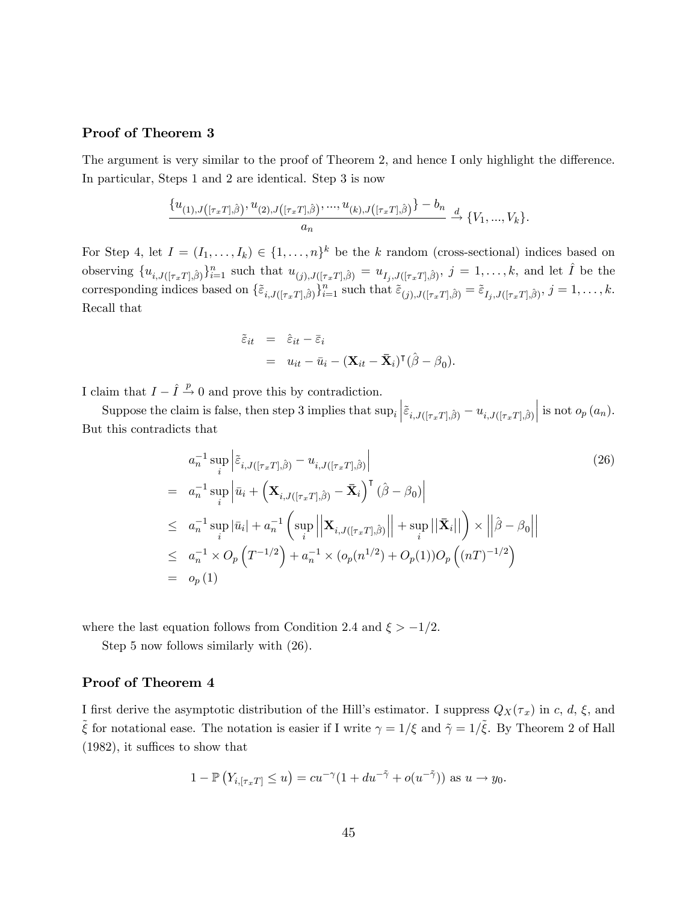### Proof of Theorem 3

The argument is very similar to the proof of Theorem 2, and hence I only highlight the difference. In particular, Steps 1 and 2 are identical. Step 3 is now

$$\frac{\{u_{(1),J\left([\tau_x T],\hat{\beta}\right)}, u_{(2),J\left([\tau_x T],\hat{\beta}\right)}, ..., u_{(k),J\left([\tau_x T],\hat{\beta}\right)}\} - b_n}{a_n} \xrightarrow{d} \{V_1, ..., V_k\}.$$

For Step 4, let $I = (I_1, \ldots, I_k) \in \{1, \ldots, n\}^k$ be the $k$ random (cross-sectional) indices based on observing $\{u_{i,J([\tau_x T],\hat{\beta})}\}_{i=1}^n$ such that $u_{(j),J([\tau_x T],\hat{\beta})} = u_{I_j,J([\tau_x T],\hat{\beta})}$, $j = 1, \ldots, k$, and let $\hat{I}$ be the corresponding indices based on $\{\tilde{\varepsilon}_{i,J([\tau_x T],\hat{\beta})}\}_{i=1}^n$ such that $\tilde{\varepsilon}_{(j),J([\tau_x T],\hat{\beta})} = \tilde{\varepsilon}_{I_j,J([\tau_x T],\hat{\beta})}$, $j = 1, \ldots, k$. Recall that

$$\begin{aligned}
\tilde{\varepsilon}_{it} &= \hat{\varepsilon}_{it} - \bar{\varepsilon}_i \\
&= u_{it} - \bar{u}_i - (\mathbf{X}_{it} - \bar{\mathbf{X}}_i)^{\intercal}(\hat{\beta} - \beta_0).
\end{aligned}$$

I claim that $I - \hat{I} \xrightarrow{p} 0$ and prove this by contradiction.

Suppose the claim is false, then step 3 implies that $\sup_i \left|\tilde{\varepsilon}_{i,J([\tau_x T],\hat{\beta})} - u_{i,J([\tau_x T],\hat{\beta})}\right|$ is not $o_p(a_n)$. But this contradicts that

$$\begin{aligned}
& a_n^{-1} \sup_i \left|\tilde{\varepsilon}_{i,J([\tau_x T],\hat{\beta})} - u_{i,J([\tau_x T],\hat{\beta})}\right| \qquad (26) \\
=\ & a_n^{-1} \sup_i \left|\bar{u}_i + \left(\mathbf{X}_{i,J([\tau_x T],\hat{\beta})} - \bar{\mathbf{X}}_i\right)^{\intercal}(\hat{\beta} - \beta_0)\right| \\
\leq\ & a_n^{-1} \sup_i |\bar{u}_i| + a_n^{-1}\left(\sup_i \left|\left|\mathbf{X}_{i,J([\tau_x T],\hat{\beta})}\right|\right| + \sup_i \left|\left|\bar{\mathbf{X}}_i\right|\right|\right) \times \left|\left|\hat{\beta} - \beta_0\right|\right| \\
\leq\ & a_n^{-1} \times O_p\left(T^{-1/2}\right) + a_n^{-1} \times (o_p(n^{1/2}) + O_p(1))O_p\left((nT)^{-1/2}\right) \\
=\ & o_p(1)
\end{aligned}$$

where the last equation follows from Condition 2.4 and $\xi > -1/2$.

Step 5 now follows similarly with (26).

### Proof of Theorem 4

I first derive the asymptotic distribution of the Hill's estimator. I suppress $Q_X(\tau_x)$ in $c$, $d$, $\xi$, and $\tilde{\xi}$ for notational ease. The notation is easier if I write $\gamma = 1/\xi$ and $\tilde{\gamma} = 1/\tilde{\xi}$. By Theorem 2 of Hall (1982), it suffices to show that

$$1 - \mathbb{P}\left(Y_{i,[\tau_x T]} \leq u\right) = cu^{-\gamma}(1 + du^{-\tilde{\gamma}} + o(u^{-\tilde{\gamma}})) \text{ as } u \to y_0.$$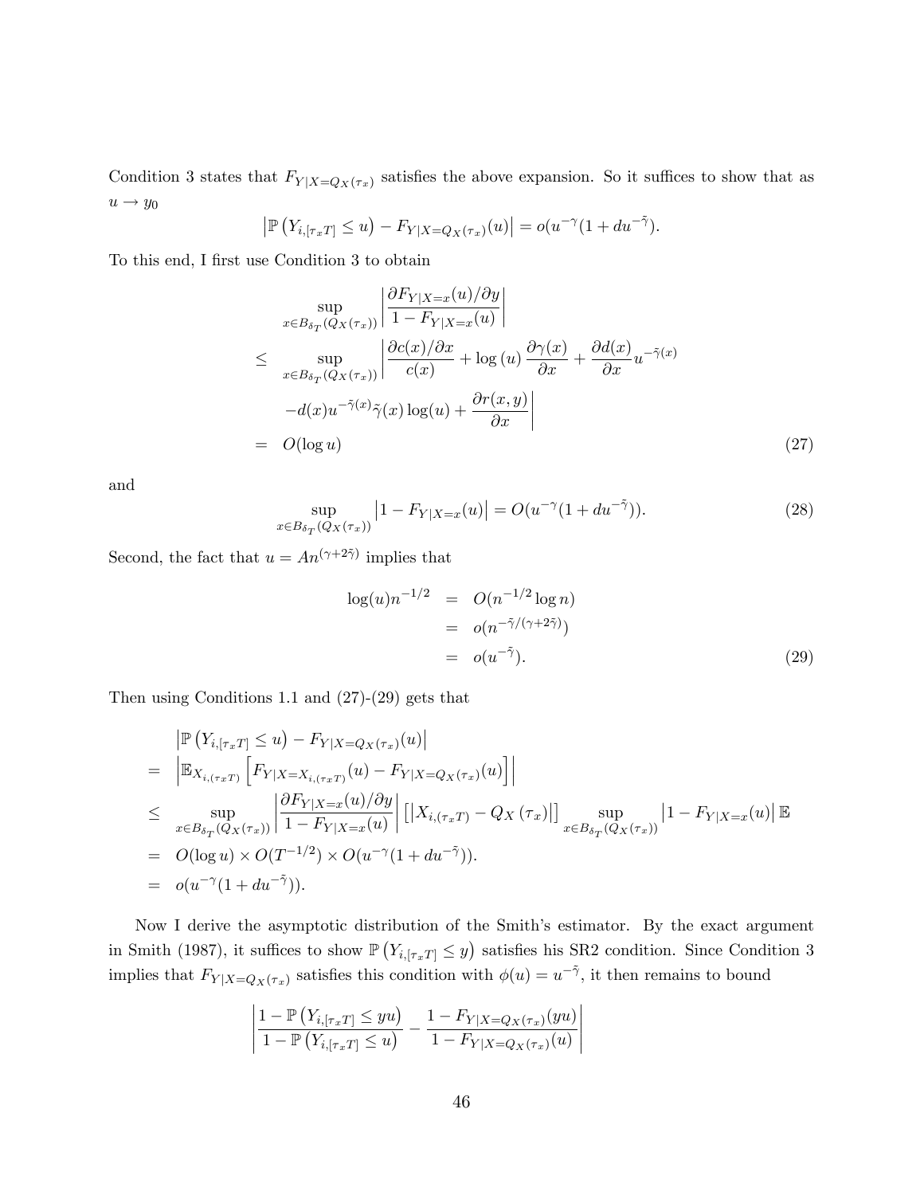Condition 3 states that $F_{Y|X=Q_X(\tau_x)}$ satisfies the above expansion. So it suffices to show that as $u \to y_0$

$$\left|\mathbb{P}\left(Y_{i,[\tau_x T]} \leq u\right) - F_{Y|X=Q_X(\tau_x)}(u)\right| = o(u^{-\gamma}(1 + du^{-\tilde{\gamma}}).$$

To this end, I first use Condition 3 to obtain

$$\begin{aligned}
& \sup_{x \in B_{\delta_T}(Q_X(\tau_x))} \left| \frac{\partial F_{Y|X=x}(u)/\partial y}{1 - F_{Y|X=x}(u)} \right| \\
\leq & \sup_{x \in B_{\delta_T}(Q_X(\tau_x))} \left| \frac{\partial c(x)/\partial x}{c(x)} + \log(u) \frac{\partial \gamma(x)}{\partial x} + \frac{\partial d(x)}{\partial x} u^{-\tilde{\gamma}(x)} \right. \\
& \left. - d(x) u^{-\tilde{\gamma}(x)} \tilde{\gamma}(x) \log(u) + \frac{\partial r(x,y)}{\partial x} \right| \\
= & \ O(\log u) \qquad (27)
\end{aligned}$$

and

$$\sup_{x \in B_{\delta_T}(Q_X(\tau_x))} \left|1 - F_{Y|X=x}(u)\right| = O(u^{-\gamma}(1 + du^{-\tilde{\gamma}})). \qquad (28)$$

Second, the fact that $u = An^{(\gamma + 2\tilde{\gamma})}$ implies that

$$\begin{aligned}
\log(u) n^{-1/2} &= O(n^{-1/2} \log n) \\
&= o(n^{-\tilde{\gamma}/(\gamma + 2\tilde{\gamma})}) \\
&= o(u^{-\tilde{\gamma}}). \qquad (29)
\end{aligned}$$

Then using Conditions 1.1 and (27)-(29) gets that

$$\begin{aligned}
& \left|\mathbb{P}\left(Y_{i,[\tau_x T]} \leq u\right) - F_{Y|X=Q_X(\tau_x)}(u)\right| \\
= & \left| \mathbb{E}_{X_{i,(\tau_x T)}} \left[ F_{Y|X=X_{i,(\tau_x T)}}(u) - F_{Y|X=Q_X(\tau_x)}(u) \right] \right| \\
\leq & \sup_{x \in B_{\delta_T}(Q_X(\tau_x))} \left| \frac{\partial F_{Y|X=x}(u)/\partial y}{1 - F_{Y|X=x}(u)} \right| \left[ \left| X_{i,(\tau_x T)} - Q_X(\tau_x) \right| \right] \sup_{x \in B_{\delta_T}(Q_X(\tau_x))} \left|1 - F_{Y|X=x}(u)\right| \mathbb{E} \\
= & \ O(\log u) \times O(T^{-1/2}) \times O(u^{-\gamma}(1 + du^{-\tilde{\gamma}})). \\
= & \ o(u^{-\gamma}(1 + du^{-\tilde{\gamma}})).
\end{aligned}$$

Now I derive the asymptotic distribution of the Smith's estimator. By the exact argument in Smith (1987), it suffices to show $\mathbb{P}\left(Y_{i,[\tau_x T]} \leq y\right)$ satisfies his SR2 condition. Since Condition 3 implies that $F_{Y|X=Q_X(\tau_x)}$ satisfies this condition with $\phi(u) = u^{-\tilde{\gamma}}$, it then remains to bound

$$\left| \frac{1 - \mathbb{P}\left(Y_{i,[\tau_x T]} \leq yu\right)}{1 - \mathbb{P}\left(Y_{i,[\tau_x T]} \leq u\right)} - \frac{1 - F_{Y|X=Q_X(\tau_x)}(yu)}{1 - F_{Y|X=Q_X(\tau_x)}(u)} \right|$$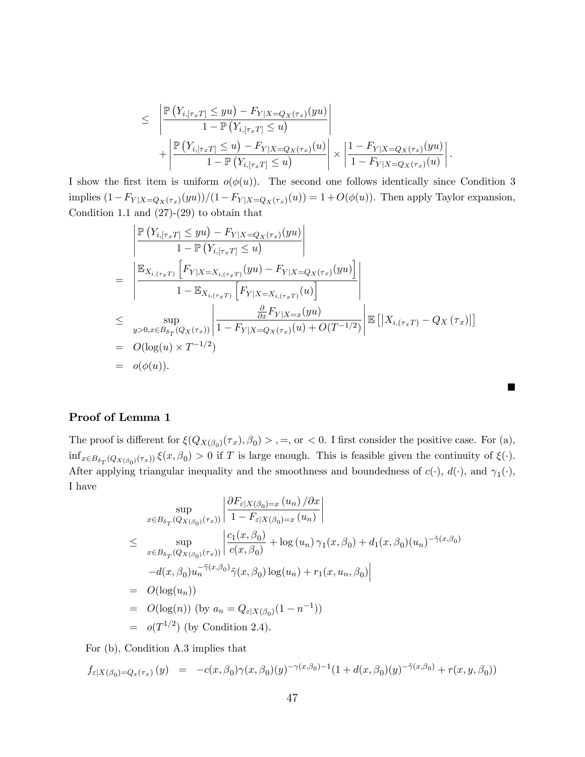$$
\begin{aligned}
\leq & \left| \frac{\mathbb{P}\left(Y_{i,[\tau_x T]} \leq yu\right) - F_{Y|X=Q_X(\tau_x)}(yu)}{1-\mathbb{P}\left(Y_{i,[\tau_x T]} \leq u\right)} \right| \\
& + \left| \frac{\mathbb{P}\left(Y_{i,[\tau_x T]} \leq u\right) - F_{Y|X=Q_X(\tau_x)}(u)}{1-\mathbb{P}\left(Y_{i,[\tau_x T]} \leq u\right)} \right| \times \left| \frac{1-F_{Y|X=Q_X(\tau_x)}(yu)}{1-F_{Y|X=Q_X(\tau_x)}(u)} \right|.
\end{aligned}
$$

I show the first item is uniform $o(\phi(u))$. The second one follows identically since Condition 3 implies $(1-F_{Y|X=Q_X(\tau_x)}(yu))/(1-F_{Y|X=Q_X(\tau_x)}(u)) = 1+O(\phi(u))$. Then apply Taylor expansion, Condition 1.1 and (27)-(29) to obtain that

$$
\begin{aligned}
& \left| \frac{\mathbb{P}\left(Y_{i,[\tau_x T]} \leq yu\right) - F_{Y|X=Q_X(\tau_x)}(yu)}{1-\mathbb{P}\left(Y_{i,[\tau_x T]} \leq u\right)} \right| \\
= & \left| \frac{\mathbb{E}_{X_{i,(\tau_x T)}}\left[F_{Y|X=X_{i,(\tau_x T)}}(yu) - F_{Y|X=Q_X(\tau_x)}(yu)\right]}{1-\mathbb{E}_{X_{i,(\tau_x T)}}\left[F_{Y|X=X_{i,(\tau_x T)}}(u)\right]} \right| \\
\leq & \sup_{y>0, x\in B_{\delta_T}(Q_X(\tau_x))} \left| \frac{\frac{\partial}{\partial x}F_{Y|X=x}(yu)}{1-F_{Y|X=Q_X(\tau_x)}(u)+O(T^{-1/2})} \right| \mathbb{E}\left[\left|X_{i,(\tau_x T)} - Q_X\left(\tau_x\right)\right|\right] \\
= & O(\log(u)\times T^{-1/2}) \\
= & o(\phi(u)).
\end{aligned}
$$

■

## Proof of Lemma 1

The proof is different for $\xi(Q_{X(\beta_0)}(\tau_x), \beta_0) >, =,$ or $< 0$. I first consider the positive case. For (a), $\inf_{x\in B_{\delta_T}(Q_{X(\beta_0)}(\tau_x))} \xi(x, \beta_0) > 0$ if $T$ is large enough. This is feasible given the continuity of $\xi(\cdot)$. After applying triangular inequality and the smoothness and boundedness of $c(\cdot)$, $d(\cdot)$, and $\gamma_1(\cdot)$, I have

$$
\begin{aligned}
& \sup_{x\in B_{\delta_T}(Q_{X(\beta_0)}(\tau_x))} \left| \frac{\partial F_{\varepsilon|X(\beta_0)=x}\left(u_n\right)/\partial x}{1-F_{\varepsilon|X(\beta_0)=x}\left(u_n\right)} \right| \\
\leq & \sup_{x\in B_{\delta_T}(Q_{X(\beta_0)}(\tau_x))} \left| \frac{c_1(x,\beta_0)}{c(x,\beta_0)} + \log\left(u_n\right)\gamma_1(x,\beta_0) + d_1(x,\beta_0)(u_n)^{-\tilde{\gamma}(x,\beta_0)} \right. \\
& \left. - d(x,\beta_0)u_n^{-\tilde{\gamma}(x,\beta_0)}\tilde{\gamma}(x,\beta_0)\log(u_n) + r_1(x,u_n,\beta_0) \right| \\
= & O(\log(u_n)) \\
= & O(\log(n)) \text{ (by } a_n = Q_{\varepsilon|X(\beta_0)}(1-n^{-1})) \\
= & o(T^{1/2}) \text{ (by Condition 2.4).}
\end{aligned}
$$

For (b), Condition A.3 implies that

$$
f_{\varepsilon|X(\beta_0)=Q_x(\tau_x)}\left(y\right) = -c(x,\beta_0)\gamma(x,\beta_0)(y)^{-\gamma(x,\beta_0)-1}(1+d(x,\beta_0)(y)^{-\tilde{\gamma}(x,\beta_0)} + r(x,y,\beta_0))
$$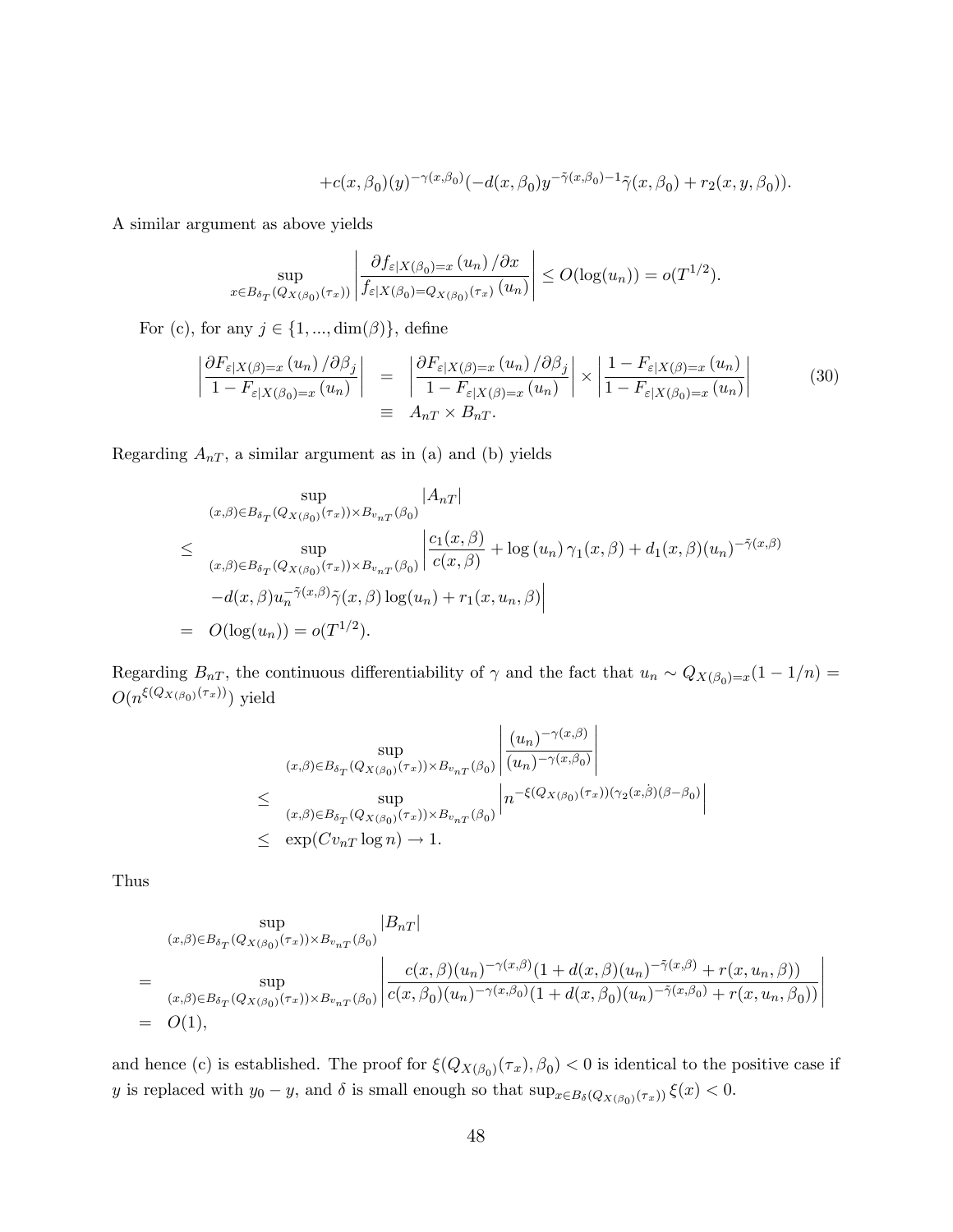$$+c(x,\beta_0)(y)^{-\gamma(x,\beta_0)}(-d(x,\beta_0)y^{-\tilde{\gamma}(x,\beta_0)-1}\tilde{\gamma}(x,\beta_0)+r_2(x,y,\beta_0)).$$

A similar argument as above yields

$$\sup_{x\in B_{\delta_T}(Q_{X(\beta_0)}(\tau_x))}\left|\frac{\partial f_{\varepsilon|X(\beta_0)=x}(u_n)/\partial x}{f_{\varepsilon|X(\beta_0)=Q_{X(\beta_0)}(\tau_x)}(u_n)}\right|\leq O(\log(u_n))=o(T^{1/2}).$$

For (c), for any $j\in\{1,...,\dim(\beta)\}$, define

$$\begin{aligned}\left|\frac{\partial F_{\varepsilon|X(\beta)=x}(u_n)/\partial\beta_j}{1-F_{\varepsilon|X(\beta_0)=x}(u_n)}\right| &= \left|\frac{\partial F_{\varepsilon|X(\beta)=x}(u_n)/\partial\beta_j}{1-F_{\varepsilon|X(\beta)=x}(u_n)}\right|\times\left|\frac{1-F_{\varepsilon|X(\beta)=x}(u_n)}{1-F_{\varepsilon|X(\beta_0)=x}(u_n)}\right| \\ &\equiv A_{nT}\times B_{nT}.\end{aligned}\tag{30}$$

Regarding $A_{nT}$, a similar argument as in (a) and (b) yields

$$\begin{aligned}&\sup_{(x,\beta)\in B_{\delta_T}(Q_{X(\beta_0)}(\tau_x))\times B_{v_{nT}}(\beta_0)}|A_{nT}| \\ \leq&\sup_{(x,\beta)\in B_{\delta_T}(Q_{X(\beta_0)}(\tau_x))\times B_{v_{nT}}(\beta_0)}\left|\frac{c_1(x,\beta)}{c(x,\beta)}+\log(u_n)\gamma_1(x,\beta)+d_1(x,\beta)(u_n)^{-\tilde{\gamma}(x,\beta)}\right. \\ &\left.-d(x,\beta)u_n^{-\tilde{\gamma}(x,\beta)}\tilde{\gamma}(x,\beta)\log(u_n)+r_1(x,u_n,\beta)\right| \\ =&\ O(\log(u_n))=o(T^{1/2}).\end{aligned}$$

Regarding $B_{nT}$, the continuous differentiability of $\gamma$ and the fact that $u_n\sim Q_{X(\beta_0)=x}(1-1/n)=O(n^{\xi(Q_{X(\beta_0)}(\tau_x))})$ yield

$$\begin{aligned}&\sup_{(x,\beta)\in B_{\delta_T}(Q_{X(\beta_0)}(\tau_x))\times B_{v_{nT}}(\beta_0)}\left|\frac{(u_n)^{-\gamma(x,\beta)}}{(u_n)^{-\gamma(x,\beta_0)}}\right| \\ \leq&\sup_{(x,\beta)\in B_{\delta_T}(Q_{X(\beta_0)}(\tau_x))\times B_{v_{nT}}(\beta_0)}\left|n^{-\xi(Q_{X(\beta_0)}(\tau_x))(\gamma_2(x,\dot{\beta})(\beta-\beta_0)}\right| \\ \leq&\ \exp(Cv_{nT}\log n)\to 1.\end{aligned}$$

Thus

$$\begin{aligned}&\sup_{(x,\beta)\in B_{\delta_T}(Q_{X(\beta_0)}(\tau_x))\times B_{v_{nT}}(\beta_0)}|B_{nT}| \\ =&\sup_{(x,\beta)\in B_{\delta_T}(Q_{X(\beta_0)}(\tau_x))\times B_{v_{nT}}(\beta_0)}\left|\frac{c(x,\beta)(u_n)^{-\gamma(x,\beta)}(1+d(x,\beta)(u_n)^{-\tilde{\gamma}(x,\beta)}+r(x,u_n,\beta))}{c(x,\beta_0)(u_n)^{-\gamma(x,\beta_0)}(1+d(x,\beta_0)(u_n)^{-\tilde{\gamma}(x,\beta_0)}+r(x,u_n,\beta_0))}\right| \\ =&\ O(1),\end{aligned}$$

and hence (c) is established. The proof for $\xi(Q_{X(\beta_0)}(\tau_x),\beta_0)<0$ is identical to the positive case if $y$ is replaced with $y_0-y$, and $\delta$ is small enough so that $\sup_{x\in B_\delta(Q_{X(\beta_0)}(\tau_x))}\xi(x)<0$.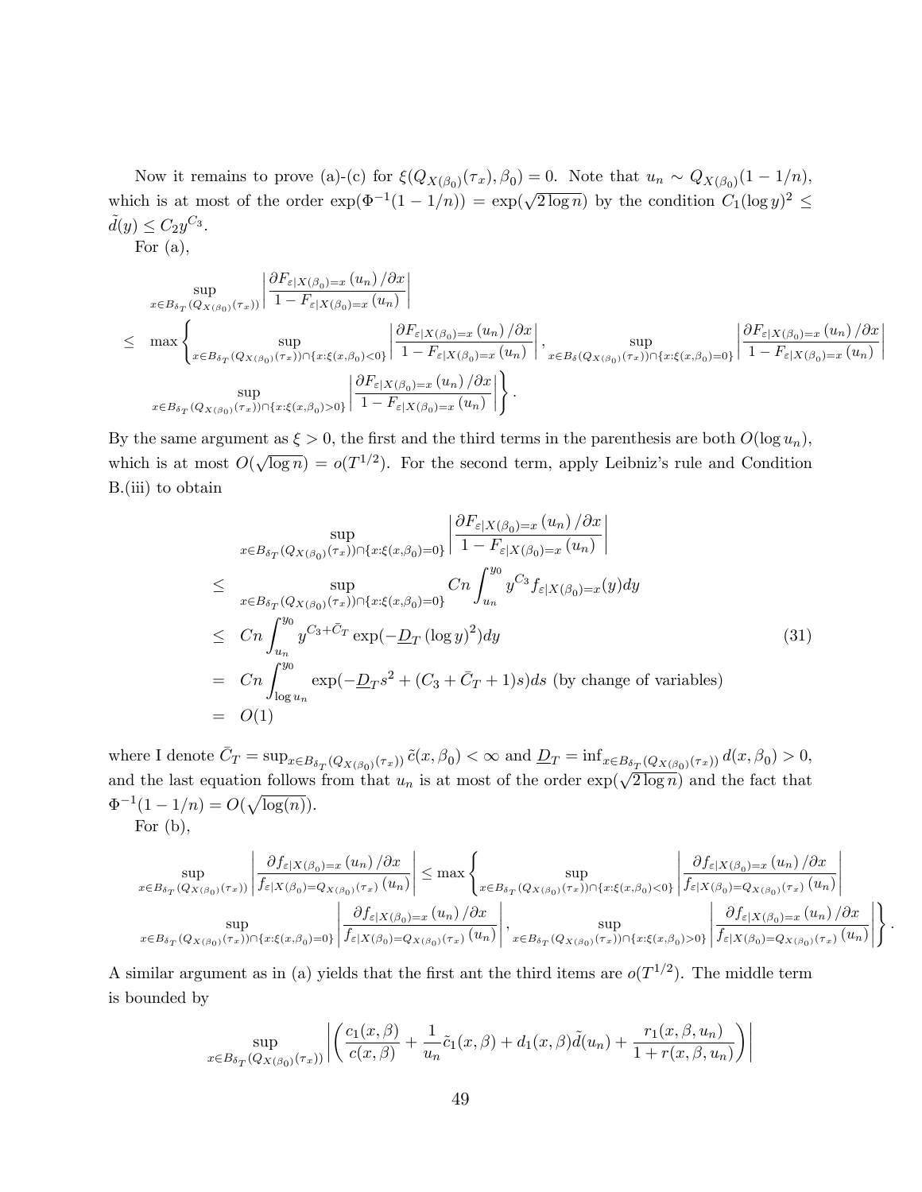Now it remains to prove (a)-(c) for $\xi(Q_{X(\beta_0)}(\tau_x), \beta_0) = 0$. Note that $u_n \sim Q_{X(\beta_0)}(1-1/n)$, which is at most of the order $\exp(\Phi^{-1}(1-1/n)) = \exp(\sqrt{2\log n})$ by the condition $C_1(\log y)^2 \leq \tilde{d}(y) \leq C_2 y^{C_3}$.

For (a),

$$
\begin{aligned}
& \sup_{x \in B_{\delta_T}(Q_{X(\beta_0)}(\tau_x))} \left| \frac{\partial F_{\varepsilon|X(\beta_0)=x}(u_n)/\partial x}{1 - F_{\varepsilon|X(\beta_0)=x}(u_n)} \right| \\
\leq \;& \max \left\{ \sup_{x \in B_{\delta_T}(Q_{X(\beta_0)}(\tau_x)) \cap \{x: \xi(x,\beta_0)<0\}} \left| \frac{\partial F_{\varepsilon|X(\beta_0)=x}(u_n)/\partial x}{1 - F_{\varepsilon|X(\beta_0)=x}(u_n)} \right|, \sup_{x \in B_{\delta}(Q_{X(\beta_0)}(\tau_x)) \cap \{x: \xi(x,\beta_0)=0\}} \left| \frac{\partial F_{\varepsilon|X(\beta_0)=x}(u_n)/\partial x}{1 - F_{\varepsilon|X(\beta_0)=x}(u_n)} \right| \right. \\
& \left. \sup_{x \in B_{\delta_T}(Q_{X(\beta_0)}(\tau_x)) \cap \{x: \xi(x,\beta_0)>0\}} \left| \frac{\partial F_{\varepsilon|X(\beta_0)=x}(u_n)/\partial x}{1 - F_{\varepsilon|X(\beta_0)=x}(u_n)} \right| \right\}.
\end{aligned}
$$

By the same argument as $\xi > 0$, the first and the third terms in the parenthesis are both $O(\log u_n)$, which is at most $O(\sqrt{\log n}) = o(T^{1/2})$. For the second term, apply Leibniz's rule and Condition B.(iii) to obtain

$$
\begin{aligned}
& \sup_{x \in B_{\delta_T}(Q_{X(\beta_0)}(\tau_x)) \cap \{x: \xi(x,\beta_0)=0\}} \left| \frac{\partial F_{\varepsilon|X(\beta_0)=x}(u_n)/\partial x}{1 - F_{\varepsilon|X(\beta_0)=x}(u_n)} \right| \\
\leq \;& \sup_{x \in B_{\delta_T}(Q_{X(\beta_0)}(\tau_x)) \cap \{x: \xi(x,\beta_0)=0\}} Cn \int_{u_n}^{y_0} y^{C_3} f_{\varepsilon|X(\beta_0)=x}(y) dy \\
\leq \;& Cn \int_{u_n}^{y_0} y^{C_3 + \bar{C}_T} \exp(-\underline{D}_T (\log y)^2) dy \qquad (31) \\
= \;& Cn \int_{\log u_n}^{y_0} \exp(-\underline{D}_T s^2 + (C_3 + \bar{C}_T + 1)s) ds \text{ (by change of variables)} \\
= \;& O(1)
\end{aligned}
$$

where I denote $\bar{C}_T = \sup_{x \in B_{\delta_T}(Q_{X(\beta_0)}(\tau_x))} \tilde{c}(x, \beta_0) < \infty$ and $\underline{D}_T = \inf_{x \in B_{\delta_T}(Q_{X(\beta_0)}(\tau_x))} d(x, \beta_0) > 0$, and the last equation follows from that $u_n$ is at most of the order $\exp(\sqrt{2\log n})$ and the fact that $\Phi^{-1}(1-1/n) = O(\sqrt{\log(n)})$.

For (b),

$$
\begin{aligned}
& \sup_{x \in B_{\delta_T}(Q_{X(\beta_0)}(\tau_x))} \left| \frac{\partial f_{\varepsilon|X(\beta_0)=x}(u_n)/\partial x}{f_{\varepsilon|X(\beta_0)=Q_{X(\beta_0)}(\tau_x)}(u_n)} \right| \leq \max \left\{ \sup_{x \in B_{\delta_T}(Q_{X(\beta_0)}(\tau_x)) \cap \{x: \xi(x,\beta_0)<0\}} \left| \frac{\partial f_{\varepsilon|X(\beta_0)=x}(u_n)/\partial x}{f_{\varepsilon|X(\beta_0)=Q_{X(\beta_0)}(\tau_x)}(u_n)} \right| \right. \\
& \left. \sup_{x \in B_{\delta_T}(Q_{X(\beta_0)}(\tau_x)) \cap \{x: \xi(x,\beta_0)=0\}} \left| \frac{\partial f_{\varepsilon|X(\beta_0)=x}(u_n)/\partial x}{f_{\varepsilon|X(\beta_0)=Q_{X(\beta_0)}(\tau_x)}(u_n)} \right|, \sup_{x \in B_{\delta_T}(Q_{X(\beta_0)}(\tau_x)) \cap \{x: \xi(x,\beta_0)>0\}} \left| \frac{\partial f_{\varepsilon|X(\beta_0)=x}(u_n)/\partial x}{f_{\varepsilon|X(\beta_0)=Q_{X(\beta_0)}(\tau_x)}(u_n)} \right| \right\}.
\end{aligned}
$$

A similar argument as in (a) yields that the first ant the third items are $o(T^{1/2})$. The middle term is bounded by

$$
\sup_{x \in B_{\delta_T}(Q_{X(\beta_0)}(\tau_x))} \left| \left( \frac{c_1(x,\beta)}{c(x,\beta)} + \frac{1}{u_n} \tilde{c}_1(x,\beta) + d_1(x,\beta) \tilde{d}(u_n) + \frac{r_1(x,\beta,u_n)}{1 + r(x,\beta,u_n)} \right) \right|
$$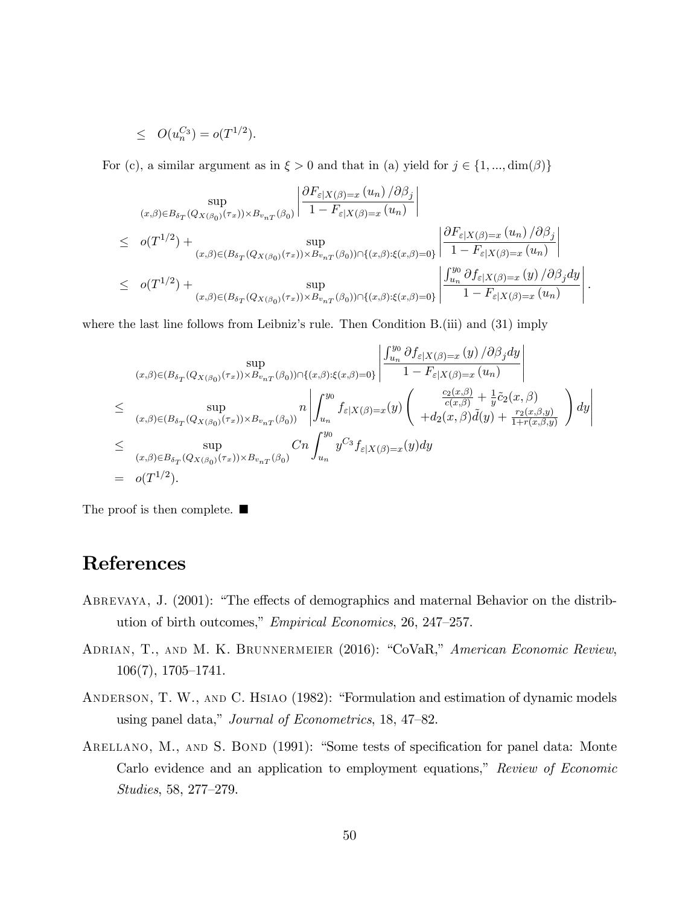$$\leq \quad O(u_n^{C_3}) = o(T^{1/2}).$$

For (c), a similar argument as in $\xi > 0$ and that in (a) yield for $j \in \{1, ..., \dim(\beta)\}$

$$
\begin{aligned}
& \sup_{(x,\beta)\in B_{\delta_T}(Q_{X(\beta_0)}(\tau_x))\times B_{v_{nT}}(\beta_0)} \left| \frac{\partial F_{\varepsilon|X(\beta)=x}(u_n)/\partial\beta_j}{1-F_{\varepsilon|X(\beta)=x}(u_n)} \right| \\
\leq \quad & o(T^{1/2}) + \sup_{(x,\beta)\in (B_{\delta_T}(Q_{X(\beta_0)}(\tau_x))\times B_{v_{nT}}(\beta_0))\cap\{(x,\beta):\xi(x,\beta)=0\}} \left| \frac{\partial F_{\varepsilon|X(\beta)=x}(u_n)/\partial\beta_j}{1-F_{\varepsilon|X(\beta)=x}(u_n)} \right| \\
\leq \quad & o(T^{1/2}) + \sup_{(x,\beta)\in (B_{\delta_T}(Q_{X(\beta_0)}(\tau_x))\times B_{v_{nT}}(\beta_0))\cap\{(x,\beta):\xi(x,\beta)=0\}} \left| \frac{\int_{u_n}^{y_0} \partial f_{\varepsilon|X(\beta)=x}(y)/\partial\beta_j dy}{1-F_{\varepsilon|X(\beta)=x}(u_n)} \right|.
\end{aligned}
$$

where the last line follows from Leibniz's rule. Then Condition B.(iii) and (31) imply

$$
\begin{aligned}
& \sup_{(x,\beta)\in (B_{\delta_T}(Q_{X(\beta_0)}(\tau_x))\times B_{v_{nT}}(\beta_0))\cap\{(x,\beta):\xi(x,\beta)=0\}} \left| \frac{\int_{u_n}^{y_0} \partial f_{\varepsilon|X(\beta)=x}(y)/\partial\beta_j dy}{1-F_{\varepsilon|X(\beta)=x}(u_n)} \right| \\
\leq \quad & \sup_{(x,\beta)\in (B_{\delta_T}(Q_{X(\beta_0)}(\tau_x))\times B_{v_{nT}}(\beta_0))} n \left| \int_{u_n}^{y_0} f_{\varepsilon|X(\beta)=x}(y) \begin{pmatrix} \frac{c_2(x,\beta)}{c(x,\beta)} + \frac{1}{y}\tilde{c}_2(x,\beta) \\ +d_2(x,\beta)\tilde{d}(y) + \frac{r_2(x,\beta,y)}{1+r(x,\beta,y)} \end{pmatrix} dy \right| \\
\leq \quad & \sup_{(x,\beta)\in B_{\delta_T}(Q_{X(\beta_0)}(\tau_x))\times B_{v_{nT}}(\beta_0)} Cn \int_{u_n}^{y_0} y^{C_3} f_{\varepsilon|X(\beta)=x}(y) dy \\
= \quad & o(T^{1/2}).
\end{aligned}
$$

The proof is then complete. ■

# References

Abrevaya, J. (2001): "The effects of demographics and maternal Behavior on the distribution of birth outcomes," *Empirical Economics*, 26, 247–257.

Adrian, T., and M. K. Brunnermeier (2016): "CoVaR," *American Economic Review*, 106(7), 1705–1741.

Anderson, T. W., and C. Hsiao (1982): "Formulation and estimation of dynamic models using panel data," *Journal of Econometrics*, 18, 47–82.

Arellano, M., and S. Bond (1991): "Some tests of specification for panel data: Monte Carlo evidence and an application to employment equations," *Review of Economic Studies*, 58, 277–279.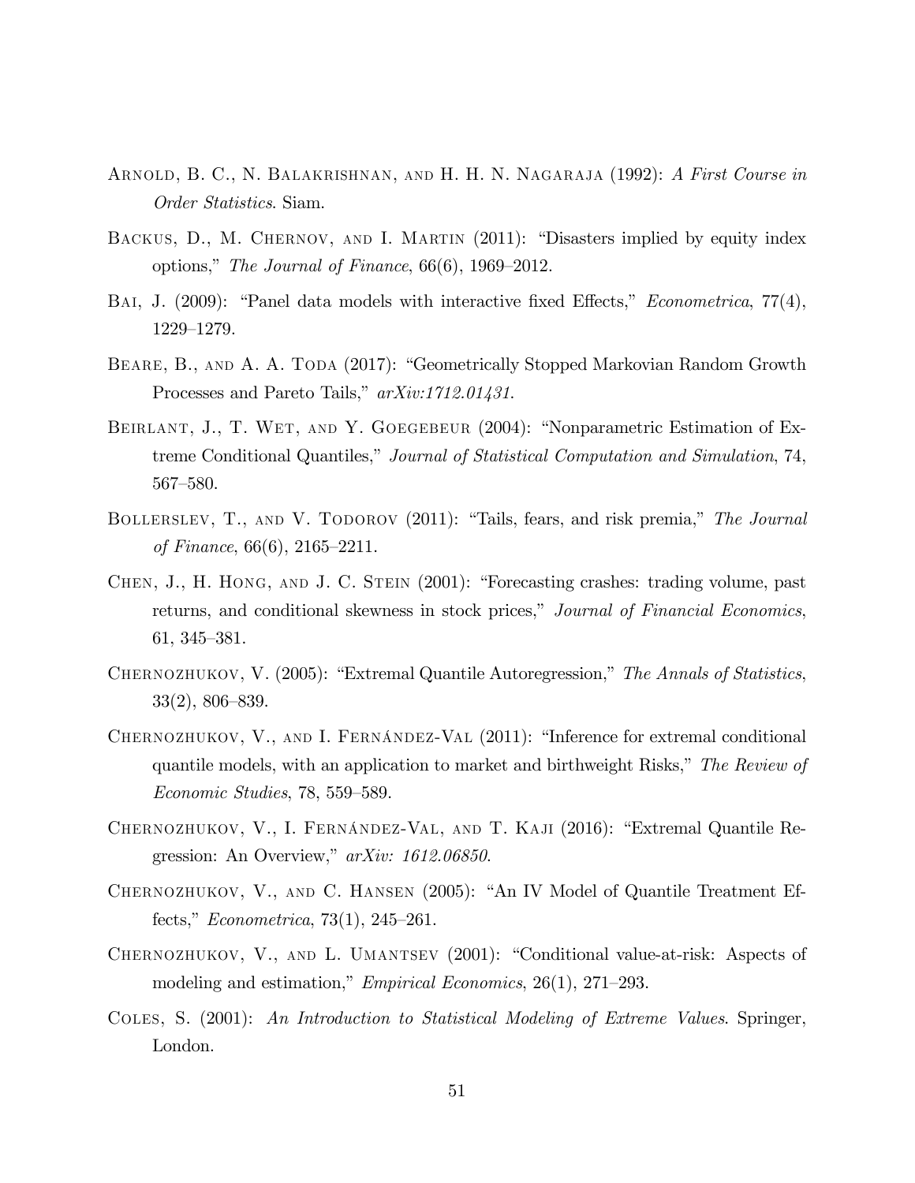Arnold, B. C., N. Balakrishnan, and H. H. N. Nagaraja (1992): *A First Course in Order Statistics*. Siam.

Backus, D., M. Chernov, and I. Martin (2011): "Disasters implied by equity index options," *The Journal of Finance*, 66(6), 1969–2012.

Bai, J. (2009): "Panel data models with interactive fixed Effects," *Econometrica*, 77(4), 1229–1279.

Beare, B., and A. A. Toda (2017): "Geometrically Stopped Markovian Random Growth Processes and Pareto Tails," *arXiv:1712.01431*.

Beirlant, J., T. Wet, and Y. Goegebeur (2004): "Nonparametric Estimation of Extreme Conditional Quantiles," *Journal of Statistical Computation and Simulation*, 74, 567–580.

Bollerslev, T., and V. Todorov (2011): "Tails, fears, and risk premia," *The Journal of Finance*, 66(6), 2165–2211.

Chen, J., H. Hong, and J. C. Stein (2001): "Forecasting crashes: trading volume, past returns, and conditional skewness in stock prices," *Journal of Financial Economics*, 61, 345–381.

Chernozhukov, V. (2005): "Extremal Quantile Autoregression," *The Annals of Statistics*, 33(2), 806–839.

Chernozhukov, V., and I. Fernández-Val (2011): "Inference for extremal conditional quantile models, with an application to market and birthweight Risks," *The Review of Economic Studies*, 78, 559–589.

Chernozhukov, V., I. Fernández-Val, and T. Kaji (2016): "Extremal Quantile Regression: An Overview," *arXiv: 1612.06850*.

Chernozhukov, V., and C. Hansen (2005): "An IV Model of Quantile Treatment Effects," *Econometrica*, 73(1), 245–261.

Chernozhukov, V., and L. Umantsev (2001): "Conditional value-at-risk: Aspects of modeling and estimation," *Empirical Economics*, 26(1), 271–293.

Coles, S. (2001): *An Introduction to Statistical Modeling of Extreme Values*. Springer, London.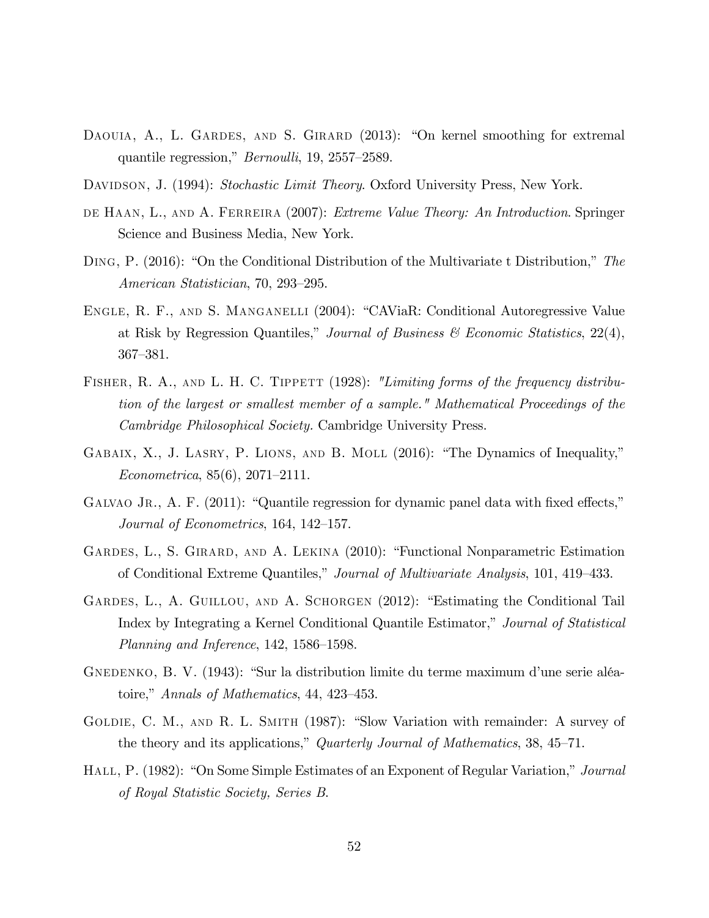Daouia, A., L. Gardes, and S. Girard (2013): "On kernel smoothing for extremal quantile regression," *Bernoulli*, 19, 2557–2589.

Davidson, J. (1994): *Stochastic Limit Theory*. Oxford University Press, New York.

de Haan, L., and A. Ferreira (2007): *Extreme Value Theory: An Introduction*. Springer Science and Business Media, New York.

Ding, P. (2016): "On the Conditional Distribution of the Multivariate t Distribution," *The American Statistician*, 70, 293–295.

Engle, R. F., and S. Manganelli (2004): "CAViaR: Conditional Autoregressive Value at Risk by Regression Quantiles," *Journal of Business & Economic Statistics*, 22(4), 367–381.

Fisher, R. A., and L. H. C. Tippett (1928): *"Limiting forms of the frequency distribution of the largest or smallest member of a sample." Mathematical Proceedings of the Cambridge Philosophical Society*. Cambridge University Press.

Gabaix, X., J. Lasry, P. Lions, and B. Moll (2016): "The Dynamics of Inequality," *Econometrica*, 85(6), 2071–2111.

Galvao Jr., A. F. (2011): "Quantile regression for dynamic panel data with fixed effects," *Journal of Econometrics*, 164, 142–157.

Gardes, L., S. Girard, and A. Lekina (2010): "Functional Nonparametric Estimation of Conditional Extreme Quantiles," *Journal of Multivariate Analysis*, 101, 419–433.

Gardes, L., A. Guillou, and A. Schorgen (2012): "Estimating the Conditional Tail Index by Integrating a Kernel Conditional Quantile Estimator," *Journal of Statistical Planning and Inference*, 142, 1586–1598.

Gnedenko, B. V. (1943): "Sur la distribution limite du terme maximum d'une serie aléatoire," *Annals of Mathematics*, 44, 423–453.

Goldie, C. M., and R. L. Smith (1987): "Slow Variation with remainder: A survey of the theory and its applications," *Quarterly Journal of Mathematics*, 38, 45–71.

Hall, P. (1982): "On Some Simple Estimates of an Exponent of Regular Variation," *Journal of Royal Statistic Society, Series B*.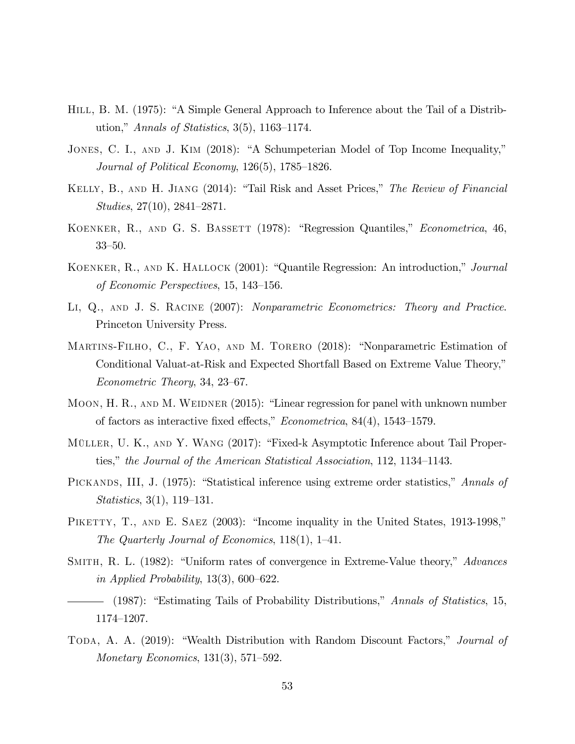Hill, B. M. (1975): "A Simple General Approach to Inference about the Tail of a Distribution," *Annals of Statistics*, 3(5), 1163–1174.

Jones, C. I., and J. Kim (2018): "A Schumpeterian Model of Top Income Inequality," *Journal of Political Economy*, 126(5), 1785–1826.

Kelly, B., and H. Jiang (2014): "Tail Risk and Asset Prices," *The Review of Financial Studies*, 27(10), 2841–2871.

Koenker, R., and G. S. Bassett (1978): "Regression Quantiles," *Econometrica*, 46, 33–50.

Koenker, R., and K. Hallock (2001): "Quantile Regression: An introduction," *Journal of Economic Perspectives*, 15, 143–156.

Li, Q., and J. S. Racine (2007): *Nonparametric Econometrics: Theory and Practice*. Princeton University Press.

Martins-Filho, C., F. Yao, and M. Torero (2018): "Nonparametric Estimation of Conditional Valuat-at-Risk and Expected Shortfall Based on Extreme Value Theory," *Econometric Theory*, 34, 23–67.

Moon, H. R., and M. Weidner (2015): "Linear regression for panel with unknown number of factors as interactive fixed effects," *Econometrica*, 84(4), 1543–1579.

Müller, U. K., and Y. Wang (2017): "Fixed-k Asymptotic Inference about Tail Properties," *the Journal of the American Statistical Association*, 112, 1134–1143.

Pickands, III, J. (1975): "Statistical inference using extreme order statistics," *Annals of Statistics*, 3(1), 119–131.

Piketty, T., and E. Saez (2003): "Income inquality in the United States, 1913-1998," *The Quarterly Journal of Economics*, 118(1), 1–41.

Smith, R. L. (1982): "Uniform rates of convergence in Extreme-Value theory," *Advances in Applied Probability*, 13(3), 600–622.

——— (1987): "Estimating Tails of Probability Distributions," *Annals of Statistics*, 15, 1174–1207.

Toda, A. A. (2019): "Wealth Distribution with Random Discount Factors," *Journal of Monetary Economics*, 131(3), 571–592.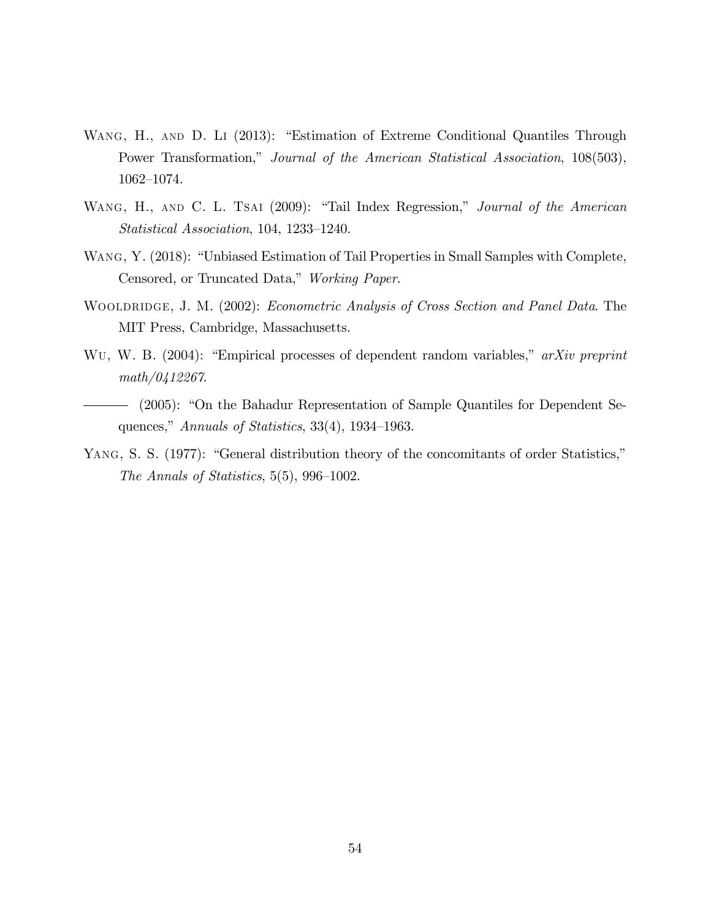Wang, H., and D. Li (2013): "Estimation of Extreme Conditional Quantiles Through Power Transformation," *Journal of the American Statistical Association*, 108(503), 1062–1074.

Wang, H., and C. L. Tsai (2009): "Tail Index Regression," *Journal of the American Statistical Association*, 104, 1233–1240.

Wang, Y. (2018): "Unbiased Estimation of Tail Properties in Small Samples with Complete, Censored, or Truncated Data," *Working Paper*.

Wooldridge, J. M. (2002): *Econometric Analysis of Cross Section and Panel Data*. The MIT Press, Cambridge, Massachusetts.

Wu, W. B. (2004): "Empirical processes of dependent random variables," *arXiv preprint math/0412267*.

——— (2005): "On the Bahadur Representation of Sample Quantiles for Dependent Sequences," *Annuals of Statistics*, 33(4), 1934–1963.

Yang, S. S. (1977): "General distribution theory of the concomitants of order Statistics," *The Annals of Statistics*, 5(5), 996–1002.